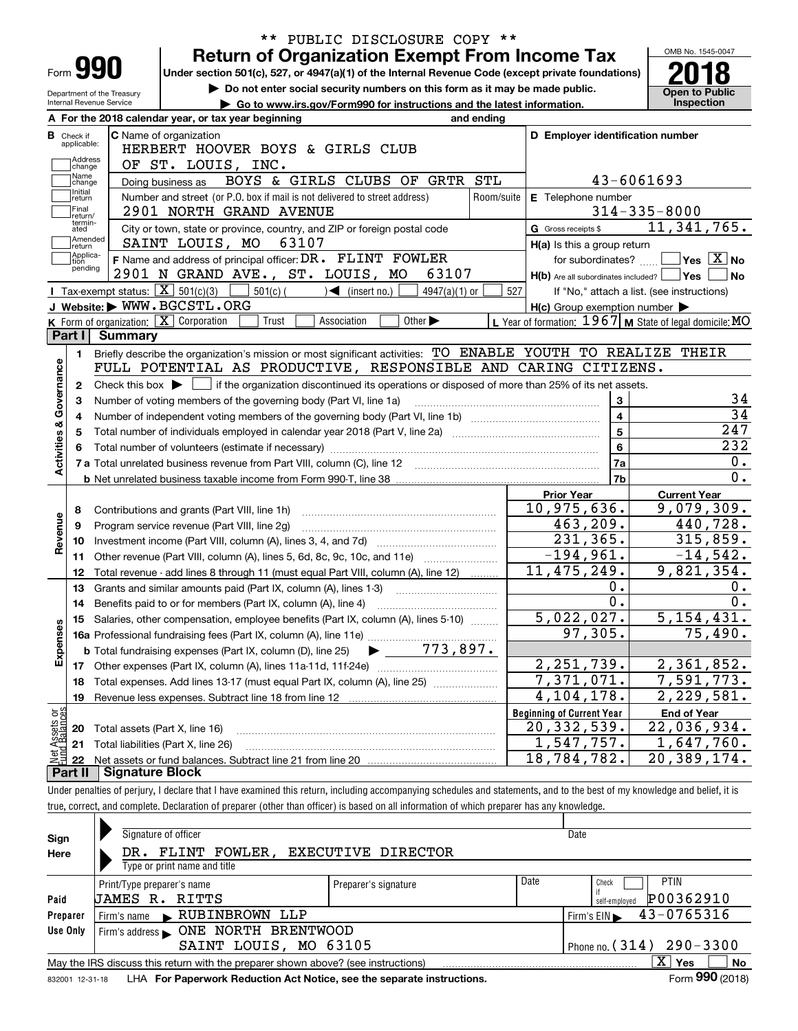** PUBLIC DISCLOSURE COPY **

# Form 990 — Return of Organization Exempt From Income Tax (2018)

Under section 501(c), 527, or 4947(a)(1) of the Internal Revenue Code (except private foundations)

▶ Do not enter social security numbers on this form as it may be made public.

▶ Go to www.irs.gov/Form990 for instructions and the latest information.

Department of the Treasury, Internal Revenue Service

OMB No. 1545-0047 — Open to Public Inspection

**A** For the 2018 calendar year, or tax year beginning and ending

**B** Check if applicable: Address change, Name change, Initial return, Final return/terminated, Amended return, Application pending

**C** Name of organization: HERBERT HOOVER BOYS & GIRLS CLUB OF ST. LOUIS, INC.

Doing business as: BOYS & GIRLS CLUBS OF GRTR STL

Number and street (or P.O. box if mail is not delivered to street address): 2901 NORTH GRAND AVENUE — Room/suite

City or town, state or province, country, and ZIP or foreign postal code: SAINT LOUIS, MO 63107

**D** Employer identification number: 43-6061693

**E** Telephone number: 314-335-8000

**G** Gross receipts $ 11,341,765.

**F** Name and address of principal officer: DR. FLINT FOWLER, 2901 N GRAND AVE., ST. LOUIS, MO 63107

**H(a)** Is this a group return for subordinates? ☐ Yes ☒ No

**H(b)** Are all subordinates included? ☐ Yes ☐ No — If "No," attach a list. (see instructions)

**H(c)** Group exemption number ▶

**I** Tax-exempt status: ☒ 501(c)(3) ☐ 501(c) ( ) ◀ (insert no.) ☐ 4947(a)(1) or ☐ 527

**J** Website: ▶ WWW.BGCSTL.ORG

**K** Form of organization: ☒ Corporation ☐ Trust ☐ Association ☐ Other ▶

**L** Year of formation: 1967 **M** State of legal domicile: MO

## Part I Summary

**Activities & Governance**

1. Briefly describe the organization's mission or most significant activities: TO ENABLE YOUTH TO REALIZE THEIR FULL POTENTIAL AS PRODUCTIVE, RESPONSIBLE AND CARING CITIZENS.
2. Check this box ▶ ☐ if the organization discontinued its operations or disposed of more than 25% of its net assets.

| Line | Description | No. | Value |
|---|---|---|---|
| 3 | Number of voting members of the governing body (Part VI, line 1a) | 3 | 34 |
| 4 | Number of independent voting members of the governing body (Part VI, line 1b) | 4 | 34 |
| 5 | Total number of individuals employed in calendar year 2018 (Part V, line 2a) | 5 | 247 |
| 6 | Total number of volunteers (estimate if necessary) | 6 | 232 |
| 7a | Total unrelated business revenue from Part VIII, column (C), line 12 | 7a | 0. |
| 7b | Net unrelated business taxable income from Form 990-T, line 38 | 7b | 0. |

| Line | Description | Prior Year | Current Year |
|---|---|---|---|
| **Revenue** | | | |
| 8 | Contributions and grants (Part VIII, line 1h) | 10,975,636. | 9,079,309. |
| 9 | Program service revenue (Part VIII, line 2g) | 463,209. | 440,728. |
| 10 | Investment income (Part VIII, column (A), lines 3, 4, and 7d) | 231,365. | 315,859. |
| 11 | Other revenue (Part VIII, column (A), lines 5, 6d, 8c, 9c, 10c, and 11e) | -194,961. | -14,542. |
| 12 | Total revenue - add lines 8 through 11 (must equal Part VIII, column (A), line 12) | 11,475,249. | 9,821,354. |
| **Expenses** | | | |
| 13 | Grants and similar amounts paid (Part IX, column (A), lines 1-3) | 0. | 0. |
| 14 | Benefits paid to or for members (Part IX, column (A), line 4) | 0. | 0. |
| 15 | Salaries, other compensation, employee benefits (Part IX, column (A), lines 5-10) | 5,022,027. | 5,154,431. |
| 16a | Professional fundraising fees (Part IX, column (A), line 11e) | 97,305. | 75,490. |
| b | Total fundraising expenses (Part IX, column (D), line 25) ▶ 773,897. | | |
| 17 | Other expenses (Part IX, column (A), lines 11a-11d, 11f-24e) | 2,251,739. | 2,361,852. |
| 18 | Total expenses. Add lines 13-17 (must equal Part IX, column (A), line 25) | 7,371,071. | 7,591,773. |
| 19 | Revenue less expenses. Subtract line 18 from line 12 | 4,104,178. | 2,229,581. |

| Line | Net Assets or Fund Balances | Beginning of Current Year | End of Year |
|---|---|---|---|
| 20 | Total assets (Part X, line 16) | 20,332,539. | 22,036,934. |
| 21 | Total liabilities (Part X, line 26) | 1,547,757. | 1,647,760. |
| 22 | Net assets or fund balances. Subtract line 21 from line 20 | 18,784,782. | 20,389,174. |

## Part II Signature Block

Under penalties of perjury, I declare that I have examined this return, including accompanying schedules and statements, and to the best of my knowledge and belief, it is true, correct, and complete. Declaration of preparer (other than officer) is based on all information of which preparer has any knowledge.

**Sign Here**

Signature of officer — Date

DR. FLINT FOWLER, EXECUTIVE DIRECTOR

Type or print name and title

**Paid Preparer Use Only**

| Print/Type preparer's name | Preparer's signature | Date | Check if self-employed | PTIN |
|---|---|---|---|---|
| JAMES R. RITTS | | | ☐ | P00362910 |

Firm's name ▶ RUBINBROWN LLP — Firm's EIN ▶ 43-0765316

Firm's address ▶ ONE NORTH BRENTWOOD, SAINT LOUIS, MO 63105 — Phone no. (314) 290-3300

May the IRS discuss this return with the preparer shown above? (see instructions) ☒ Yes ☐ No

832001 12-31-18 LHA For Paperwork Reduction Act Notice, see the separate instructions. Form 990 (2018)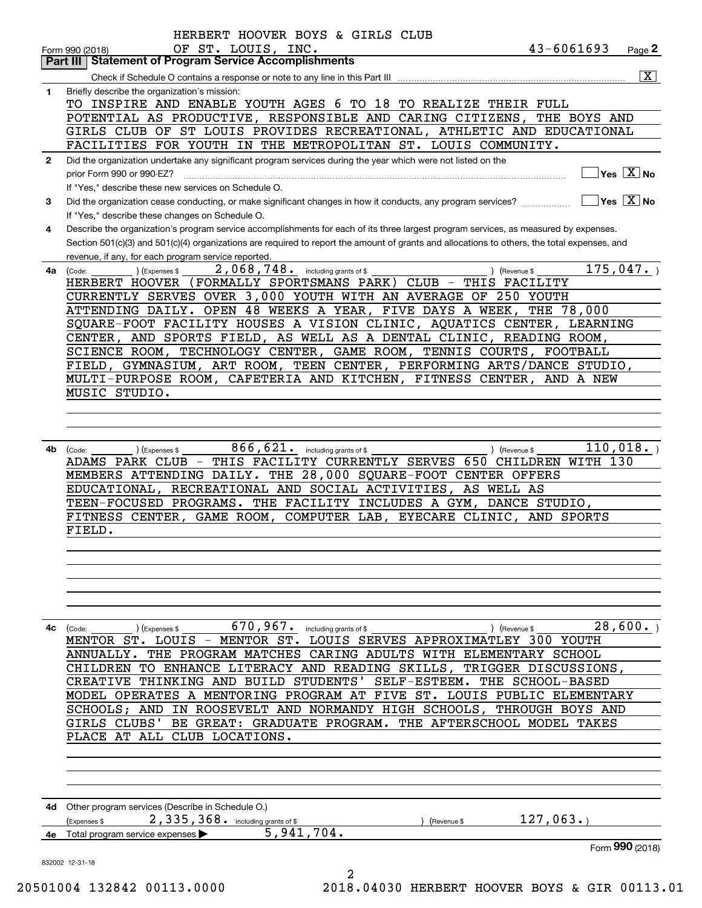HERBERT HOOVER BOYS & GIRLS CLUB OF ST. LOUIS, INC. 43-6061693

Form 990 (2018) Page **2**

**Part III | Statement of Program Service Accomplishments**

Check if Schedule O contains a response or note to any line in this Part III [X]

**1** Briefly describe the organization's mission:

TO INSPIRE AND ENABLE YOUTH AGES 6 TO 18 TO REALIZE THEIR FULL POTENTIAL AS PRODUCTIVE, RESPONSIBLE AND CARING CITIZENS, THE BOYS AND GIRLS CLUB OF ST LOUIS PROVIDES RECREATIONAL, ATHLETIC AND EDUCATIONAL FACILITIES FOR YOUTH IN THE METROPOLITAN ST. LOUIS COMMUNITY.

**2** Did the organization undertake any significant program services during the year which were not listed on the prior Form 990 or 990-EZ? [ ] Yes [X] No

If "Yes," describe these new services on Schedule O.

**3** Did the organization cease conducting, or make significant changes in how it conducts, any program services? [ ] Yes [X] No

If "Yes," describe these changes on Schedule O.

**4** Describe the organization's program service accomplishments for each of its three largest program services, as measured by expenses. Section 501(c)(3) and 501(c)(4) organizations are required to report the amount of grants and allocations to others, the total expenses, and revenue, if any, for each program service reported.

**4a** (Code: ) (Expenses $ 2,068,748. including grants of $ ) (Revenue $ 175,047. )

HERBERT HOOVER (FORMALLY SPORTSMANS PARK) CLUB - THIS FACILITY CURRENTLY SERVES OVER 3,000 YOUTH WITH AN AVERAGE OF 250 YOUTH ATTENDING DAILY. OPEN 48 WEEKS A YEAR, FIVE DAYS A WEEK, THE 78,000 SQUARE-FOOT FACILITY HOUSES A VISION CLINIC, AQUATICS CENTER, LEARNING CENTER, AND SPORTS FIELD, AS WELL AS A DENTAL CLINIC, READING ROOM, SCIENCE ROOM, TECHNOLOGY CENTER, GAME ROOM, TENNIS COURTS, FOOTBALL FIELD, GYMNASIUM, ART ROOM, TEEN CENTER, PERFORMING ARTS/DANCE STUDIO, MULTI-PURPOSE ROOM, CAFETERIA AND KITCHEN, FITNESS CENTER, AND A NEW MUSIC STUDIO.

**4b** (Code: ) (Expenses $ 866,621. including grants of $ ) (Revenue $ 110,018. )

ADAMS PARK CLUB - THIS FACILITY CURRENTLY SERVES 650 CHILDREN WITH 130 MEMBERS ATTENDING DAILY. THE 28,000 SQUARE-FOOT CENTER OFFERS EDUCATIONAL, RECREATIONAL AND SOCIAL ACTIVITIES, AS WELL AS TEEN-FOCUSED PROGRAMS. THE FACILITY INCLUDES A GYM, DANCE STUDIO, FITNESS CENTER, GAME ROOM, COMPUTER LAB, EYECARE CLINIC, AND SPORTS FIELD.

**4c** (Code: ) (Expenses $ 670,967. including grants of $ ) (Revenue $ 28,600. )

MENTOR ST. LOUIS - MENTOR ST. LOUIS SERVES APPROXIMATLEY 300 YOUTH ANNUALLY. THE PROGRAM MATCHES CARING ADULTS WITH ELEMENTARY SCHOOL CHILDREN TO ENHANCE LITERACY AND READING SKILLS, TRIGGER DISCUSSIONS, CREATIVE THINKING AND BUILD STUDENTS' SELF-ESTEEM. THE SCHOOL-BASED MODEL OPERATES A MENTORING PROGRAM AT FIVE ST. LOUIS PUBLIC ELEMENTARY SCHOOLS; AND IN ROOSEVELT AND NORMANDY HIGH SCHOOLS, THROUGH BOYS AND GIRLS CLUBS' BE GREAT: GRADUATE PROGRAM. THE AFTERSCHOOL MODEL TAKES PLACE AT ALL CLUB LOCATIONS.

**4d** Other program services (Describe in Schedule O.)

(Expenses $ 2,335,368. including grants of $ ) (Revenue $ 127,063.)

**4e** Total program service expenses ▶ 5,941,704.

Form **990** (2018)

832002 12-31-18

20501004 132842 00113.0000 2018.04030 HERBERT HOOVER BOYS & GIR 00113.01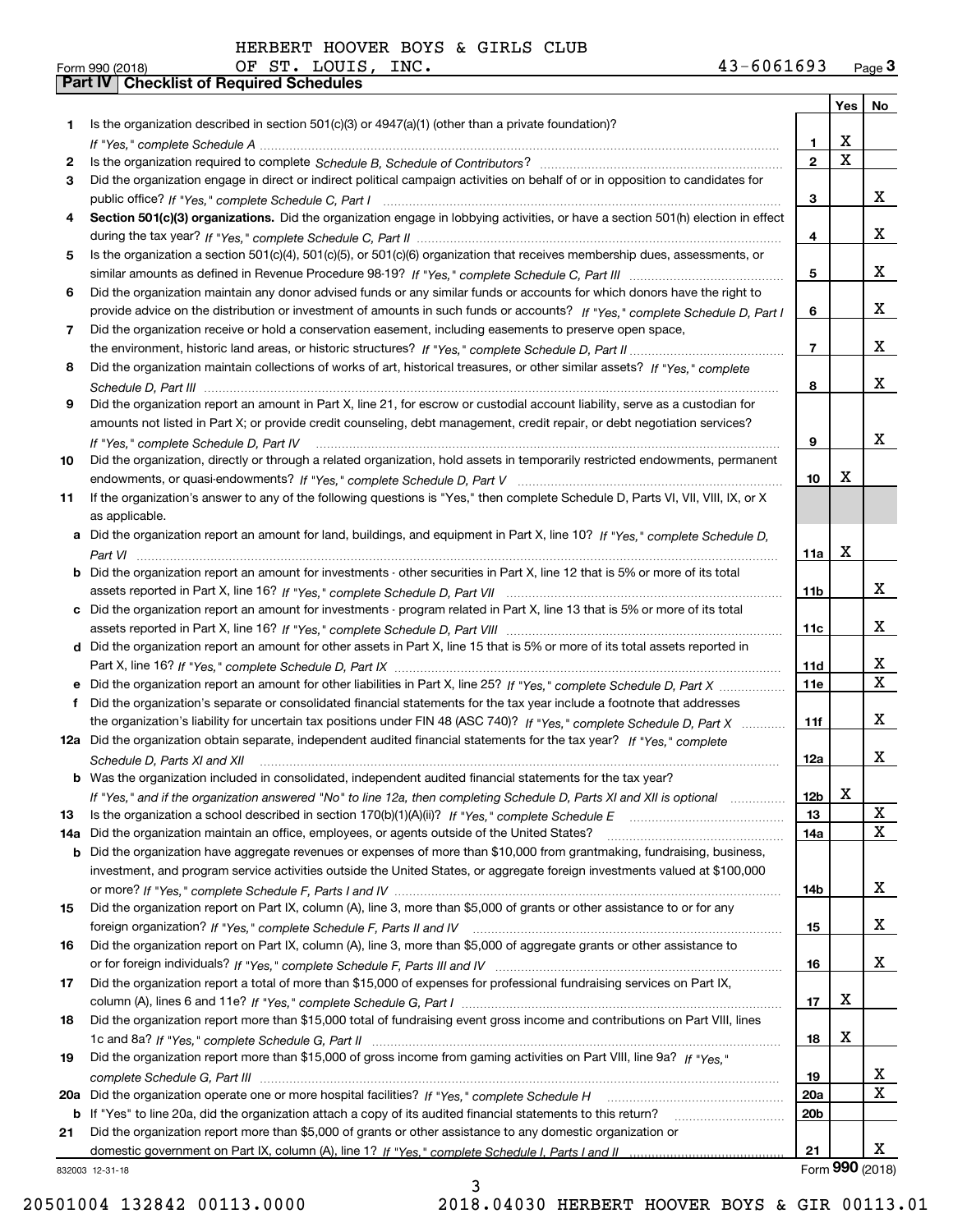HERBERT HOOVER BOYS & GIRLS CLUB

Form 990 (2018) OF ST. LOUIS, INC. 43-6061693 Page 3

**Part IV | Checklist of Required Schedules**

| | | | Yes | No |
|---|---|---|---|---|
| 1 | Is the organization described in section 501(c)(3) or 4947(a)(1) (other than a private foundation)? *If "Yes," complete Schedule A* | 1 | X | |
| 2 | Is the organization required to complete *Schedule B, Schedule of Contributors*? | 2 | X | |
| 3 | Did the organization engage in direct or indirect political campaign activities on behalf of or in opposition to candidates for public office? *If "Yes," complete Schedule C, Part I* | 3 | | X |
| 4 | **Section 501(c)(3) organizations.** Did the organization engage in lobbying activities, or have a section 501(h) election in effect during the tax year? *If "Yes," complete Schedule C, Part II* | 4 | | X |
| 5 | Is the organization a section 501(c)(4), 501(c)(5), or 501(c)(6) organization that receives membership dues, assessments, or similar amounts as defined in Revenue Procedure 98-19? *If "Yes," complete Schedule C, Part III* | 5 | | X |
| 6 | Did the organization maintain any donor advised funds or any similar funds or accounts for which donors have the right to provide advice on the distribution or investment of amounts in such funds or accounts? *If "Yes," complete Schedule D, Part I* | 6 | | X |
| 7 | Did the organization receive or hold a conservation easement, including easements to preserve open space, the environment, historic land areas, or historic structures? *If "Yes," complete Schedule D, Part II* | 7 | | X |
| 8 | Did the organization maintain collections of works of art, historical treasures, or other similar assets? *If "Yes," complete Schedule D, Part III* | 8 | | X |
| 9 | Did the organization report an amount in Part X, line 21, for escrow or custodial account liability, serve as a custodian for amounts not listed in Part X; or provide credit counseling, debt management, credit repair, or debt negotiation services? *If "Yes," complete Schedule D, Part IV* | 9 | | X |
| 10 | Did the organization, directly or through a related organization, hold assets in temporarily restricted endowments, permanent endowments, or quasi-endowments? *If "Yes," complete Schedule D, Part V* | 10 | X | |
| 11 | If the organization's answer to any of the following questions is "Yes," then complete Schedule D, Parts VI, VII, VIII, IX, or X as applicable. | | | |
| a | Did the organization report an amount for land, buildings, and equipment in Part X, line 10? *If "Yes," complete Schedule D, Part VI* | 11a | X | |
| b | Did the organization report an amount for investments - other securities in Part X, line 12 that is 5% or more of its total assets reported in Part X, line 16? *If "Yes," complete Schedule D, Part VII* | 11b | | X |
| c | Did the organization report an amount for investments - program related in Part X, line 13 that is 5% or more of its total assets reported in Part X, line 16? *If "Yes," complete Schedule D, Part VIII* | 11c | | X |
| d | Did the organization report an amount for other assets in Part X, line 15 that is 5% or more of its total assets reported in Part X, line 16? *If "Yes," complete Schedule D, Part IX* | 11d | | X |
| e | Did the organization report an amount for other liabilities in Part X, line 25? *If "Yes," complete Schedule D, Part X* | 11e | | X |
| f | Did the organization's separate or consolidated financial statements for the tax year include a footnote that addresses the organization's liability for uncertain tax positions under FIN 48 (ASC 740)? *If "Yes," complete Schedule D, Part X* | 11f | | X |
| 12a | Did the organization obtain separate, independent audited financial statements for the tax year? *If "Yes," complete Schedule D, Parts XI and XII* | 12a | | X |
| b | Was the organization included in consolidated, independent audited financial statements for the tax year? *If "Yes," and if the organization answered "No" to line 12a, then completing Schedule D, Parts XI and XII is optional* | 12b | X | |
| 13 | Is the organization a school described in section 170(b)(1)(A)(ii)? *If "Yes," complete Schedule E* | 13 | | X |
| 14a | Did the organization maintain an office, employees, or agents outside of the United States? | 14a | | X |
| b | Did the organization have aggregate revenues or expenses of more than $10,000 from grantmaking, fundraising, business, investment, and program service activities outside the United States, or aggregate foreign investments valued at $100,000 or more? *If "Yes," complete Schedule F, Parts I and IV* | 14b | | X |
| 15 | Did the organization report on Part IX, column (A), line 3, more than $5,000 of grants or other assistance to or for any foreign organization? *If "Yes," complete Schedule F, Parts II and IV* | 15 | | X |
| 16 | Did the organization report on Part IX, column (A), line 3, more than $5,000 of aggregate grants or other assistance to or for foreign individuals? *If "Yes," complete Schedule F, Parts III and IV* | 16 | | X |
| 17 | Did the organization report a total of more than $15,000 of expenses for professional fundraising services on Part IX, column (A), lines 6 and 11e? *If "Yes," complete Schedule G, Part I* | 17 | X | |
| 18 | Did the organization report more than $15,000 total of fundraising event gross income and contributions on Part VIII, lines 1c and 8a? *If "Yes," complete Schedule G, Part II* | 18 | X | |
| 19 | Did the organization report more than $15,000 of gross income from gaming activities on Part VIII, line 9a? *If "Yes," complete Schedule G, Part III* | 19 | | X |
| 20a | Did the organization operate one or more hospital facilities? *If "Yes," complete Schedule H* | 20a | | X |
| b | If "Yes" to line 20a, did the organization attach a copy of its audited financial statements to this return? | 20b | | |
| 21 | Did the organization report more than $5,000 of grants or other assistance to any domestic organization or domestic government on Part IX, column (A), line 1? *If "Yes," complete Schedule I, Parts I and II* | 21 | | X |

832003 12-31-18

Form **990** (2018)

20501004 132842 00113.0000 2018.04030 HERBERT HOOVER BOYS & GIR 00113.01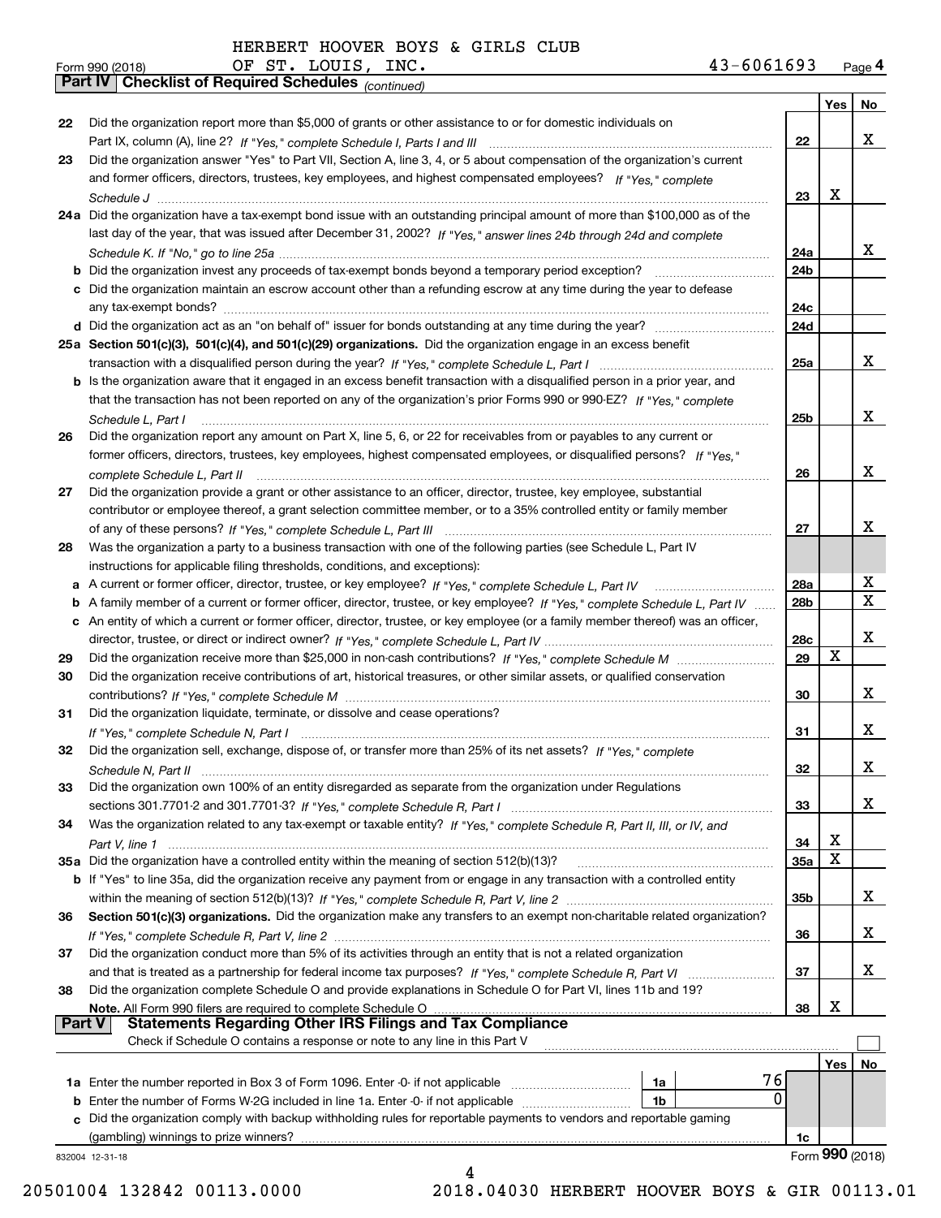HERBERT HOOVER BOYS & GIRLS CLUB
Form 990 (2018) OF ST. LOUIS, INC. 43-6061693 Page 4

**Part IV Checklist of Required Schedules** *(continued)*

| | | | Yes | No |
|---|---|---|---|---|
| 22 | Did the organization report more than $5,000 of grants or other assistance to or for domestic individuals on Part IX, column (A), line 2? *If "Yes," complete Schedule I, Parts I and III* | 22 | | X |
| 23 | Did the organization answer "Yes" to Part VII, Section A, line 3, 4, or 5 about compensation of the organization's current and former officers, directors, trustees, key employees, and highest compensated employees? *If "Yes," complete Schedule J* | 23 | X | |
| 24a | Did the organization have a tax-exempt bond issue with an outstanding principal amount of more than $100,000 as of the last day of the year, that was issued after December 31, 2002? *If "Yes," answer lines 24b through 24d and complete Schedule K. If "No," go to line 25a* | 24a | | X |
| b | Did the organization invest any proceeds of tax-exempt bonds beyond a temporary period exception? | 24b | | |
| c | Did the organization maintain an escrow account other than a refunding escrow at any time during the year to defease any tax-exempt bonds? | 24c | | |
| d | Did the organization act as an "on behalf of" issuer for bonds outstanding at any time during the year? | 24d | | |
| 25a | **Section 501(c)(3), 501(c)(4), and 501(c)(29) organizations.** Did the organization engage in an excess benefit transaction with a disqualified person during the year? *If "Yes," complete Schedule L, Part I* | 25a | | X |
| b | Is the organization aware that it engaged in an excess benefit transaction with a disqualified person in a prior year, and that the transaction has not been reported on any of the organization's prior Forms 990 or 990-EZ? *If "Yes," complete Schedule L, Part I* | 25b | | X |
| 26 | Did the organization report any amount on Part X, line 5, 6, or 22 for receivables from or payables to any current or former officers, directors, trustees, key employees, highest compensated employees, or disqualified persons? *If "Yes," complete Schedule L, Part II* | 26 | | X |
| 27 | Did the organization provide a grant or other assistance to an officer, director, trustee, key employee, substantial contributor or employee thereof, a grant selection committee member, or to a 35% controlled entity or family member of any of these persons? *If "Yes," complete Schedule L, Part III* | 27 | | X |
| 28 | Was the organization a party to a business transaction with one of the following parties (see Schedule L, Part IV instructions for applicable filing thresholds, conditions, and exceptions): | | | |
| a | A current or former officer, director, trustee, or key employee? *If "Yes," complete Schedule L, Part IV* | 28a | | X |
| b | A family member of a current or former officer, director, trustee, or key employee? *If "Yes," complete Schedule L, Part IV* | 28b | | X |
| c | An entity of which a current or former officer, director, trustee, or key employee (or a family member thereof) was an officer, director, trustee, or direct or indirect owner? *If "Yes," complete Schedule L, Part IV* | 28c | | X |
| 29 | Did the organization receive more than $25,000 in non-cash contributions? *If "Yes," complete Schedule M* | 29 | X | |
| 30 | Did the organization receive contributions of art, historical treasures, or other similar assets, or qualified conservation contributions? *If "Yes," complete Schedule M* | 30 | | X |
| 31 | Did the organization liquidate, terminate, or dissolve and cease operations? *If "Yes," complete Schedule N, Part I* | 31 | | X |
| 32 | Did the organization sell, exchange, dispose of, or transfer more than 25% of its net assets? *If "Yes," complete Schedule N, Part II* | 32 | | X |
| 33 | Did the organization own 100% of an entity disregarded as separate from the organization under Regulations sections 301.7701-2 and 301.7701-3? *If "Yes," complete Schedule R, Part I* | 33 | | X |
| 34 | Was the organization related to any tax-exempt or taxable entity? *If "Yes," complete Schedule R, Part II, III, or IV, and Part V, line 1* | 34 | X | |
| 35a | Did the organization have a controlled entity within the meaning of section 512(b)(13)? | 35a | X | |
| b | If "Yes" to line 35a, did the organization receive any payment from or engage in any transaction with a controlled entity within the meaning of section 512(b)(13)? *If "Yes," complete Schedule R, Part V, line 2* | 35b | | X |
| 36 | **Section 501(c)(3) organizations.** Did the organization make any transfers to an exempt non-charitable related organization? *If "Yes," complete Schedule R, Part V, line 2* | 36 | | X |
| 37 | Did the organization conduct more than 5% of its activities through an entity that is not a related organization and that is treated as a partnership for federal income tax purposes? *If "Yes," complete Schedule R, Part VI* | 37 | | X |
| 38 | Did the organization complete Schedule O and provide explanations in Schedule O for Part VI, lines 11b and 19? **Note.** All Form 990 filers are required to complete Schedule O | 38 | X | |

**Part V Statements Regarding Other IRS Filings and Tax Compliance**

Check if Schedule O contains a response or note to any line in this Part V ☐

| | | | | | Yes | No |
|---|---|---|---|---|---|---|
| 1a | Enter the number reported in Box 3 of Form 1096. Enter -0- if not applicable | 1a | 76 | | | |
| b | Enter the number of Forms W-2G included in line 1a. Enter -0- if not applicable | 1b | 0 | | | |
| c | Did the organization comply with backup withholding rules for reportable payments to vendors and reportable gaming (gambling) winnings to prize winners? | | | 1c | | |

832004 12-31-18 Form **990** (2018)

20501004 132842 00113.0000 2018.04030 HERBERT HOOVER BOYS & GIR 00113.01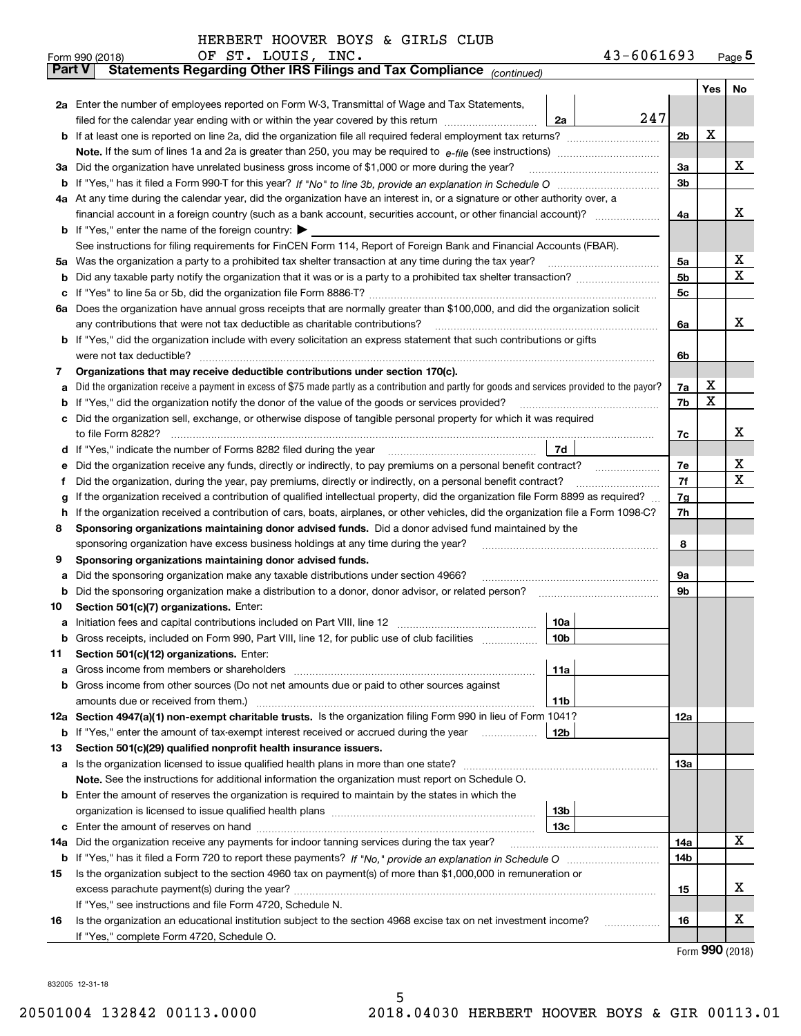HERBERT HOOVER BOYS & GIRLS CLUB
OF ST. LOUIS, INC. 43-6061693

Form 990 (2018) Page 5

**Part V Statements Regarding Other IRS Filings and Tax Compliance** *(continued)*

| | | | | Yes | No |
|---|---|---|---|---|---|
| **2a** | Enter the number of employees reported on Form W-3, Transmittal of Wage and Tax Statements, filed for the calendar year ending with or within the year covered by this return | 2a | 247 | | |
| **b** | If at least one is reported on line 2a, did the organization file all required federal employment tax returns? | | 2b | X | |
| | **Note.** If the sum of lines 1a and 2a is greater than 250, you may be required to *e-file* (see instructions) | | | | |
| **3a** | Did the organization have unrelated business gross income of $1,000 or more during the year? | | 3a | | X |
| **b** | If "Yes," has it filed a Form 990-T for this year? *If "No" to line 3b, provide an explanation in Schedule O* | | 3b | | |
| **4a** | At any time during the calendar year, did the organization have an interest in, or a signature or other authority over, a financial account in a foreign country (such as a bank account, securities account, or other financial account)? | | 4a | | X |
| **b** | If "Yes," enter the name of the foreign country: ▶ | | | | |
| | See instructions for filing requirements for FinCEN Form 114, Report of Foreign Bank and Financial Accounts (FBAR). | | | | |
| **5a** | Was the organization a party to a prohibited tax shelter transaction at any time during the tax year? | | 5a | | X |
| **b** | Did any taxable party notify the organization that it was or is a party to a prohibited tax shelter transaction? | | 5b | | X |
| **c** | If "Yes" to line 5a or 5b, did the organization file Form 8886-T? | | 5c | | |
| **6a** | Does the organization have annual gross receipts that are normally greater than $100,000, and did the organization solicit any contributions that were not tax deductible as charitable contributions? | | 6a | | X |
| **b** | If "Yes," did the organization include with every solicitation an express statement that such contributions or gifts were not tax deductible? | | 6b | | |
| **7** | **Organizations that may receive deductible contributions under section 170(c).** | | | | |
| **a** | Did the organization receive a payment in excess of $75 made partly as a contribution and partly for goods and services provided to the payor? | | 7a | X | |
| **b** | If "Yes," did the organization notify the donor of the value of the goods or services provided? | | 7b | X | |
| **c** | Did the organization sell, exchange, or otherwise dispose of tangible personal property for which it was required to file Form 8282? | | 7c | | X |
| **d** | If "Yes," indicate the number of Forms 8282 filed during the year | 7d | | | |
| **e** | Did the organization receive any funds, directly or indirectly, to pay premiums on a personal benefit contract? | | 7e | | X |
| **f** | Did the organization, during the year, pay premiums, directly or indirectly, on a personal benefit contract? | | 7f | | X |
| **g** | If the organization received a contribution of qualified intellectual property, did the organization file Form 8899 as required? | | 7g | | |
| **h** | If the organization received a contribution of cars, boats, airplanes, or other vehicles, did the organization file a Form 1098-C? | | 7h | | |
| **8** | **Sponsoring organizations maintaining donor advised funds.** Did a donor advised fund maintained by the sponsoring organization have excess business holdings at any time during the year? | | 8 | | |
| **9** | **Sponsoring organizations maintaining donor advised funds.** | | | | |
| **a** | Did the sponsoring organization make any taxable distributions under section 4966? | | 9a | | |
| **b** | Did the sponsoring organization make a distribution to a donor, donor advisor, or related person? | | 9b | | |
| **10** | **Section 501(c)(7) organizations.** Enter: | | | | |
| **a** | Initiation fees and capital contributions included on Part VIII, line 12 | 10a | | | |
| **b** | Gross receipts, included on Form 990, Part VIII, line 12, for public use of club facilities | 10b | | | |
| **11** | **Section 501(c)(12) organizations.** Enter: | | | | |
| **a** | Gross income from members or shareholders | 11a | | | |
| **b** | Gross income from other sources (Do not net amounts due or paid to other sources against amounts due or received from them.) | 11b | | | |
| **12a** | **Section 4947(a)(1) non-exempt charitable trusts.** Is the organization filing Form 990 in lieu of Form 1041? | | 12a | | |
| **b** | If "Yes," enter the amount of tax-exempt interest received or accrued during the year | 12b | | | |
| **13** | **Section 501(c)(29) qualified nonprofit health insurance issuers.** | | | | |
| **a** | Is the organization licensed to issue qualified health plans in more than one state? | | 13a | | |
| | **Note.** See the instructions for additional information the organization must report on Schedule O. | | | | |
| **b** | Enter the amount of reserves the organization is required to maintain by the states in which the organization is licensed to issue qualified health plans | 13b | | | |
| **c** | Enter the amount of reserves on hand | 13c | | | |
| **14a** | Did the organization receive any payments for indoor tanning services during the tax year? | | 14a | | X |
| **b** | If "Yes," has it filed a Form 720 to report these payments? *If "No," provide an explanation in Schedule O* | | 14b | | |
| **15** | Is the organization subject to the section 4960 tax on payment(s) of more than $1,000,000 in remuneration or excess parachute payment(s) during the year? | | 15 | | X |
| | If "Yes," see instructions and file Form 4720, Schedule N. | | | | |
| **16** | Is the organization an educational institution subject to the section 4968 excise tax on net investment income? | | 16 | | X |
| | If "Yes," complete Form 4720, Schedule O. | | | | |

Form **990** (2018)

832005 12-31-18

20501004 132842 00113.0000 2018.04030 HERBERT HOOVER BOYS & GIR 00113.01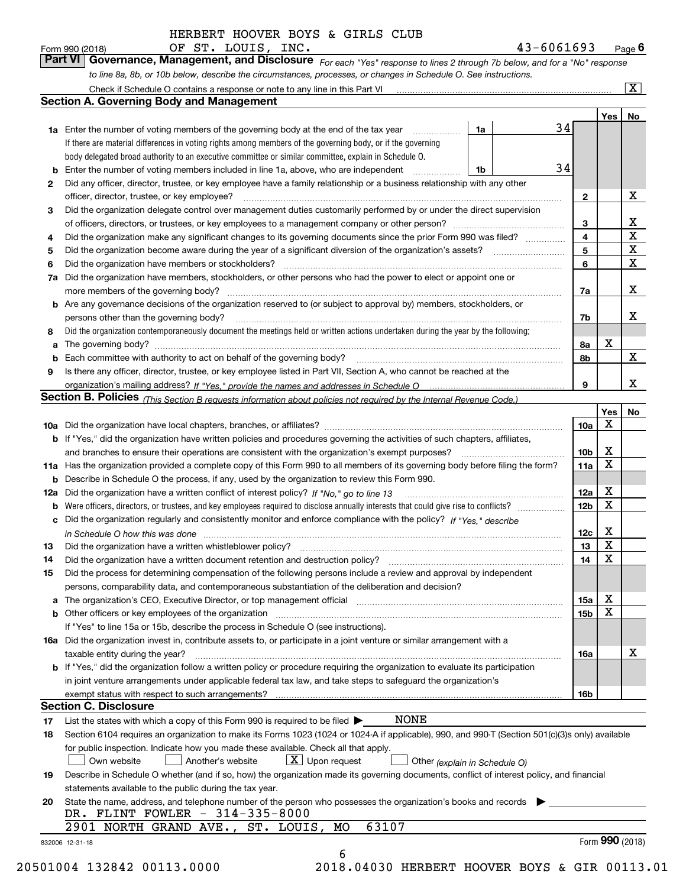HERBERT HOOVER BOYS & GIRLS CLUB
Form 990 (2018) OF ST. LOUIS, INC. 43-6061693 Page 6

**Part VI Governance, Management, and Disclosure** *For each "Yes" response to lines 2 through 7b below, and for a "No" response to line 8a, 8b, or 10b below, describe the circumstances, processes, or changes in Schedule O. See instructions.*

Check if Schedule O contains a response or note to any line in this Part VI [X]

## Section A. Governing Body and Management

| | | | | Yes | No |
|---|---|---|---|---|---|
| 1a | Enter the number of voting members of the governing body at the end of the tax year. If there are material differences in voting rights among members of the governing body, or if the governing body delegated broad authority to an executive committee or similar committee, explain in Schedule O. | 1a 34 | | | |
| b | Enter the number of voting members included in line 1a, above, who are independent | 1b 34 | | | |
| 2 | Did any officer, director, trustee, or key employee have a family relationship or a business relationship with any other officer, director, trustee, or key employee? | | 2 | | X |
| 3 | Did the organization delegate control over management duties customarily performed by or under the direct supervision of officers, directors, or trustees, or key employees to a management company or other person? | | 3 | | X |
| 4 | Did the organization make any significant changes to its governing documents since the prior Form 990 was filed? | | 4 | | X |
| 5 | Did the organization become aware during the year of a significant diversion of the organization's assets? | | 5 | | X |
| 6 | Did the organization have members or stockholders? | | 6 | | X |
| 7a | Did the organization have members, stockholders, or other persons who had the power to elect or appoint one or more members of the governing body? | | 7a | | X |
| b | Are any governance decisions of the organization reserved to (or subject to approval by) members, stockholders, or persons other than the governing body? | | 7b | | X |
| 8 | Did the organization contemporaneously document the meetings held or written actions undertaken during the year by the following: | | | | |
| a | The governing body? | | 8a | X | |
| b | Each committee with authority to act on behalf of the governing body? | | 8b | | X |
| 9 | Is there any officer, director, trustee, or key employee listed in Part VII, Section A, who cannot be reached at the organization's mailing address? *If "Yes," provide the names and addresses in Schedule O* | | 9 | | X |

## Section B. Policies *(This Section B requests information about policies not required by the Internal Revenue Code.)*

| | | | Yes | No |
|---|---|---|---|---|
| 10a | Did the organization have local chapters, branches, or affiliates? | 10a | X | |
| b | If "Yes," did the organization have written policies and procedures governing the activities of such chapters, affiliates, and branches to ensure their operations are consistent with the organization's exempt purposes? | 10b | X | |
| 11a | Has the organization provided a complete copy of this Form 990 to all members of its governing body before filing the form? | 11a | X | |
| b | Describe in Schedule O the process, if any, used by the organization to review this Form 990. | | | |
| 12a | Did the organization have a written conflict of interest policy? *If "No," go to line 13* | 12a | X | |
| b | Were officers, directors, or trustees, and key employees required to disclose annually interests that could give rise to conflicts? | 12b | X | |
| c | Did the organization regularly and consistently monitor and enforce compliance with the policy? *If "Yes," describe in Schedule O how this was done* | 12c | X | |
| 13 | Did the organization have a written whistleblower policy? | 13 | X | |
| 14 | Did the organization have a written document retention and destruction policy? | 14 | X | |
| 15 | Did the process for determining compensation of the following persons include a review and approval by independent persons, comparability data, and contemporaneous substantiation of the deliberation and decision? | | | |
| a | The organization's CEO, Executive Director, or top management official | 15a | X | |
| b | Other officers or key employees of the organization | 15b | X | |
| | If "Yes" to line 15a or 15b, describe the process in Schedule O (see instructions). | | | |
| 16a | Did the organization invest in, contribute assets to, or participate in a joint venture or similar arrangement with a taxable entity during the year? | 16a | | X |
| b | If "Yes," did the organization follow a written policy or procedure requiring the organization to evaluate its participation in joint venture arrangements under applicable federal tax law, and take steps to safeguard the organization's exempt status with respect to such arrangements? | 16b | | |

## Section C. Disclosure

17 List the states with which a copy of this Form 990 is required to be filed ▶ NONE

18 Section 6104 requires an organization to make its Forms 1023 (1024 or 1024-A if applicable), 990, and 990-T (Section 501(c)(3)s only) available for public inspection. Indicate how you made these available. Check all that apply.
[ ] Own website [ ] Another's website [X] Upon request [ ] Other *(explain in Schedule O)*

19 Describe in Schedule O whether (and if so, how) the organization made its governing documents, conflict of interest policy, and financial statements available to the public during the tax year.

20 State the name, address, and telephone number of the person who possesses the organization's books and records ▶
DR. FLINT FOWLER - 314-335-8000
2901 NORTH GRAND AVE., ST. LOUIS, MO 63107

832006 12-31-18 Form **990** (2018)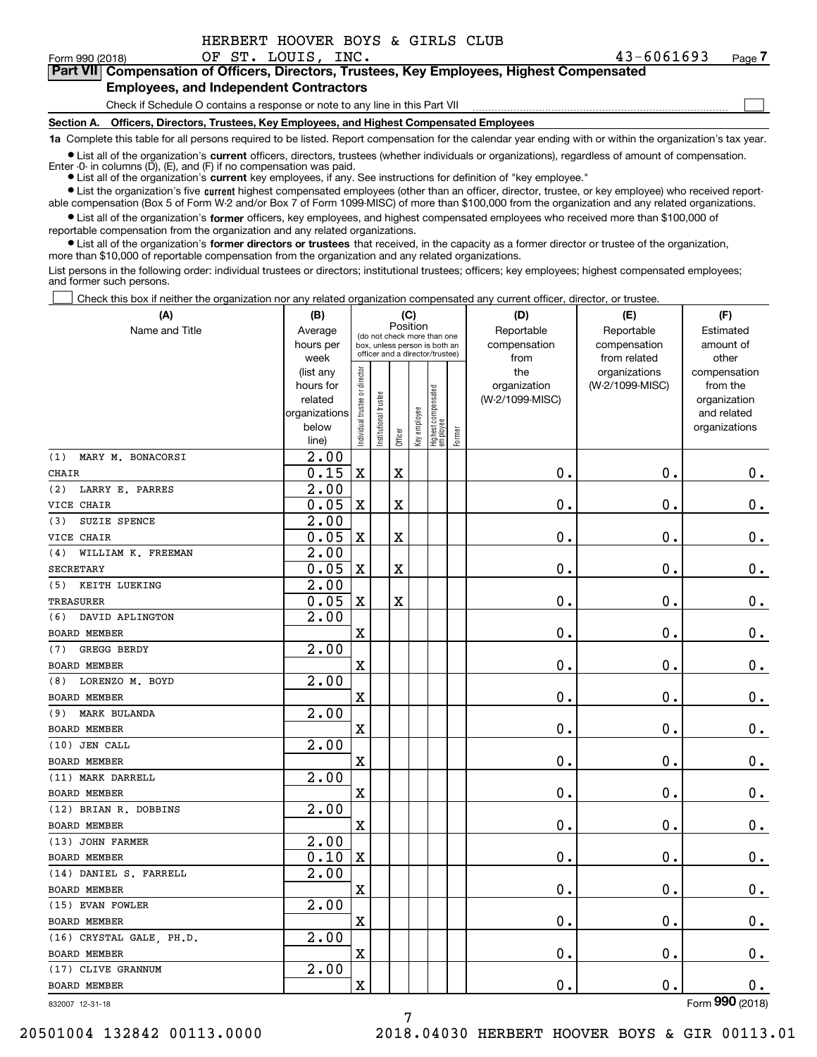HERBERT HOOVER BOYS & GIRLS CLUB
Form 990 (2018) OF ST. LOUIS, INC. 43-6061693 Page 7

**Part VII Compensation of Officers, Directors, Trustees, Key Employees, Highest Compensated Employees, and Independent Contractors**

Check if Schedule O contains a response or note to any line in this Part VII ☐

**Section A. Officers, Directors, Trustees, Key Employees, and Highest Compensated Employees**

**1a** Complete this table for all persons required to be listed. Report compensation for the calendar year ending with or within the organization's tax year.

- List all of the organization's **current** officers, directors, trustees (whether individuals or organizations), regardless of amount of compensation. Enter -0- in columns (D), (E), and (F) if no compensation was paid.
- List all of the organization's **current** key employees, if any. See instructions for definition of "key employee."
- List the organization's five **current** highest compensated employees (other than an officer, director, trustee, or key employee) who received reportable compensation (Box 5 of Form W-2 and/or Box 7 of Form 1099-MISC) of more than $100,000 from the organization and any related organizations.
- List all of the organization's **former** officers, key employees, and highest compensated employees who received more than $100,000 of reportable compensation from the organization and any related organizations.
- List all of the organization's **former directors or trustees** that received, in the capacity as a former director or trustee of the organization, more than $10,000 of reportable compensation from the organization and any related organizations.

List persons in the following order: individual trustees or directors; institutional trustees; officers; key employees; highest compensated employees; and former such persons.

☐ Check this box if neither the organization nor any related organization compensated any current officer, director, or trustee.

| (A) Name and Title | (B) Average hours per week (list any hours for related organizations below line) | (C) Position: Individual trustee or director | Institutional trustee | Officer | Key employee | Highest compensated employee | Former | (D) Reportable compensation from the organization (W-2/1099-MISC) | (E) Reportable compensation from related organizations (W-2/1099-MISC) | (F) Estimated amount of other compensation from the organization and related organizations |
|---|---|---|---|---|---|---|---|---|---|---|
| (1) MARY M. BONACORSI<br>CHAIR | 2.00<br>0.15 | X | | X | | | | 0. | 0. | 0. |
| (2) LARRY E. PARRES<br>VICE CHAIR | 2.00<br>0.05 | X | | X | | | | 0. | 0. | 0. |
| (3) SUZIE SPENCE<br>VICE CHAIR | 2.00<br>0.05 | X | | X | | | | 0. | 0. | 0. |
| (4) WILLIAM K. FREEMAN<br>SECRETARY | 2.00<br>0.05 | X | | X | | | | 0. | 0. | 0. |
| (5) KEITH LUEKING<br>TREASURER | 2.00<br>0.05 | X | | X | | | | 0. | 0. | 0. |
| (6) DAVID APLINGTON<br>BOARD MEMBER | 2.00 | X | | | | | | 0. | 0. | 0. |
| (7) GREGG BERDY<br>BOARD MEMBER | 2.00 | X | | | | | | 0. | 0. | 0. |
| (8) LORENZO M. BOYD<br>BOARD MEMBER | 2.00 | X | | | | | | 0. | 0. | 0. |
| (9) MARK BULANDA<br>BOARD MEMBER | 2.00 | X | | | | | | 0. | 0. | 0. |
| (10) JEN CALL<br>BOARD MEMBER | 2.00 | X | | | | | | 0. | 0. | 0. |
| (11) MARK DARRELL<br>BOARD MEMBER | 2.00 | X | | | | | | 0. | 0. | 0. |
| (12) BRIAN R. DOBBINS<br>BOARD MEMBER | 2.00 | X | | | | | | 0. | 0. | 0. |
| (13) JOHN FARMER<br>BOARD MEMBER | 2.00<br>0.10 | X | | | | | | 0. | 0. | 0. |
| (14) DANIEL S. FARRELL<br>BOARD MEMBER | 2.00 | X | | | | | | 0. | 0. | 0. |
| (15) EVAN FOWLER<br>BOARD MEMBER | 2.00 | X | | | | | | 0. | 0. | 0. |
| (16) CRYSTAL GALE, PH.D.<br>BOARD MEMBER | 2.00 | X | | | | | | 0. | 0. | 0. |
| (17) CLIVE GRANNUM<br>BOARD MEMBER | 2.00 | X | | | | | | 0. | 0. | 0. |

832007 12-31-18 Form **990** (2018)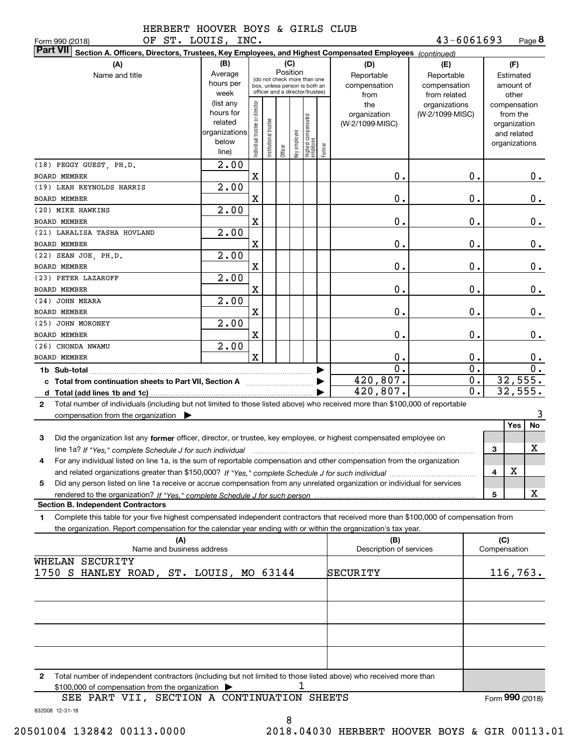HERBERT HOOVER BOYS & GIRLS CLUB
Form 990 (2018) OF ST. LOUIS, INC. 43-6061693 Page **8**

**Part VII** **Section A. Officers, Directors, Trustees, Key Employees, and Highest Compensated Employees** *(continued)*

| (A) Name and title | (B) Average hours per week (list any hours for related organizations below line) | (C) Position: Individual trustee or director | Institutional trustee | Officer | Key employee | Highest compensated employee | Former | (D) Reportable compensation from the organization (W-2/1099-MISC) | (E) Reportable compensation from related organizations (W-2/1099-MISC) | (F) Estimated amount of other compensation from the organization and related organizations |
|---|---|---|---|---|---|---|---|---|---|---|
| (18) PEGGY GUEST, PH.D. BOARD MEMBER | 2.00 | X | | | | | | 0. | 0. | 0. |
| (19) LEAH REYNOLDS HARRIS BOARD MEMBER | 2.00 | X | | | | | | 0. | 0. | 0. |
| (20) MIKE HAWKINS BOARD MEMBER | 2.00 | X | | | | | | 0. | 0. | 0. |
| (21) LARALISA TASHA HOVLAND BOARD MEMBER | 2.00 | X | | | | | | 0. | 0. | 0. |
| (22) SEAN JOE, PH.D. BOARD MEMBER | 2.00 | X | | | | | | 0. | 0. | 0. |
| (23) PETER LAZAROFF BOARD MEMBER | 2.00 | X | | | | | | 0. | 0. | 0. |
| (24) JOHN MEARA BOARD MEMBER | 2.00 | X | | | | | | 0. | 0. | 0. |
| (25) JOHN MORONEY BOARD MEMBER | 2.00 | X | | | | | | 0. | 0. | 0. |
| (26) CHONDA NWAMU BOARD MEMBER | 2.00 | X | | | | | | 0. | 0. | 0. |
| **1b Sub-total** | | | | | | | | 0. | 0. | 0. |
| **c Total from continuation sheets to Part VII, Section A** | | | | | | | | 420,807. | 0. | 32,555. |
| **d Total (add lines 1b and 1c)** | | | | | | | | 420,807. | 0. | 32,555. |

**2** Total number of individuals (including but not limited to those listed above) who received more than $100,000 of reportable compensation from the organization ▶ 3

| | | Yes | No |
|---|---|---|---|
| **3** Did the organization list any **former** officer, director, or trustee, key employee, or highest compensated employee on line 1a? *If "Yes," complete Schedule J for such individual* | 3 | | X |
| **4** For any individual listed on line 1a, is the sum of reportable compensation and other compensation from the organization and related organizations greater than $150,000? *If "Yes," complete Schedule J for such individual* | 4 | X | |
| **5** Did any person listed on line 1a receive or accrue compensation from any unrelated organization or individual for services rendered to the organization? *If "Yes," complete Schedule J for such person* | 5 | | X |

**Section B. Independent Contractors**

**1** Complete this table for your five highest compensated independent contractors that received more than $100,000 of compensation from the organization. Report compensation for the calendar year ending with or within the organization's tax year.

| (A) Name and business address | (B) Description of services | (C) Compensation |
|---|---|---|
| WHELAN SECURITY 1750 S HANLEY ROAD, ST. LOUIS, MO 63144 | SECURITY | 116,763. |
| | | |
| | | |
| | | |
| | | |

**2** Total number of independent contractors (including but not limited to those listed above) who received more than $100,000 of compensation from the organization ▶ 1

SEE PART VII, SECTION A CONTINUATION SHEETS

Form **990** (2018)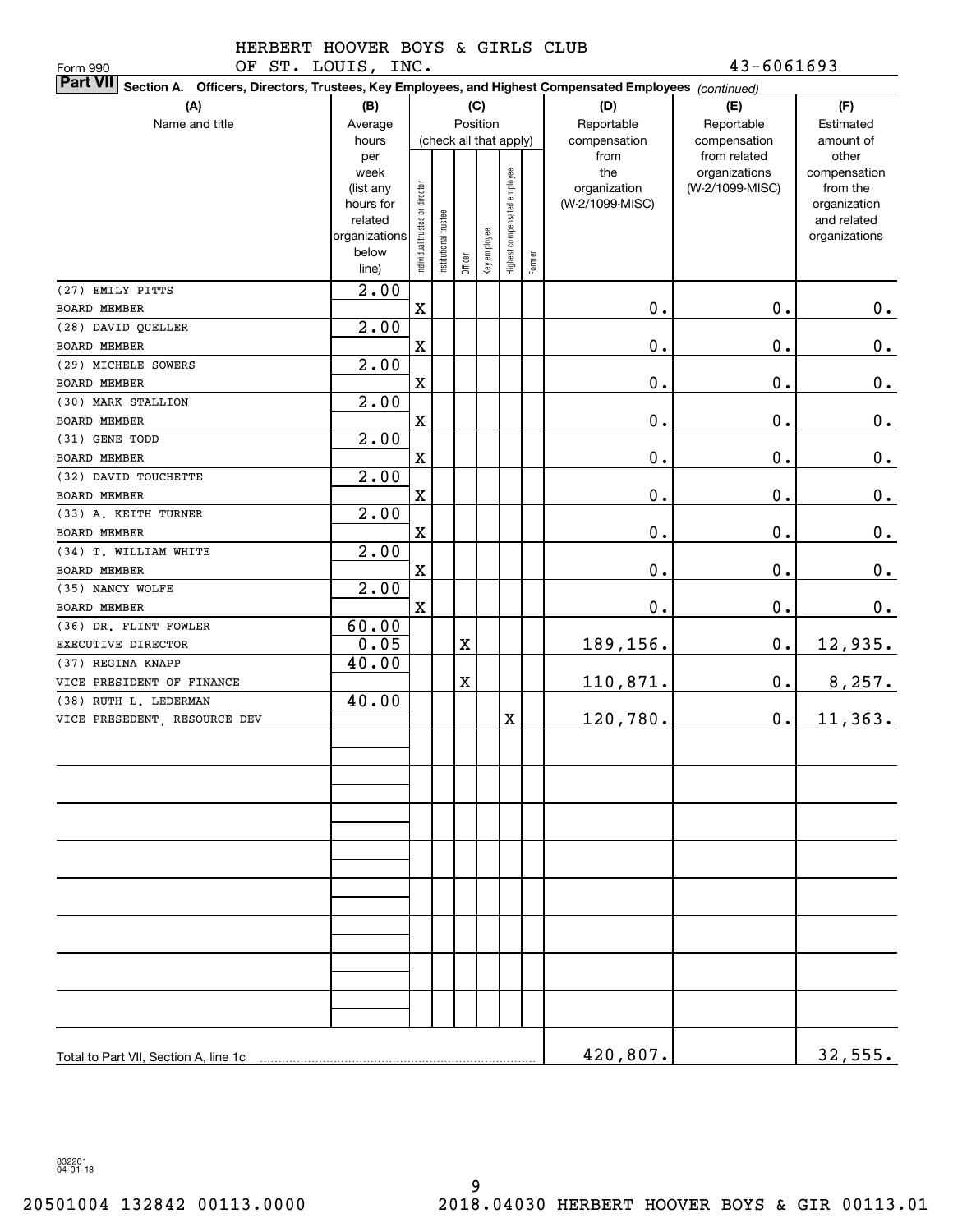HERBERT HOOVER BOYS & GIRLS CLUB OF ST. LOUIS, INC. 43-6061693

Form 990

**Part VII Section A. Officers, Directors, Trustees, Key Employees, and Highest Compensated Employees** *(continued)*

| (A) Name and title | (B) Average hours per week (list any hours for related organizations below line) | (C) Position: Individual trustee or director | Institutional trustee | Officer | Key employee | Highest compensated employee | Former | (D) Reportable compensation from the organization (W-2/1099-MISC) | (E) Reportable compensation from related organizations (W-2/1099-MISC) | (F) Estimated amount of other compensation from the organization and related organizations |
|---|---|---|---|---|---|---|---|---|---|---|
| (27) EMILY PITTS<br>BOARD MEMBER | 2.00 | X | | | | | | 0. | 0. | 0. |
| (28) DAVID QUELLER<br>BOARD MEMBER | 2.00 | X | | | | | | 0. | 0. | 0. |
| (29) MICHELE SOWERS<br>BOARD MEMBER | 2.00 | X | | | | | | 0. | 0. | 0. |
| (30) MARK STALLION<br>BOARD MEMBER | 2.00 | X | | | | | | 0. | 0. | 0. |
| (31) GENE TODD<br>BOARD MEMBER | 2.00 | X | | | | | | 0. | 0. | 0. |
| (32) DAVID TOUCHETTE<br>BOARD MEMBER | 2.00 | X | | | | | | 0. | 0. | 0. |
| (33) A. KEITH TURNER<br>BOARD MEMBER | 2.00 | X | | | | | | 0. | 0. | 0. |
| (34) T. WILLIAM WHITE<br>BOARD MEMBER | 2.00 | X | | | | | | 0. | 0. | 0. |
| (35) NANCY WOLFE<br>BOARD MEMBER | 2.00 | X | | | | | | 0. | 0. | 0. |
| (36) DR. FLINT FOWLER<br>EXECUTIVE DIRECTOR | 60.00<br>0.05 | | | X | | | | 189,156. | 0. | 12,935. |
| (37) REGINA KNAPP<br>VICE PRESIDENT OF FINANCE | 40.00 | | | X | | | | 110,871. | 0. | 8,257. |
| (38) RUTH L. LEDERMAN<br>VICE PRESEDENT, RESOURCE DEV | 40.00 | | | | | X | | 120,780. | 0. | 11,363. |
| Total to Part VII, Section A, line 1c | | | | | | | | 420,807. | | 32,555. |

832201 04-01-18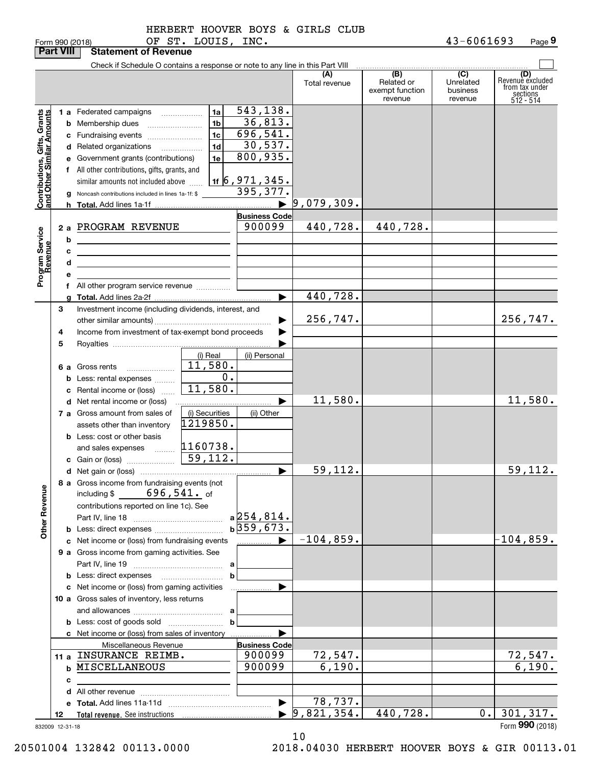HERBERT HOOVER BOYS & GIRLS CLUB OF ST. LOUIS, INC. 43-6061693

Form 990 (2018)

## Part VIII Statement of Revenue

Check if Schedule O contains a response or note to any line in this Part VIII

| | | | | (A) Total revenue | (B) Related or exempt function revenue | (C) Unrelated business revenue | (D) Revenue excluded from tax under sections 512 - 514 |
|---|---|---|---|---|---|---|---|
| **Contributions, Gifts, Grants and Other Similar Amounts** | 1 a Federated campaigns | 1a | 543,138. | | | | |
| | b Membership dues | 1b | 36,813. | | | | |
| | c Fundraising events | 1c | 696,541. | | | | |
| | d Related organizations | 1d | 30,537. | | | | |
| | e Government grants (contributions) | 1e | 800,935. | | | | |
| | f All other contributions, gifts, grants, and similar amounts not included above | 1f | 6,971,345. | | | | |
| | g Noncash contributions included in lines 1a-1f: $ | | 395,377. | | | | |
| | h Total. Add lines 1a-1f | | ▶ | 9,079,309. | | | |
| **Program Service Revenue** | | | Business Code | | | | |
| | 2 a PROGRAM REVENUE | | 900099 | 440,728. | 440,728. | | |
| | b | | | | | | |
| | c | | | | | | |
| | d | | | | | | |
| | e | | | | | | |
| | f All other program service revenue | | | | | | |
| | g Total. Add lines 2a-2f | | ▶ | 440,728. | | | |
| **Other Revenue** | 3 Investment income (including dividends, interest, and other similar amounts) | | ▶ | 256,747. | | | 256,747. |
| | 4 Income from investment of tax-exempt bond proceeds | | ▶ | | | | |
| | 5 Royalties | | ▶ | | | | |
| | | (i) Real | (ii) Personal | | | | |
| | 6 a Gross rents | 11,580. | | | | | |
| | b Less: rental expenses | 0. | | | | | |
| | c Rental income or (loss) | 11,580. | | | | | |
| | d Net rental income or (loss) | | ▶ | 11,580. | | | 11,580. |
| | 7 a Gross amount from sales of assets other than inventory | (i) Securities 1219850. | (ii) Other | | | | |
| | b Less: cost or other basis and sales expenses | 1160738. | | | | | |
| | c Gain or (loss) | 59,112. | | | | | |
| | d Net gain or (loss) | | ▶ | 59,112. | | | 59,112. |
| | 8 a Gross income from fundraising events (not including $ 696,541. of contributions reported on line 1c). See Part IV, line 18 | a | 254,814. | | | | |
| | b Less: direct expenses | b | 359,673. | | | | |
| | c Net income or (loss) from fundraising events | | ▶ | -104,859. | | | -104,859. |
| | 9 a Gross income from gaming activities. See Part IV, line 19 | a | | | | | |
| | b Less: direct expenses | b | | | | | |
| | c Net income or (loss) from gaming activities | | ▶ | | | | |
| | 10 a Gross sales of inventory, less returns and allowances | a | | | | | |
| | b Less: cost of goods sold | b | | | | | |
| | c Net income or (loss) from sales of inventory | | ▶ | | | | |
| | Miscellaneous Revenue | | Business Code | | | | |
| | 11 a INSURANCE REIMB. | | 900099 | 72,547. | | | 72,547. |
| | b MISCELLANEOUS | | 900099 | 6,190. | | | 6,190. |
| | c | | | | | | |
| | d All other revenue | | | | | | |
| | e Total. Add lines 11a-11d | | ▶ | 78,737. | | | |
| | 12 Total revenue. See instructions | | ▶ | 9,821,354. | 440,728. | 0. | 301,317. |

832009 12-31-18

Form 990 (2018)

20501004 132842 00113.0000 2018.04030 HERBERT HOOVER BOYS & GIR 00113.01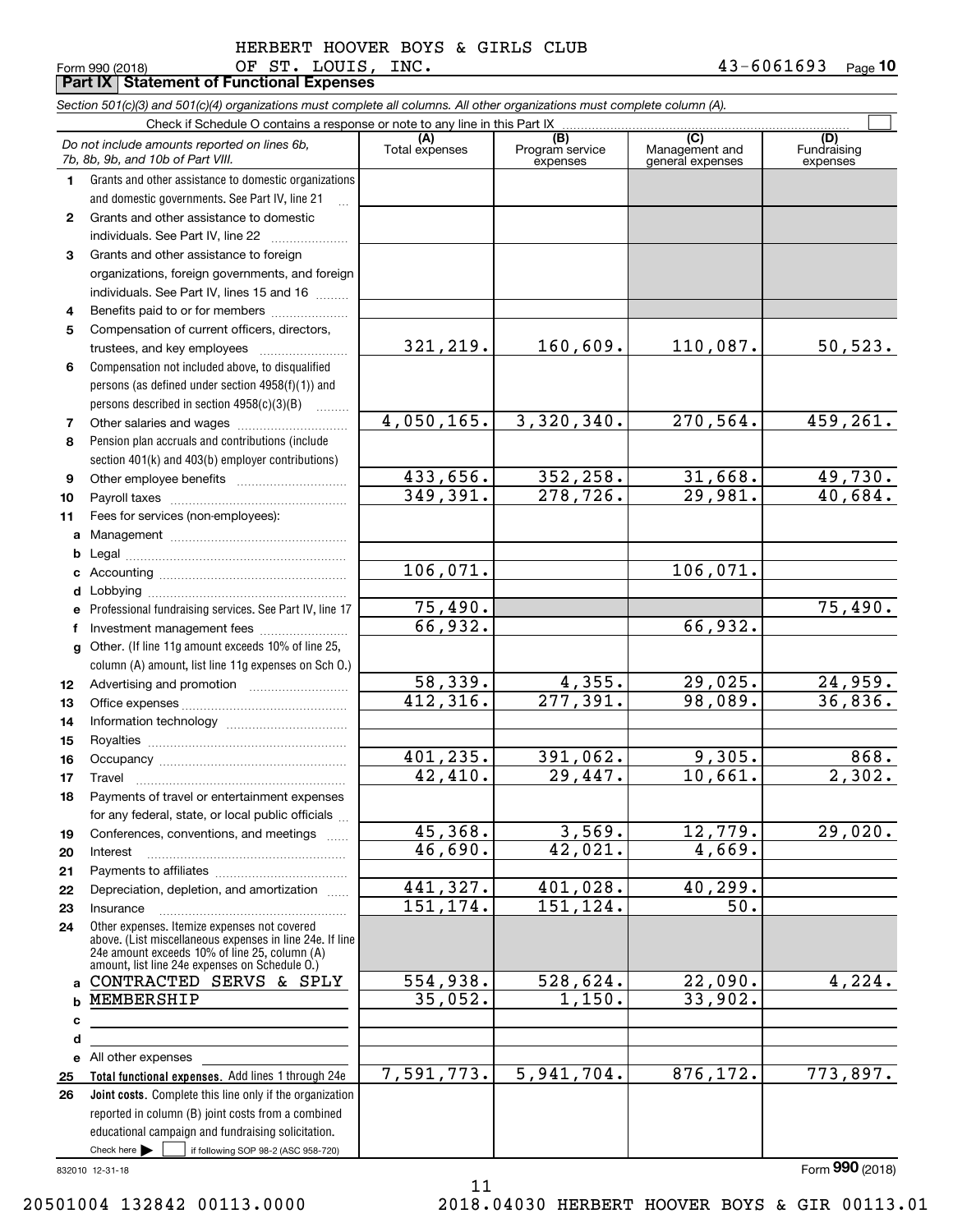HERBERT HOOVER BOYS & GIRLS CLUB
Form 990 (2018) OF ST. LOUIS, INC. 43-6061693 Page 10

**Part IX | Statement of Functional Expenses**

*Section 501(c)(3) and 501(c)(4) organizations must complete all columns. All other organizations must complete column (A).*

Check if Schedule O contains a response or note to any line in this Part IX ☐

| | *Do not include amounts reported on lines 6b, 7b, 8b, 9b, and 10b of Part VIII.* | (A) Total expenses | (B) Program service expenses | (C) Management and general expenses | (D) Fundraising expenses |
|---|---|---|---|---|---|
| 1 | Grants and other assistance to domestic organizations and domestic governments. See Part IV, line 21 | | | | |
| 2 | Grants and other assistance to domestic individuals. See Part IV, line 22 | | | | |
| 3 | Grants and other assistance to foreign organizations, foreign governments, and foreign individuals. See Part IV, lines 15 and 16 | | | | |
| 4 | Benefits paid to or for members | | | | |
| 5 | Compensation of current officers, directors, trustees, and key employees | 321,219. | 160,609. | 110,087. | 50,523. |
| 6 | Compensation not included above, to disqualified persons (as defined under section 4958(f)(1)) and persons described in section 4958(c)(3)(B) | | | | |
| 7 | Other salaries and wages | 4,050,165. | 3,320,340. | 270,564. | 459,261. |
| 8 | Pension plan accruals and contributions (include section 401(k) and 403(b) employer contributions) | | | | |
| 9 | Other employee benefits | 433,656. | 352,258. | 31,668. | 49,730. |
| 10 | Payroll taxes | 349,391. | 278,726. | 29,981. | 40,684. |
| 11 | Fees for services (non-employees): | | | | |
| a | Management | | | | |
| b | Legal | | | | |
| c | Accounting | 106,071. | | 106,071. | |
| d | Lobbying | | | | |
| e | Professional fundraising services. See Part IV, line 17 | 75,490. | | | 75,490. |
| f | Investment management fees | 66,932. | | 66,932. | |
| g | Other. (If line 11g amount exceeds 10% of line 25, column (A) amount, list line 11g expenses on Sch O.) | | | | |
| 12 | Advertising and promotion | 58,339. | 4,355. | 29,025. | 24,959. |
| 13 | Office expenses | 412,316. | 277,391. | 98,089. | 36,836. |
| 14 | Information technology | | | | |
| 15 | Royalties | | | | |
| 16 | Occupancy | 401,235. | 391,062. | 9,305. | 868. |
| 17 | Travel | 42,410. | 29,447. | 10,661. | 2,302. |
| 18 | Payments of travel or entertainment expenses for any federal, state, or local public officials | | | | |
| 19 | Conferences, conventions, and meetings | 45,368. | 3,569. | 12,779. | 29,020. |
| 20 | Interest | 46,690. | 42,021. | 4,669. | |
| 21 | Payments to affiliates | | | | |
| 22 | Depreciation, depletion, and amortization | 441,327. | 401,028. | 40,299. | |
| 23 | Insurance | 151,174. | 151,124. | 50. | |
| 24 | Other expenses. Itemize expenses not covered above. (List miscellaneous expenses in line 24e. If line 24e amount exceeds 10% of line 25, column (A) amount, list line 24e expenses on Schedule O.) | | | | |
| a | CONTRACTED SERVS & SPLY | 554,938. | 528,624. | 22,090. | 4,224. |
| b | MEMBERSHIP | 35,052. | 1,150. | 33,902. | |
| c | | | | | |
| d | | | | | |
| e | All other expenses | | | | |
| 25 | **Total functional expenses.** Add lines 1 through 24e | 7,591,773. | 5,941,704. | 876,172. | 773,897. |
| 26 | **Joint costs.** Complete this line only if the organization reported in column (B) joint costs from a combined educational campaign and fundraising solicitation. Check here ▶ ☐ if following SOP 98-2 (ASC 958-720) | | | | |

832010 12-31-18

Form **990** (2018)

20501004 132842 00113.0000 2018.04030 HERBERT HOOVER BOYS & GIR 00113.01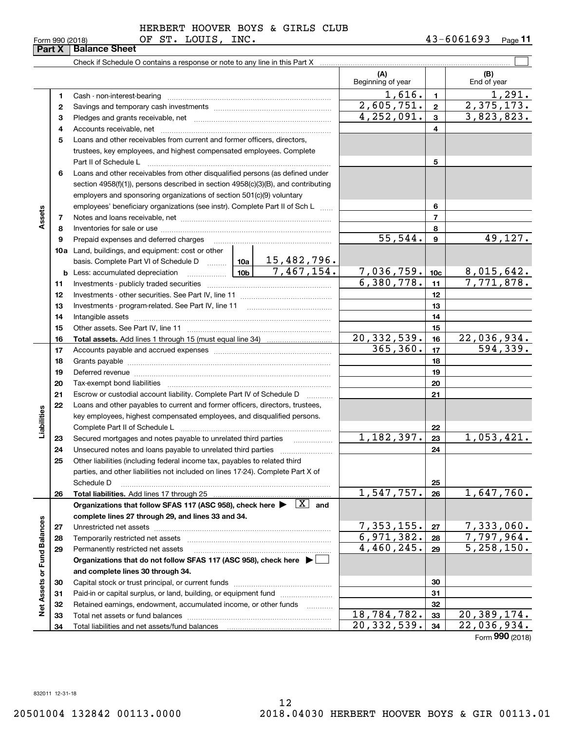HERBERT HOOVER BOYS & GIRLS CLUB OF ST. LOUIS, INC. 43-6061693

Form 990 (2018)

**Part X Balance Sheet**

Check if Schedule O contains a response or note to any line in this Part X

| | | | (A) Beginning of year | | (B) End of year |
|---|---|---|---|---|---|
| **Assets** | 1 | Cash - non-interest-bearing | 1,616. | 1 | 1,291. |
| | 2 | Savings and temporary cash investments | 2,605,751. | 2 | 2,375,173. |
| | 3 | Pledges and grants receivable, net | 4,252,091. | 3 | 3,823,823. |
| | 4 | Accounts receivable, net | | 4 | |
| | 5 | Loans and other receivables from current and former officers, directors, trustees, key employees, and highest compensated employees. Complete Part II of Schedule L | | 5 | |
| | 6 | Loans and other receivables from other disqualified persons (as defined under section 4958(f)(1)), persons described in section 4958(c)(3)(B), and contributing employers and sponsoring organizations of section 501(c)(9) voluntary employees' beneficiary organizations (see instr). Complete Part II of Sch L | | 6 | |
| | 7 | Notes and loans receivable, net | | 7 | |
| | 8 | Inventories for sale or use | | 8 | |
| | 9 | Prepaid expenses and deferred charges | 55,544. | 9 | 49,127. |
| | 10a | Land, buildings, and equipment: cost or other basis. Complete Part VI of Schedule D — 10a: 15,482,796. | | | |
| | b | Less: accumulated depreciation — 10b: 7,467,154. | 7,036,759. | 10c | 8,015,642. |
| | 11 | Investments - publicly traded securities | 6,380,778. | 11 | 7,771,878. |
| | 12 | Investments - other securities. See Part IV, line 11 | | 12 | |
| | 13 | Investments - program-related. See Part IV, line 11 | | 13 | |
| | 14 | Intangible assets | | 14 | |
| | 15 | Other assets. See Part IV, line 11 | | 15 | |
| | 16 | **Total assets.** Add lines 1 through 15 (must equal line 34) | 20,332,539. | 16 | 22,036,934. |
| **Liabilities** | 17 | Accounts payable and accrued expenses | 365,360. | 17 | 594,339. |
| | 18 | Grants payable | | 18 | |
| | 19 | Deferred revenue | | 19 | |
| | 20 | Tax-exempt bond liabilities | | 20 | |
| | 21 | Escrow or custodial account liability. Complete Part IV of Schedule D | | 21 | |
| | 22 | Loans and other payables to current and former officers, directors, trustees, key employees, highest compensated employees, and disqualified persons. Complete Part II of Schedule L | | 22 | |
| | 23 | Secured mortgages and notes payable to unrelated third parties | 1,182,397. | 23 | 1,053,421. |
| | 24 | Unsecured notes and loans payable to unrelated third parties | | 24 | |
| | 25 | Other liabilities (including federal income tax, payables to related third parties, and other liabilities not included on lines 17-24). Complete Part X of Schedule D | | 25 | |
| | 26 | **Total liabilities.** Add lines 17 through 25 | 1,547,757. | 26 | 1,647,760. |
| **Net Assets or Fund Balances** | | **Organizations that follow SFAS 117 (ASC 958), check here ▶ [X] and complete lines 27 through 29, and lines 33 and 34.** | | | |
| | 27 | Unrestricted net assets | 7,353,155. | 27 | 7,333,060. |
| | 28 | Temporarily restricted net assets | 6,971,382. | 28 | 7,797,964. |
| | 29 | Permanently restricted net assets | 4,460,245. | 29 | 5,258,150. |
| | | **Organizations that do not follow SFAS 117 (ASC 958), check here ▶ [ ] and complete lines 30 through 34.** | | | |
| | 30 | Capital stock or trust principal, or current funds | | 30 | |
| | 31 | Paid-in or capital surplus, or land, building, or equipment fund | | 31 | |
| | 32 | Retained earnings, endowment, accumulated income, or other funds | | 32 | |
| | 33 | Total net assets or fund balances | 18,784,782. | 33 | 20,389,174. |
| | 34 | Total liabilities and net assets/fund balances | 20,332,539. | 34 | 22,036,934. |

Form **990** (2018)

832011 12-31-18

20501004 132842 00113.0000 2018.04030 HERBERT HOOVER BOYS & GIR 00113.01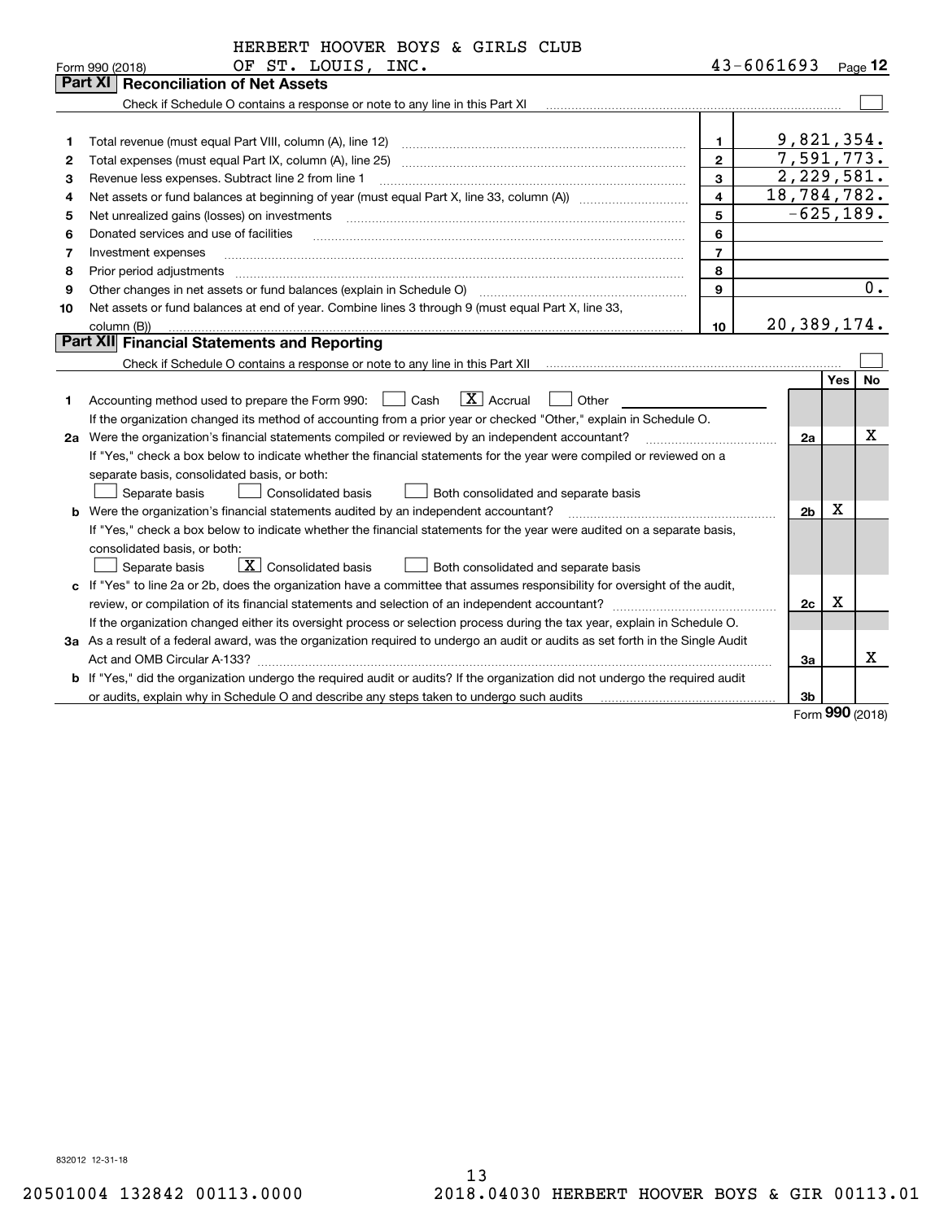HERBERT HOOVER BOYS & GIRLS CLUB

Form 990 (2018) OF ST. LOUIS, INC. 43-6061693 Page **12**

## Part XI Reconciliation of Net Assets

Check if Schedule O contains a response or note to any line in this Part XI ☐

| | | | |
|---|---|---|---|
| 1 | Total revenue (must equal Part VIII, column (A), line 12) | 1 | 9,821,354. |
| 2 | Total expenses (must equal Part IX, column (A), line 25) | 2 | 7,591,773. |
| 3 | Revenue less expenses. Subtract line 2 from line 1 | 3 | 2,229,581. |
| 4 | Net assets or fund balances at beginning of year (must equal Part X, line 33, column (A)) | 4 | 18,784,782. |
| 5 | Net unrealized gains (losses) on investments | 5 | -625,189. |
| 6 | Donated services and use of facilities | 6 | |
| 7 | Investment expenses | 7 | |
| 8 | Prior period adjustments | 8 | |
| 9 | Other changes in net assets or fund balances (explain in Schedule O) | 9 | 0. |
| 10 | Net assets or fund balances at end of year. Combine lines 3 through 9 (must equal Part X, line 33, column (B)) | 10 | 20,389,174. |

## Part XII Financial Statements and Reporting

Check if Schedule O contains a response or note to any line in this Part XII ☐

| | | | Yes | No |
|---|---|---|---|---|
| 1 | Accounting method used to prepare the Form 990: ☐ Cash ☒ Accrual ☐ Other<br>If the organization changed its method of accounting from a prior year or checked "Other," explain in Schedule O. | | | |
| 2a | Were the organization's financial statements compiled or reviewed by an independent accountant?<br>If "Yes," check a box below to indicate whether the financial statements for the year were compiled or reviewed on a separate basis, consolidated basis, or both:<br>☐ Separate basis ☐ Consolidated basis ☐ Both consolidated and separate basis | 2a | | X |
| b | Were the organization's financial statements audited by an independent accountant?<br>If "Yes," check a box below to indicate whether the financial statements for the year were audited on a separate basis, consolidated basis, or both:<br>☐ Separate basis ☒ Consolidated basis ☐ Both consolidated and separate basis | 2b | X | |
| c | If "Yes" to line 2a or 2b, does the organization have a committee that assumes responsibility for oversight of the audit, review, or compilation of its financial statements and selection of an independent accountant?<br>If the organization changed either its oversight process or selection process during the tax year, explain in Schedule O. | 2c | X | |
| 3a | As a result of a federal award, was the organization required to undergo an audit or audits as set forth in the Single Audit Act and OMB Circular A-133? | 3a | | X |
| b | If "Yes," did the organization undergo the required audit or audits? If the organization did not undergo the required audit or audits, explain why in Schedule O and describe any steps taken to undergo such audits | 3b | | |

Form **990** (2018)

832012 12-31-18

20501004 132842 00113.0000 2018.04030 HERBERT HOOVER BOYS & GIR 00113.01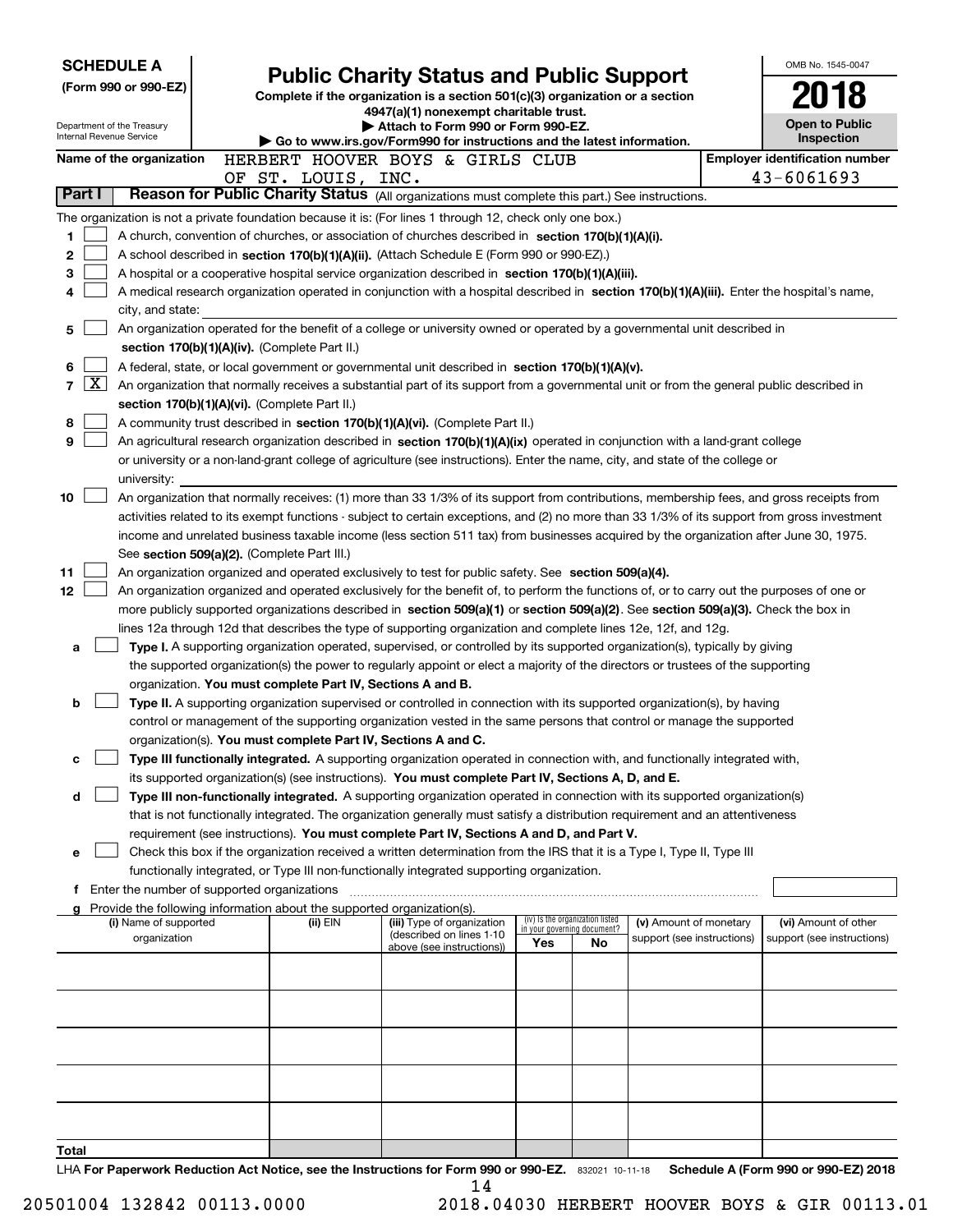**SCHEDULE A**
**(Form 990 or 990-EZ)**

Department of the Treasury
Internal Revenue Service

# Public Charity Status and Public Support

**Complete if the organization is a section 501(c)(3) organization or a section 4947(a)(1) nonexempt charitable trust.**
**▶ Attach to Form 990 or Form 990-EZ.**
**▶ Go to www.irs.gov/Form990 for instructions and the latest information.**

OMB No. 1545-0047

**2018**

**Open to Public Inspection**

**Name of the organization** HERBERT HOOVER BOYS & GIRLS CLUB OF ST. LOUIS, INC.

**Employer identification number** 43-6061693

## Part I Reason for Public Charity Status (All organizations must complete this part.) See instructions.

The organization is not a private foundation because it is: (For lines 1 through 12, check only one box.)

1 [ ] A church, convention of churches, or association of churches described in **section 170(b)(1)(A)(i).**

2 [ ] A school described in **section 170(b)(1)(A)(ii).** (Attach Schedule E (Form 990 or 990-EZ).)

3 [ ] A hospital or a cooperative hospital service organization described in **section 170(b)(1)(A)(iii).**

4 [ ] A medical research organization operated in conjunction with a hospital described in **section 170(b)(1)(A)(iii).** Enter the hospital's name, city, and state:

5 [ ] An organization operated for the benefit of a college or university owned or operated by a governmental unit described in **section 170(b)(1)(A)(iv).** (Complete Part II.)

6 [ ] A federal, state, or local government or governmental unit described in **section 170(b)(1)(A)(v).**

7 [X] An organization that normally receives a substantial part of its support from a governmental unit or from the general public described in **section 170(b)(1)(A)(vi).** (Complete Part II.)

8 [ ] A community trust described in **section 170(b)(1)(A)(vi).** (Complete Part II.)

9 [ ] An agricultural research organization described in **section 170(b)(1)(A)(ix)** operated in conjunction with a land-grant college or university or a non-land-grant college of agriculture (see instructions). Enter the name, city, and state of the college or university:

10 [ ] An organization that normally receives: (1) more than 33 1/3% of its support from contributions, membership fees, and gross receipts from activities related to its exempt functions - subject to certain exceptions, and (2) no more than 33 1/3% of its support from gross investment income and unrelated business taxable income (less section 511 tax) from businesses acquired by the organization after June 30, 1975. See **section 509(a)(2).** (Complete Part III.)

11 [ ] An organization organized and operated exclusively to test for public safety. See **section 509(a)(4).**

12 [ ] An organization organized and operated exclusively for the benefit of, to perform the functions of, or to carry out the purposes of one or more publicly supported organizations described in **section 509(a)(1)** or **section 509(a)(2).** See **section 509(a)(3).** Check the box in lines 12a through 12d that describes the type of supporting organization and complete lines 12e, 12f, and 12g.

a [ ] **Type I.** A supporting organization operated, supervised, or controlled by its supported organization(s), typically by giving the supported organization(s) the power to regularly appoint or elect a majority of the directors or trustees of the supporting organization. **You must complete Part IV, Sections A and B.**

b [ ] **Type II.** A supporting organization supervised or controlled in connection with its supported organization(s), by having control or management of the supporting organization vested in the same persons that control or manage the supported organization(s). **You must complete Part IV, Sections A and C.**

c [ ] **Type III functionally integrated.** A supporting organization operated in connection with, and functionally integrated with, its supported organization(s) (see instructions). **You must complete Part IV, Sections A, D, and E.**

d [ ] **Type III non-functionally integrated.** A supporting organization operated in connection with its supported organization(s) that is not functionally integrated. The organization generally must satisfy a distribution requirement and an attentiveness requirement (see instructions). **You must complete Part IV, Sections A and D, and Part V.**

e [ ] Check this box if the organization received a written determination from the IRS that it is a Type I, Type II, Type III functionally integrated, or Type III non-functionally integrated supporting organization.

f Enter the number of supported organizations

g Provide the following information about the supported organization(s).

| (i) Name of supported organization | (ii) EIN | (iii) Type of organization (described on lines 1-10 above (see instructions)) | (iv) Is the organization listed in your governing document? Yes | No | (v) Amount of monetary support (see instructions) | (vi) Amount of other support (see instructions) |
|---|---|---|---|---|---|---|
| | | | | | | |
| | | | | | | |
| | | | | | | |
| | | | | | | |
| | | | | | | |
| **Total** | | | | | | |

LHA **For Paperwork Reduction Act Notice, see the Instructions for Form 990 or 990-EZ.** 832021 10-11-18 **Schedule A (Form 990 or 990-EZ) 2018**

20501004 132842 00113.0000 2018.04030 HERBERT HOOVER BOYS & GIR 00113.01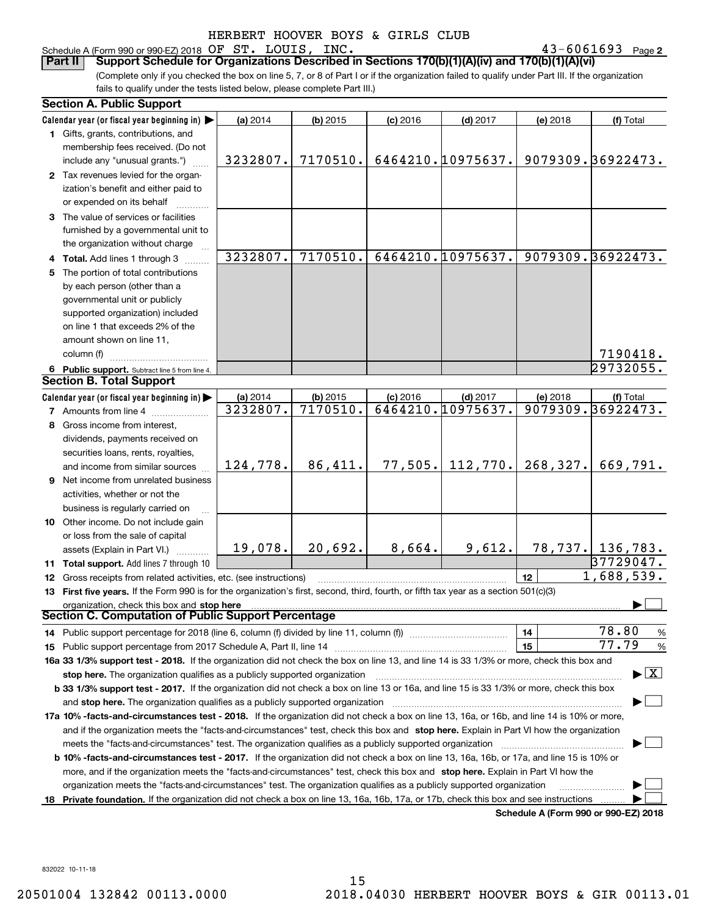HERBERT HOOVER BOYS & GIRLS CLUB

Schedule A (Form 990 or 990-EZ) 2018 OF ST. LOUIS, INC. 43-6061693 Page 2

**Part II Support Schedule for Organizations Described in Sections 170(b)(1)(A)(iv) and 170(b)(1)(A)(vi)**

(Complete only if you checked the box on line 5, 7, or 8 of Part I or if the organization failed to qualify under Part III. If the organization fails to qualify under the tests listed below, please complete Part III.)

### Section A. Public Support

| Calendar year (or fiscal year beginning in) | (a) 2014 | (b) 2015 | (c) 2016 | (d) 2017 | (e) 2018 | (f) Total |
|---|---|---|---|---|---|---|
| 1 Gifts, grants, contributions, and membership fees received. (Do not include any "unusual grants.") | 3232807. | 7170510. | 6464210. | 10975637. | 9079309. | 36922473. |
| 2 Tax revenues levied for the organization's benefit and either paid to or expended on its behalf | | | | | | |
| 3 The value of services or facilities furnished by a governmental unit to the organization without charge | | | | | | |
| 4 Total. Add lines 1 through 3 | 3232807. | 7170510. | 6464210. | 10975637. | 9079309. | 36922473. |
| 5 The portion of total contributions by each person (other than a governmental unit or publicly supported organization) included on line 1 that exceeds 2% of the amount shown on line 11, column (f) | | | | | | 7190418. |
| 6 Public support. Subtract line 5 from line 4. | | | | | | 29732055. |

### Section B. Total Support

| Calendar year (or fiscal year beginning in) | (a) 2014 | (b) 2015 | (c) 2016 | (d) 2017 | (e) 2018 | (f) Total |
|---|---|---|---|---|---|---|
| 7 Amounts from line 4 | 3232807. | 7170510. | 6464210. | 10975637. | 9079309. | 36922473. |
| 8 Gross income from interest, dividends, payments received on securities loans, rents, royalties, and income from similar sources | 124,778. | 86,411. | 77,505. | 112,770. | 268,327. | 669,791. |
| 9 Net income from unrelated business activities, whether or not the business is regularly carried on | | | | | | |
| 10 Other income. Do not include gain or loss from the sale of capital assets (Explain in Part VI.) | 19,078. | 20,692. | 8,664. | 9,612. | 78,737. | 136,783. |
| 11 Total support. Add lines 7 through 10 | | | | | | 37729047. |
| 12 Gross receipts from related activities, etc. (see instructions) | | | | | 12 | 1,688,539. |

13 **First five years.** If the Form 990 is for the organization's first, second, third, fourth, or fifth tax year as a section 501(c)(3) organization, check this box and **stop here** ☐

### Section C. Computation of Public Support Percentage

14 Public support percentage for 2018 (line 6, column (f) divided by line 11, column (f)) — 14 — 78.80 %

15 Public support percentage from 2017 Schedule A, Part II, line 14 — 15 — 77.79 %

**16a 33 1/3% support test - 2018.** If the organization did not check the box on line 13, and line 14 is 33 1/3% or more, check this box and **stop here.** The organization qualifies as a publicly supported organization ☒

**b 33 1/3% support test - 2017.** If the organization did not check a box on line 13 or 16a, and line 15 is 33 1/3% or more, check this box and **stop here.** The organization qualifies as a publicly supported organization ☐

**17a 10% -facts-and-circumstances test - 2018.** If the organization did not check a box on line 13, 16a, or 16b, and line 14 is 10% or more, and if the organization meets the "facts-and-circumstances" test, check this box and **stop here.** Explain in Part VI how the organization meets the "facts-and-circumstances" test. The organization qualifies as a publicly supported organization ☐

**b 10% -facts-and-circumstances test - 2017.** If the organization did not check a box on line 13, 16a, 16b, or 17a, and line 15 is 10% or more, and if the organization meets the "facts-and-circumstances" test, check this box and **stop here.** Explain in Part VI how the organization meets the "facts-and-circumstances" test. The organization qualifies as a publicly supported organization ☐

**18 Private foundation.** If the organization did not check a box on line 13, 16a, 16b, 17a, or 17b, check this box and see instructions ☐

**Schedule A (Form 990 or 990-EZ) 2018**

832022 10-11-18

20501004 132842 00113.0000 2018.04030 HERBERT HOOVER BOYS & GIR 00113.01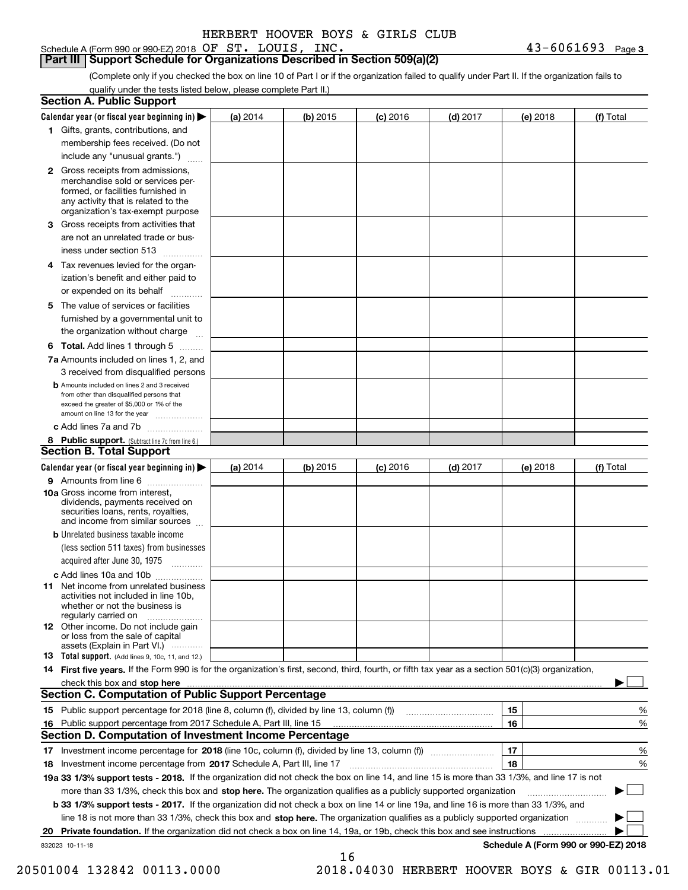HERBERT HOOVER BOYS & GIRLS CLUB

Schedule A (Form 990 or 990-EZ) 2018 OF ST. LOUIS, INC. 43-6061693 Page 3

## Part III | Support Schedule for Organizations Described in Section 509(a)(2)

(Complete only if you checked the box on line 10 of Part I or if the organization failed to qualify under Part II. If the organization fails to qualify under the tests listed below, please complete Part II.)

### Section A. Public Support

| Calendar year (or fiscal year beginning in) ▶ | (a) 2014 | (b) 2015 | (c) 2016 | (d) 2017 | (e) 2018 | (f) Total |
|---|---|---|---|---|---|---|
| 1 Gifts, grants, contributions, and membership fees received. (Do not include any "unusual grants.") | | | | | | |
| 2 Gross receipts from admissions, merchandise sold or services performed, or facilities furnished in any activity that is related to the organization's tax-exempt purpose | | | | | | |
| 3 Gross receipts from activities that are not an unrelated trade or business under section 513 | | | | | | |
| 4 Tax revenues levied for the organization's benefit and either paid to or expended on its behalf | | | | | | |
| 5 The value of services or facilities furnished by a governmental unit to the organization without charge | | | | | | |
| 6 **Total.** Add lines 1 through 5 | | | | | | |
| 7a Amounts included on lines 1, 2, and 3 received from disqualified persons | | | | | | |
| b Amounts included on lines 2 and 3 received from other than disqualified persons that exceed the greater of $5,000 or 1% of the amount on line 13 for the year | | | | | | |
| c Add lines 7a and 7b | | | | | | |
| 8 **Public support.** (Subtract line 7c from line 6.) | | | | | | |

### Section B. Total Support

| Calendar year (or fiscal year beginning in) ▶ | (a) 2014 | (b) 2015 | (c) 2016 | (d) 2017 | (e) 2018 | (f) Total |
|---|---|---|---|---|---|---|
| 9 Amounts from line 6 | | | | | | |
| 10a Gross income from interest, dividends, payments received on securities loans, rents, royalties, and income from similar sources | | | | | | |
| b Unrelated business taxable income (less section 511 taxes) from businesses acquired after June 30, 1975 | | | | | | |
| c Add lines 10a and 10b | | | | | | |
| 11 Net income from unrelated business activities not included in line 10b, whether or not the business is regularly carried on | | | | | | |
| 12 Other income. Do not include gain or loss from the sale of capital assets (Explain in Part VI.) | | | | | | |
| 13 **Total support.** (Add lines 9, 10c, 11, and 12.) | | | | | | |

14 **First five years.** If the Form 990 is for the organization's first, second, third, fourth, or fifth tax year as a section 501(c)(3) organization, check this box and **stop here** ▶ ☐

### Section C. Computation of Public Support Percentage

| | | | |
|---|---|---|---|
| 15 | Public support percentage for 2018 (line 8, column (f), divided by line 13, column (f)) | 15 | % |
| 16 | Public support percentage from 2017 Schedule A, Part III, line 15 | 16 | % |

### Section D. Computation of Investment Income Percentage

| | | | |
|---|---|---|---|
| 17 | Investment income percentage for **2018** (line 10c, column (f), divided by line 13, column (f)) | 17 | % |
| 18 | Investment income percentage from **2017** Schedule A, Part III, line 17 | 18 | % |

**19a 33 1/3% support tests - 2018.** If the organization did not check the box on line 14, and line 15 is more than 33 1/3%, and line 17 is not more than 33 1/3%, check this box and **stop here.** The organization qualifies as a publicly supported organization ▶ ☐

**b 33 1/3% support tests - 2017.** If the organization did not check a box on line 14 or line 19a, and line 16 is more than 33 1/3%, and line 18 is not more than 33 1/3%, check this box and **stop here.** The organization qualifies as a publicly supported organization ▶ ☐

**20 Private foundation.** If the organization did not check a box on line 14, 19a, or 19b, check this box and see instructions ▶ ☐

832023 10-11-18

**Schedule A (Form 990 or 990-EZ) 2018**

20501004 132842 00113.0000 2018.04030 HERBERT HOOVER BOYS & GIR 00113.01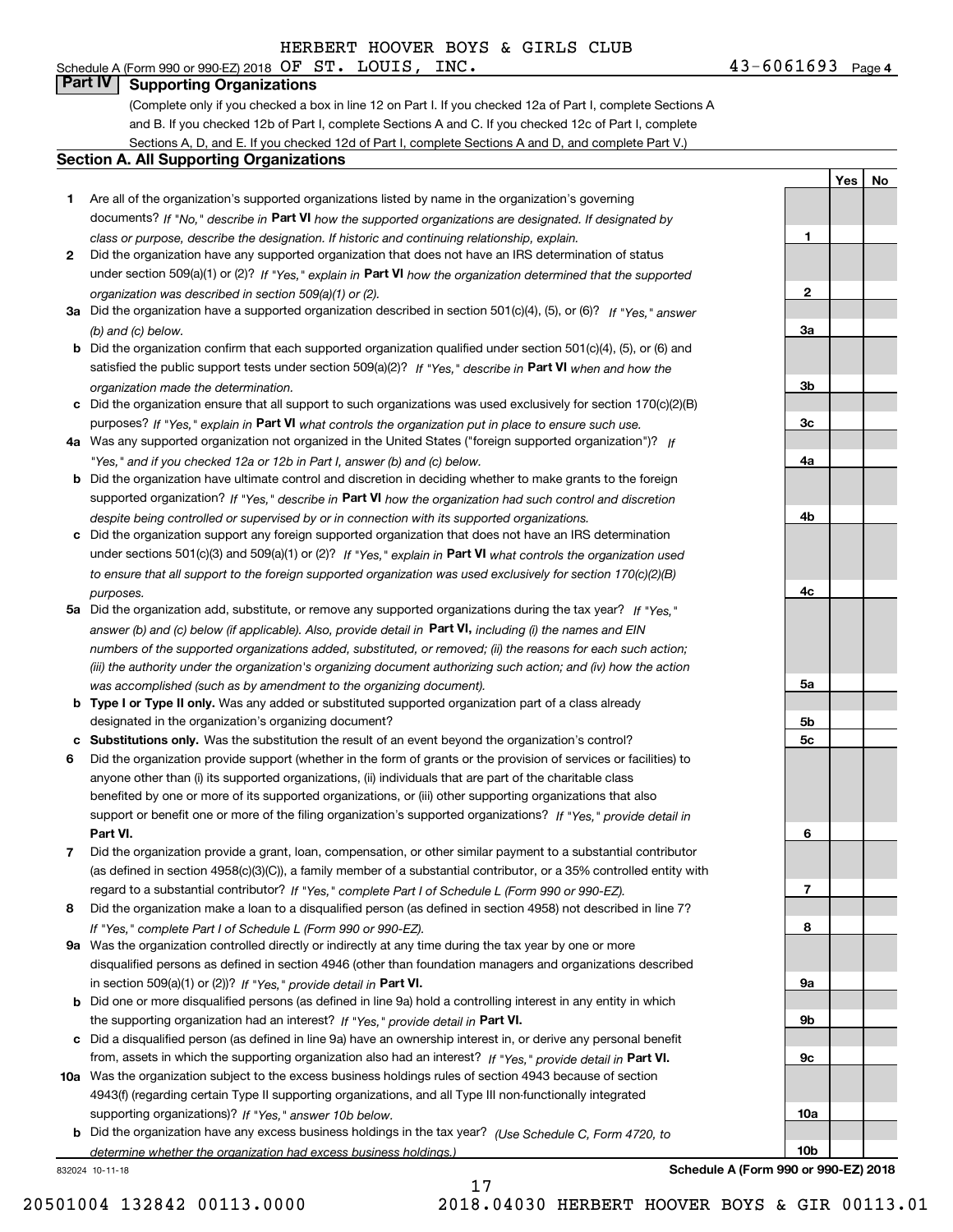HERBERT HOOVER BOYS & GIRLS CLUB

Schedule A (Form 990 or 990-EZ) 2018 OF ST. LOUIS, INC. 43-6061693 Page 4

## Part IV Supporting Organizations

(Complete only if you checked a box in line 12 on Part I. If you checked 12a of Part I, complete Sections A and B. If you checked 12b of Part I, complete Sections A and C. If you checked 12c of Part I, complete Sections A, D, and E. If you checked 12d of Part I, complete Sections A and D, and complete Part V.)

### Section A. All Supporting Organizations

| | | Line | Yes | No |
|---|---|---|---|---|
| 1 | Are all of the organization's supported organizations listed by name in the organization's governing documents? *If "No," describe in* **Part VI** *how the supported organizations are designated. If designated by class or purpose, describe the designation. If historic and continuing relationship, explain.* | 1 | | |
| 2 | Did the organization have any supported organization that does not have an IRS determination of status under section 509(a)(1) or (2)? *If "Yes," explain in* **Part VI** *how the organization determined that the supported organization was described in section 509(a)(1) or (2).* | 2 | | |
| 3a | Did the organization have a supported organization described in section 501(c)(4), (5), or (6)? *If "Yes," answer (b) and (c) below.* | 3a | | |
| b | Did the organization confirm that each supported organization qualified under section 501(c)(4), (5), or (6) and satisfied the public support tests under section 509(a)(2)? *If "Yes," describe in* **Part VI** *when and how the organization made the determination.* | 3b | | |
| c | Did the organization ensure that all support to such organizations was used exclusively for section 170(c)(2)(B) purposes? *If "Yes," explain in* **Part VI** *what controls the organization put in place to ensure such use.* | 3c | | |
| 4a | Was any supported organization not organized in the United States ("foreign supported organization")? *If "Yes," and if you checked 12a or 12b in Part I, answer (b) and (c) below.* | 4a | | |
| b | Did the organization have ultimate control and discretion in deciding whether to make grants to the foreign supported organization? *If "Yes," describe in* **Part VI** *how the organization had such control and discretion despite being controlled or supervised by or in connection with its supported organizations.* | 4b | | |
| c | Did the organization support any foreign supported organization that does not have an IRS determination under sections 501(c)(3) and 509(a)(1) or (2)? *If "Yes," explain in* **Part VI** *what controls the organization used to ensure that all support to the foreign supported organization was used exclusively for section 170(c)(2)(B) purposes.* | 4c | | |
| 5a | Did the organization add, substitute, or remove any supported organizations during the tax year? *If "Yes," answer (b) and (c) below (if applicable). Also, provide detail in* **Part VI,** *including (i) the names and EIN numbers of the supported organizations added, substituted, or removed; (ii) the reasons for each such action; (iii) the authority under the organization's organizing document authorizing such action; and (iv) how the action was accomplished (such as by amendment to the organizing document).* | 5a | | |
| b | **Type I or Type II only.** Was any added or substituted supported organization part of a class already designated in the organization's organizing document? | 5b | | |
| c | **Substitutions only.** Was the substitution the result of an event beyond the organization's control? | 5c | | |
| 6 | Did the organization provide support (whether in the form of grants or the provision of services or facilities) to anyone other than (i) its supported organizations, (ii) individuals that are part of the charitable class benefited by one or more of its supported organizations, or (iii) other supporting organizations that also support or benefit one or more of the filing organization's supported organizations? *If "Yes," provide detail in* **Part VI.** | 6 | | |
| 7 | Did the organization provide a grant, loan, compensation, or other similar payment to a substantial contributor (as defined in section 4958(c)(3)(C)), a family member of a substantial contributor, or a 35% controlled entity with regard to a substantial contributor? *If "Yes," complete Part I of Schedule L (Form 990 or 990-EZ).* | 7 | | |
| 8 | Did the organization make a loan to a disqualified person (as defined in section 4958) not described in line 7? *If "Yes," complete Part I of Schedule L (Form 990 or 990-EZ).* | 8 | | |
| 9a | Was the organization controlled directly or indirectly at any time during the tax year by one or more disqualified persons as defined in section 4946 (other than foundation managers and organizations described in section 509(a)(1) or (2))? *If "Yes," provide detail in* **Part VI.** | 9a | | |
| b | Did one or more disqualified persons (as defined in line 9a) hold a controlling interest in any entity in which the supporting organization had an interest? *If "Yes," provide detail in* **Part VI.** | 9b | | |
| c | Did a disqualified person (as defined in line 9a) have an ownership interest in, or derive any personal benefit from, assets in which the supporting organization also had an interest? *If "Yes," provide detail in* **Part VI.** | 9c | | |
| 10a | Was the organization subject to the excess business holdings rules of section 4943 because of section 4943(f) (regarding certain Type II supporting organizations, and all Type III non-functionally integrated supporting organizations)? *If "Yes," answer 10b below.* | 10a | | |
| b | Did the organization have any excess business holdings in the tax year? *(Use Schedule C, Form 4720, to determine whether the organization had excess business holdings.)* | 10b | | |

832024 10-11-18

**Schedule A (Form 990 or 990-EZ) 2018**

20501004 132842 00113.0000 2018.04030 HERBERT HOOVER BOYS & GIR 00113.01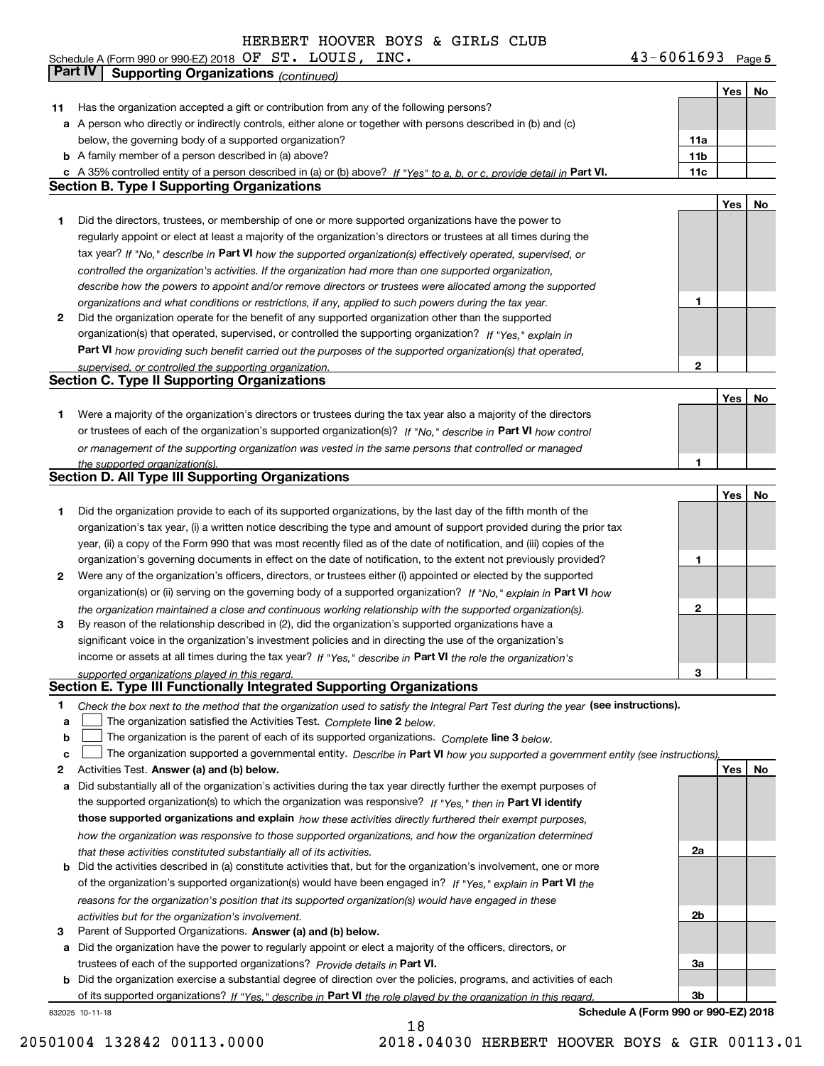HERBERT HOOVER BOYS & GIRLS CLUB

Schedule A (Form 990 or 990-EZ) 2018 OF ST. LOUIS, INC. 43-6061693 Page 5

## Part IV Supporting Organizations *(continued)*

| | | | Yes | No |
|---|---|---|---|---|
| **11** | Has the organization accepted a gift or contribution from any of the following persons? | | | |
| **a** | A person who directly or indirectly controls, either alone or together with persons described in (b) and (c) below, the governing body of a supported organization? | **11a** | | |
| **b** | A family member of a person described in (a) above? | **11b** | | |
| **c** | A 35% controlled entity of a person described in (a) or (b) above? *If "Yes" to a, b, or c, provide detail in* **Part VI.** | **11c** | | |

### Section B. Type I Supporting Organizations

| | | | Yes | No |
|---|---|---|---|---|
| **1** | Did the directors, trustees, or membership of one or more supported organizations have the power to regularly appoint or elect at least a majority of the organization's directors or trustees at all times during the tax year? *If "No," describe in* **Part VI** *how the supported organization(s) effectively operated, supervised, or controlled the organization's activities. If the organization had more than one supported organization, describe how the powers to appoint and/or remove directors or trustees were allocated among the supported organizations and what conditions or restrictions, if any, applied to such powers during the tax year.* | **1** | | |
| **2** | Did the organization operate for the benefit of any supported organization other than the supported organization(s) that operated, supervised, or controlled the supporting organization? *If "Yes," explain in* **Part VI** *how providing such benefit carried out the purposes of the supported organization(s) that operated, supervised, or controlled the supporting organization.* | **2** | | |

### Section C. Type II Supporting Organizations

| | | | Yes | No |
|---|---|---|---|---|
| **1** | Were a majority of the organization's directors or trustees during the tax year also a majority of the directors or trustees of each of the organization's supported organization(s)? *If "No," describe in* **Part VI** *how control or management of the supporting organization was vested in the same persons that controlled or managed the supported organization(s).* | **1** | | |

### Section D. All Type III Supporting Organizations

| | | | Yes | No |
|---|---|---|---|---|
| **1** | Did the organization provide to each of its supported organizations, by the last day of the fifth month of the organization's tax year, (i) a written notice describing the type and amount of support provided during the prior tax year, (ii) a copy of the Form 990 that was most recently filed as of the date of notification, and (iii) copies of the organization's governing documents in effect on the date of notification, to the extent not previously provided? | **1** | | |
| **2** | Were any of the organization's officers, directors, or trustees either (i) appointed or elected by the supported organization(s) or (ii) serving on the governing body of a supported organization? *If "No," explain in* **Part VI** *how the organization maintained a close and continuous working relationship with the supported organization(s).* | **2** | | |
| **3** | By reason of the relationship described in (2), did the organization's supported organizations have a significant voice in the organization's investment policies and in directing the use of the organization's income or assets at all times during the tax year? *If "Yes," describe in* **Part VI** *the role the organization's supported organizations played in this regard.* | **3** | | |

### Section E. Type III Functionally Integrated Supporting Organizations

**1** *Check the box next to the method that the organization used to satisfy the Integral Part Test during the year* **(see instructions).**

- **a** ☐ The organization satisfied the Activities Test. *Complete* **line 2** *below.*
- **b** ☐ The organization is the parent of each of its supported organizations. *Complete* **line 3** *below.*
- **c** ☐ The organization supported a governmental entity. *Describe in* **Part VI** *how you supported a government entity (see instructions).*

| | | | Yes | No |
|---|---|---|---|---|
| **2** | Activities Test. **Answer (a) and (b) below.** | | | |
| **a** | Did substantially all of the organization's activities during the tax year directly further the exempt purposes of the supported organization(s) to which the organization was responsive? *If "Yes," then in* **Part VI identify those supported organizations and explain** *how these activities directly furthered their exempt purposes, how the organization was responsive to those supported organizations, and how the organization determined that these activities constituted substantially all of its activities.* | **2a** | | |
| **b** | Did the activities described in (a) constitute activities that, but for the organization's involvement, one or more of the organization's supported organization(s) would have been engaged in? *If "Yes," explain in* **Part VI** *the reasons for the organization's position that its supported organization(s) would have engaged in these activities but for the organization's involvement.* | **2b** | | |
| **3** | Parent of Supported Organizations. **Answer (a) and (b) below.** | | | |
| **a** | Did the organization have the power to regularly appoint or elect a majority of the officers, directors, or trustees of each of the supported organizations? *Provide details in* **Part VI.** | **3a** | | |
| **b** | Did the organization exercise a substantial degree of direction over the policies, programs, and activities of each of its supported organizations? *If "Yes," describe in* **Part VI** *the role played by the organization in this regard.* | **3b** | | |

832025 10-11-18 **Schedule A (Form 990 or 990-EZ) 2018**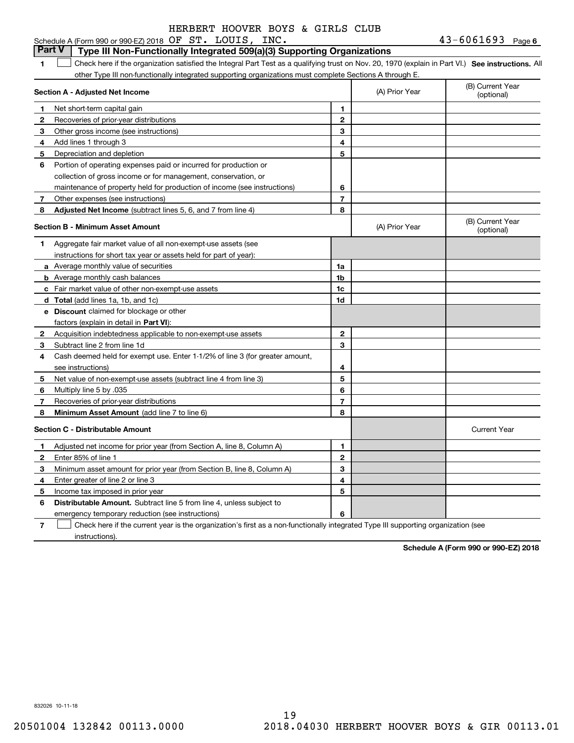HERBERT HOOVER BOYS & GIRLS CLUB

Schedule A (Form 990 or 990-EZ) 2018 OF ST. LOUIS, INC. 43-6061693 Page 6

## Part V | Type III Non-Functionally Integrated 509(a)(3) Supporting Organizations

**1** ☐ Check here if the organization satisfied the Integral Part Test as a qualifying trust on Nov. 20, 1970 (explain in Part VI.) **See instructions.** All other Type III non-functionally integrated supporting organizations must complete Sections A through E.

| **Section A - Adjusted Net Income** | | | (A) Prior Year | (B) Current Year (optional) |
|---|---|---|---|---|
| **1** | Net short-term capital gain | **1** | | |
| **2** | Recoveries of prior-year distributions | **2** | | |
| **3** | Other gross income (see instructions) | **3** | | |
| **4** | Add lines 1 through 3 | **4** | | |
| **5** | Depreciation and depletion | **5** | | |
| **6** | Portion of operating expenses paid or incurred for production or collection of gross income or for management, conservation, or maintenance of property held for production of income (see instructions) | **6** | | |
| **7** | Other expenses (see instructions) | **7** | | |
| **8** | **Adjusted Net Income** (subtract lines 5, 6, and 7 from line 4) | **8** | | |

| **Section B - Minimum Asset Amount** | | | (A) Prior Year | (B) Current Year (optional) |
|---|---|---|---|---|
| **1** | Aggregate fair market value of all non-exempt-use assets (see instructions for short tax year or assets held for part of year): | | | |
| **a** | Average monthly value of securities | **1a** | | |
| **b** | Average monthly cash balances | **1b** | | |
| **c** | Fair market value of other non-exempt-use assets | **1c** | | |
| **d** | **Total** (add lines 1a, 1b, and 1c) | **1d** | | |
| **e** | **Discount** claimed for blockage or other factors (explain in detail in **Part VI**): | | | |
| **2** | Acquisition indebtedness applicable to non-exempt-use assets | **2** | | |
| **3** | Subtract line 2 from line 1d | **3** | | |
| **4** | Cash deemed held for exempt use. Enter 1-1/2% of line 3 (for greater amount, see instructions) | **4** | | |
| **5** | Net value of non-exempt-use assets (subtract line 4 from line 3) | **5** | | |
| **6** | Multiply line 5 by .035 | **6** | | |
| **7** | Recoveries of prior-year distributions | **7** | | |
| **8** | **Minimum Asset Amount** (add line 7 to line 6) | **8** | | |

| **Section C - Distributable Amount** | | | | Current Year |
|---|---|---|---|---|
| **1** | Adjusted net income for prior year (from Section A, line 8, Column A) | **1** | | |
| **2** | Enter 85% of line 1 | **2** | | |
| **3** | Minimum asset amount for prior year (from Section B, line 8, Column A) | **3** | | |
| **4** | Enter greater of line 2 or line 3 | **4** | | |
| **5** | Income tax imposed in prior year | **5** | | |
| **6** | **Distributable Amount.** Subtract line 5 from line 4, unless subject to emergency temporary reduction (see instructions) | **6** | | |

**7** ☐ Check here if the current year is the organization's first as a non-functionally integrated Type III supporting organization (see instructions).

**Schedule A (Form 990 or 990-EZ) 2018**

832026 10-11-18

20501004 132842 00113.0000 2018.04030 HERBERT HOOVER BOYS & GIR 00113.01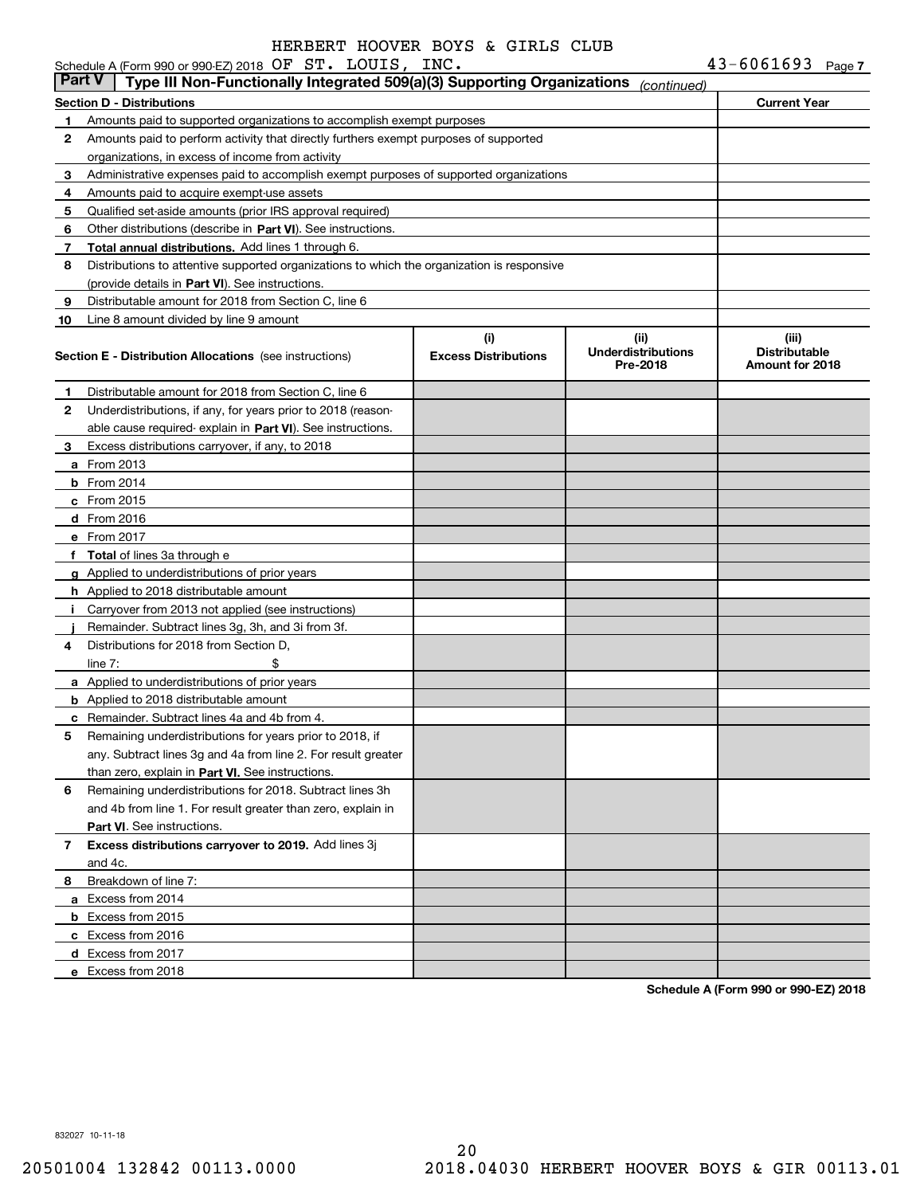HERBERT HOOVER BOYS & GIRLS CLUB

Schedule A (Form 990 or 990-EZ) 2018 OF ST. LOUIS, INC. 43-6061693 Page 7

**Part V** | **Type III Non-Functionally Integrated 509(a)(3) Supporting Organizations** *(continued)*

| **Section D - Distributions** | **Current Year** |
|---|---|
| **1** Amounts paid to supported organizations to accomplish exempt purposes | |
| **2** Amounts paid to perform activity that directly furthers exempt purposes of supported organizations, in excess of income from activity | |
| **3** Administrative expenses paid to accomplish exempt purposes of supported organizations | |
| **4** Amounts paid to acquire exempt-use assets | |
| **5** Qualified set-aside amounts (prior IRS approval required) | |
| **6** Other distributions (describe in **Part VI**). See instructions. | |
| **7** **Total annual distributions.** Add lines 1 through 6. | |
| **8** Distributions to attentive supported organizations to which the organization is responsive (provide details in **Part VI**). See instructions. | |
| **9** Distributable amount for 2018 from Section C, line 6 | |
| **10** Line 8 amount divided by line 9 amount | |

| **Section E - Distribution Allocations** (see instructions) | **(i)** Excess Distributions | **(ii)** Underdistributions Pre-2018 | **(iii)** Distributable Amount for 2018 |
|---|---|---|---|
| **1** Distributable amount for 2018 from Section C, line 6 | | | |
| **2** Underdistributions, if any, for years prior to 2018 (reasonable cause required- explain in **Part VI**). See instructions. | | | |
| **3** Excess distributions carryover, if any, to 2018 | | | |
| **a** From 2013 | | | |
| **b** From 2014 | | | |
| **c** From 2015 | | | |
| **d** From 2016 | | | |
| **e** From 2017 | | | |
| **f** **Total** of lines 3a through e | | | |
| **g** Applied to underdistributions of prior years | | | |
| **h** Applied to 2018 distributable amount | | | |
| **i** Carryover from 2013 not applied (see instructions) | | | |
| **j** Remainder. Subtract lines 3g, 3h, and 3i from 3f. | | | |
| **4** Distributions for 2018 from Section D, line 7: $ | | | |
| **a** Applied to underdistributions of prior years | | | |
| **b** Applied to 2018 distributable amount | | | |
| **c** Remainder. Subtract lines 4a and 4b from 4. | | | |
| **5** Remaining underdistributions for years prior to 2018, if any. Subtract lines 3g and 4a from line 2. For result greater than zero, explain in **Part VI**. See instructions. | | | |
| **6** Remaining underdistributions for 2018. Subtract lines 3h and 4b from line 1. For result greater than zero, explain in **Part VI**. See instructions. | | | |
| **7** **Excess distributions carryover to 2019.** Add lines 3j and 4c. | | | |
| **8** Breakdown of line 7: | | | |
| **a** Excess from 2014 | | | |
| **b** Excess from 2015 | | | |
| **c** Excess from 2016 | | | |
| **d** Excess from 2017 | | | |
| **e** Excess from 2018 | | | |

**Schedule A (Form 990 or 990-EZ) 2018**

832027 10-11-18

20501004 132842 00113.0000 2018.04030 HERBERT HOOVER BOYS & GIR 00113.01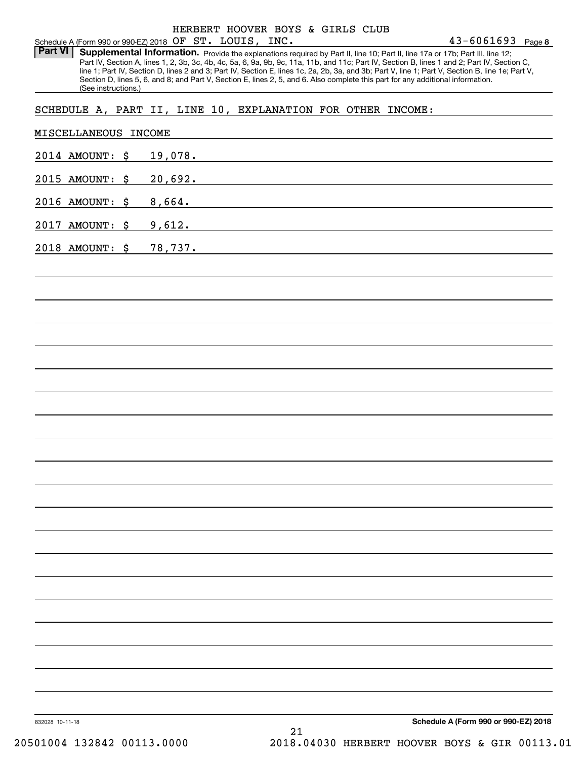HERBERT HOOVER BOYS & GIRLS CLUB

Schedule A (Form 990 or 990-EZ) 2018 OF ST. LOUIS, INC. 43-6061693 Page 8

**Part VI** **Supplemental Information.** Provide the explanations required by Part II, line 10; Part II, line 17a or 17b; Part III, line 12; Part IV, Section A, lines 1, 2, 3b, 3c, 4b, 4c, 5a, 6, 9a, 9b, 9c, 11a, 11b, and 11c; Part IV, Section B, lines 1 and 2; Part IV, Section C, line 1; Part IV, Section D, lines 2 and 3; Part IV, Section E, lines 1c, 2a, 2b, 3a, and 3b; Part V, line 1; Part V, Section B, line 1e; Part V, Section D, lines 5, 6, and 8; and Part V, Section E, lines 2, 5, and 6. Also complete this part for any additional information. (See instructions.)

SCHEDULE A, PART II, LINE 10, EXPLANATION FOR OTHER INCOME:

MISCELLANEOUS INCOME

2014 AMOUNT: $ 19,078.

2015 AMOUNT: $ 20,692.

2016 AMOUNT: $ 8,664.

2017 AMOUNT: $ 9,612.

2018 AMOUNT: $ 78,737.

832028 10-11-18 **Schedule A (Form 990 or 990-EZ) 2018**

20501004 132842 00113.0000 2018.04030 HERBERT HOOVER BOYS & GIR 00113.01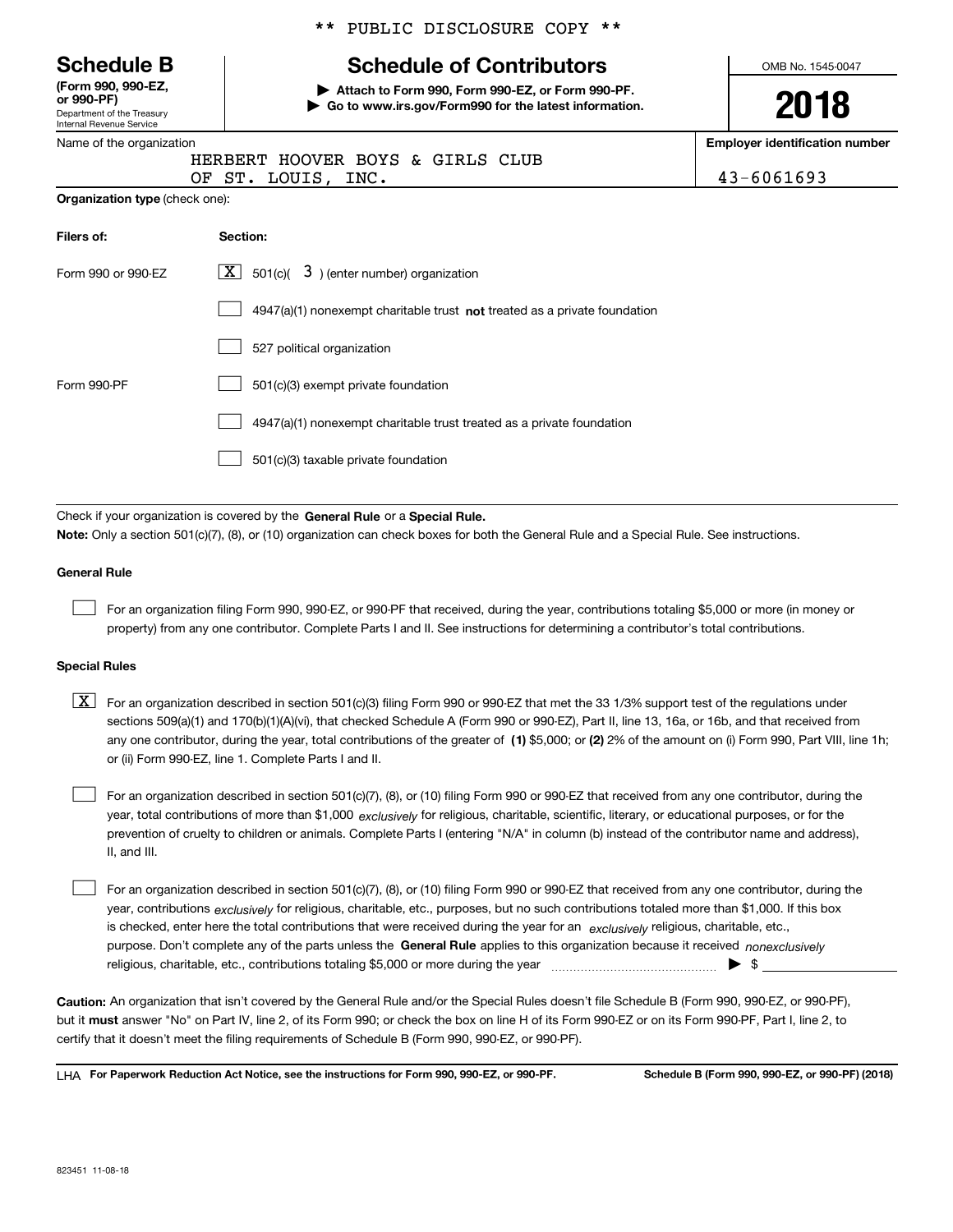** PUBLIC DISCLOSURE COPY **

**Schedule B**
**(Form 990, 990-EZ, or 990-PF)**
Department of the Treasury
Internal Revenue Service

# Schedule of Contributors

▶ **Attach to Form 990, Form 990-EZ, or Form 990-PF.**
▶ **Go to www.irs.gov/Form990 for the latest information.**

OMB No. 1545-0047

**2018**

Name of the organization: HERBERT HOOVER BOYS & GIRLS CLUB OF ST. LOUIS, INC.

**Employer identification number:** 43-6061693

**Organization type** (check one):

| **Filers of:** | **Section:** |
|---|---|
| Form 990 or 990-EZ | [X] 501(c)( 3 ) (enter number) organization |
| | [ ] 4947(a)(1) nonexempt charitable trust **not** treated as a private foundation |
| | [ ] 527 political organization |
| Form 990-PF | [ ] 501(c)(3) exempt private foundation |
| | [ ] 4947(a)(1) nonexempt charitable trust treated as a private foundation |
| | [ ] 501(c)(3) taxable private foundation |

Check if your organization is covered by the **General Rule** or a **Special Rule.**

**Note:** Only a section 501(c)(7), (8), or (10) organization can check boxes for both the General Rule and a Special Rule. See instructions.

**General Rule**

[ ] For an organization filing Form 990, 990-EZ, or 990-PF that received, during the year, contributions totaling $5,000 or more (in money or property) from any one contributor. Complete Parts I and II. See instructions for determining a contributor's total contributions.

**Special Rules**

[X] For an organization described in section 501(c)(3) filing Form 990 or 990-EZ that met the 33 1/3% support test of the regulations under sections 509(a)(1) and 170(b)(1)(A)(vi), that checked Schedule A (Form 990 or 990-EZ), Part II, line 13, 16a, or 16b, and that received from any one contributor, during the year, total contributions of the greater of **(1)** $5,000; or **(2)** 2% of the amount on (i) Form 990, Part VIII, line 1h; or (ii) Form 990-EZ, line 1. Complete Parts I and II.

[ ] For an organization described in section 501(c)(7), (8), or (10) filing Form 990 or 990-EZ that received from any one contributor, during the year, total contributions of more than $1,000 *exclusively* for religious, charitable, scientific, literary, or educational purposes, or for the prevention of cruelty to children or animals. Complete Parts I (entering "N/A" in column (b) instead of the contributor name and address), II, and III.

[ ] For an organization described in section 501(c)(7), (8), or (10) filing Form 990 or 990-EZ that received from any one contributor, during the year, contributions *exclusively* for religious, charitable, etc., purposes, but no such contributions totaled more than $1,000. If this box is checked, enter here the total contributions that were received during the year for an *exclusively* religious, charitable, etc., purpose. Don't complete any of the parts unless the **General Rule** applies to this organization because it received *nonexclusively* religious, charitable, etc., contributions totaling $5,000 or more during the year ▶ $ ____________

**Caution:** An organization that isn't covered by the General Rule and/or the Special Rules doesn't file Schedule B (Form 990, 990-EZ, or 990-PF), but it **must** answer "No" on Part IV, line 2, of its Form 990; or check the box on line H of its Form 990-EZ or on its Form 990-PF, Part I, line 2, to certify that it doesn't meet the filing requirements of Schedule B (Form 990, 990-EZ, or 990-PF).

LHA **For Paperwork Reduction Act Notice, see the instructions for Form 990, 990-EZ, or 990-PF.** **Schedule B (Form 990, 990-EZ, or 990-PF) (2018)**

823451 11-08-18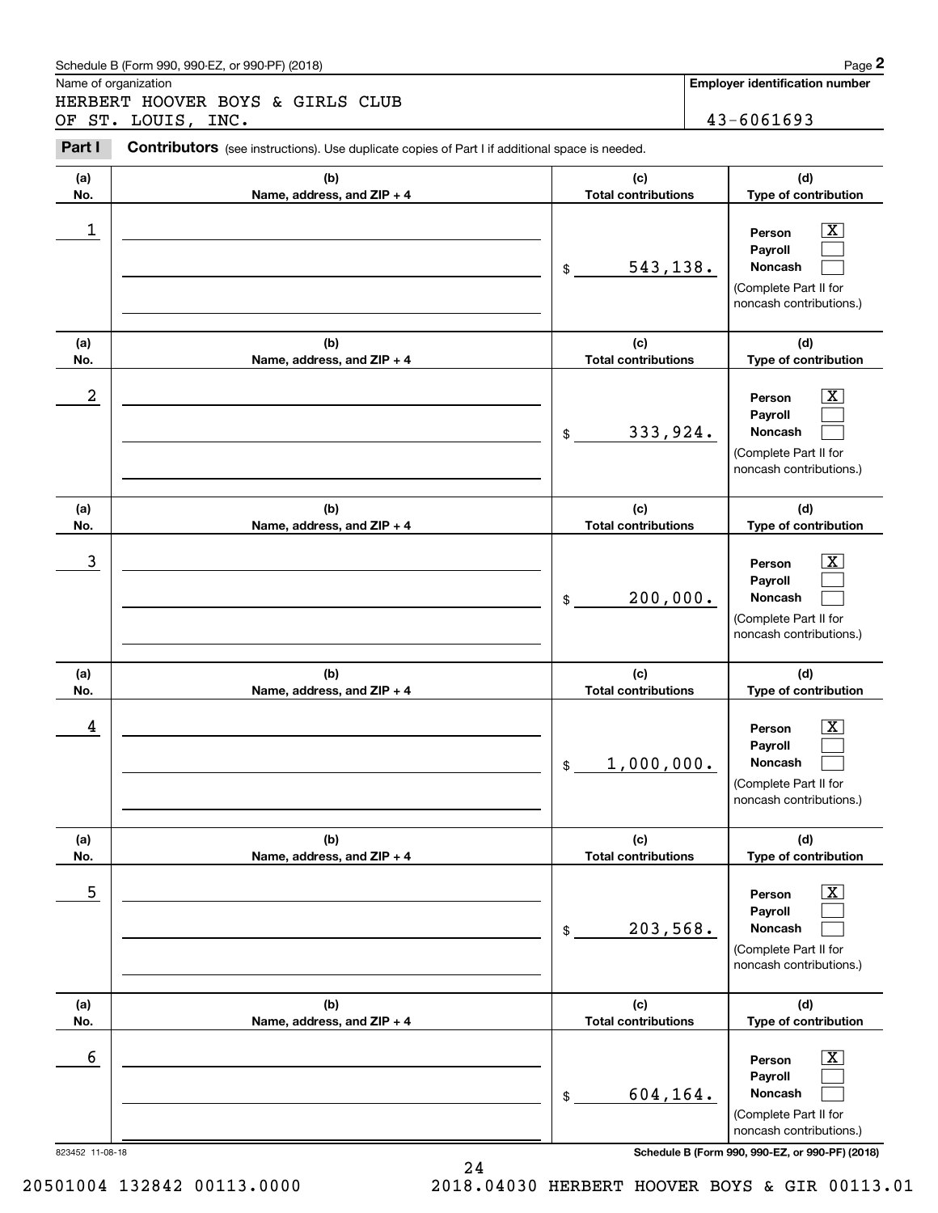Schedule B (Form 990, 990-EZ, or 990-PF) (2018)

Name of organization

HERBERT HOOVER BOYS & GIRLS CLUB OF ST. LOUIS, INC.

**Employer identification number**

43-6061693

**Part I** **Contributors** (see instructions). Use duplicate copies of Part I if additional space is needed.

| (a) No. | (b) Name, address, and ZIP + 4 | (c) Total contributions | (d) Type of contribution |
|---|---|---|---|
| 1 | | $ 543,138. | Person [X] Payroll [ ] Noncash [ ] (Complete Part II for noncash contributions.) |
| 2 | | $ 333,924. | Person [X] Payroll [ ] Noncash [ ] (Complete Part II for noncash contributions.) |
| 3 | | $ 200,000. | Person [X] Payroll [ ] Noncash [ ] (Complete Part II for noncash contributions.) |
| 4 | | $ 1,000,000. | Person [X] Payroll [ ] Noncash [ ] (Complete Part II for noncash contributions.) |
| 5 | | $ 203,568. | Person [X] Payroll [ ] Noncash [ ] (Complete Part II for noncash contributions.) |
| 6 | | $ 604,164. | Person [X] Payroll [ ] Noncash [ ] (Complete Part II for noncash contributions.) |

823452 11-08-18

**Schedule B (Form 990, 990-EZ, or 990-PF) (2018)**

20501004 132842 00113.0000 2018.04030 HERBERT HOOVER BOYS & GIR 00113.01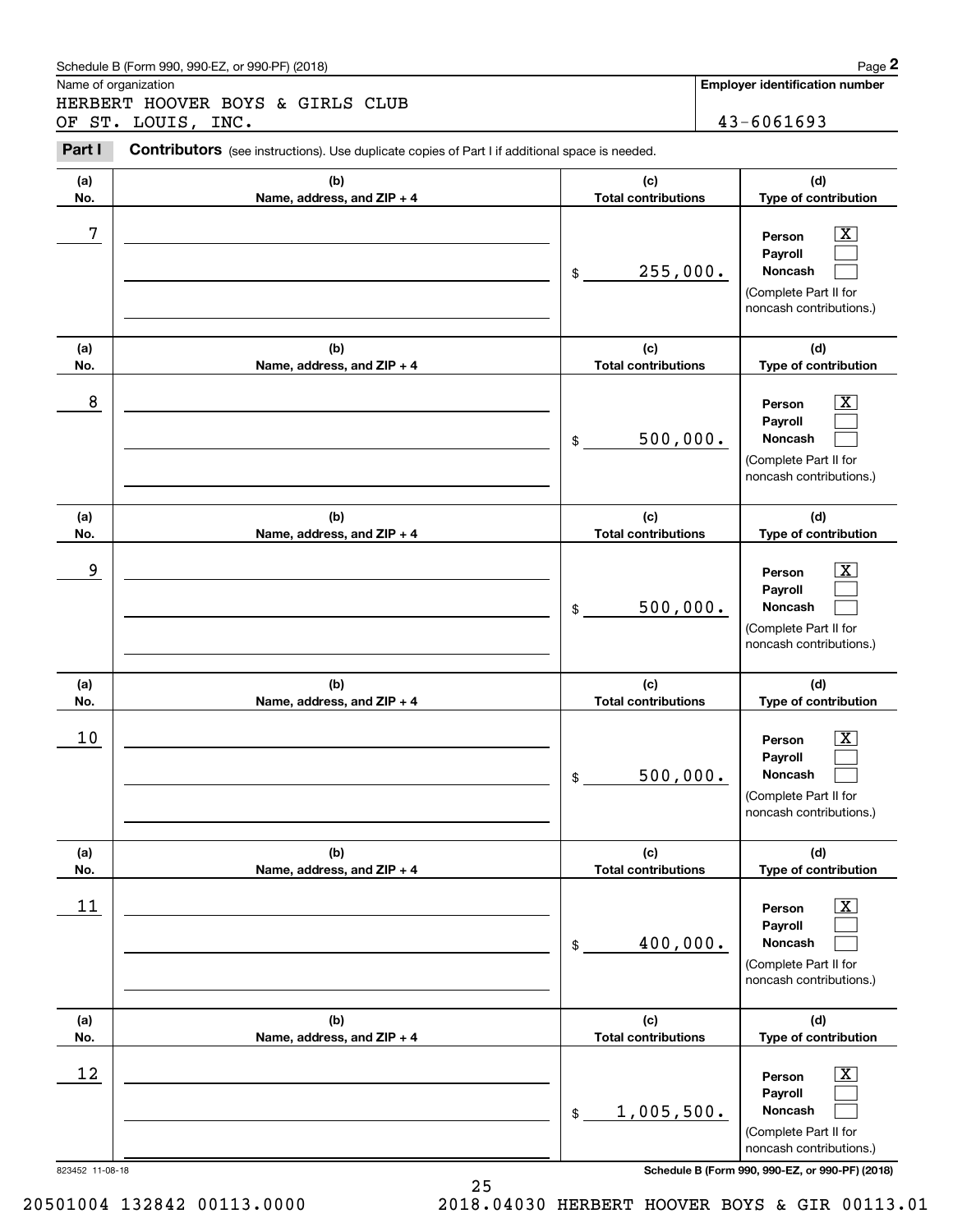Schedule B (Form 990, 990-EZ, or 990-PF) (2018)

Name of organization: HERBERT HOOVER BOYS & GIRLS CLUB OF ST. LOUIS, INC.

Employer identification number: 43-6061693

**Part I** **Contributors** (see instructions). Use duplicate copies of Part I if additional space is needed.

| (a) No. | (b) Name, address, and ZIP + 4 | (c) Total contributions | (d) Type of contribution |
|---|---|---|---|
| 7 | | $ 255,000. | Person [X] Payroll [ ] Noncash [ ] (Complete Part II for noncash contributions.) |
| 8 | | $ 500,000. | Person [X] Payroll [ ] Noncash [ ] (Complete Part II for noncash contributions.) |
| 9 | | $ 500,000. | Person [X] Payroll [ ] Noncash [ ] (Complete Part II for noncash contributions.) |
| 10 | | $ 500,000. | Person [X] Payroll [ ] Noncash [ ] (Complete Part II for noncash contributions.) |
| 11 | | $ 400,000. | Person [X] Payroll [ ] Noncash [ ] (Complete Part II for noncash contributions.) |
| 12 | | $ 1,005,500. | Person [X] Payroll [ ] Noncash [ ] (Complete Part II for noncash contributions.) |

823452 11-08-18

Schedule B (Form 990, 990-EZ, or 990-PF) (2018)

20501004 132842 00113.0000 2018.04030 HERBERT HOOVER BOYS & GIR 00113.01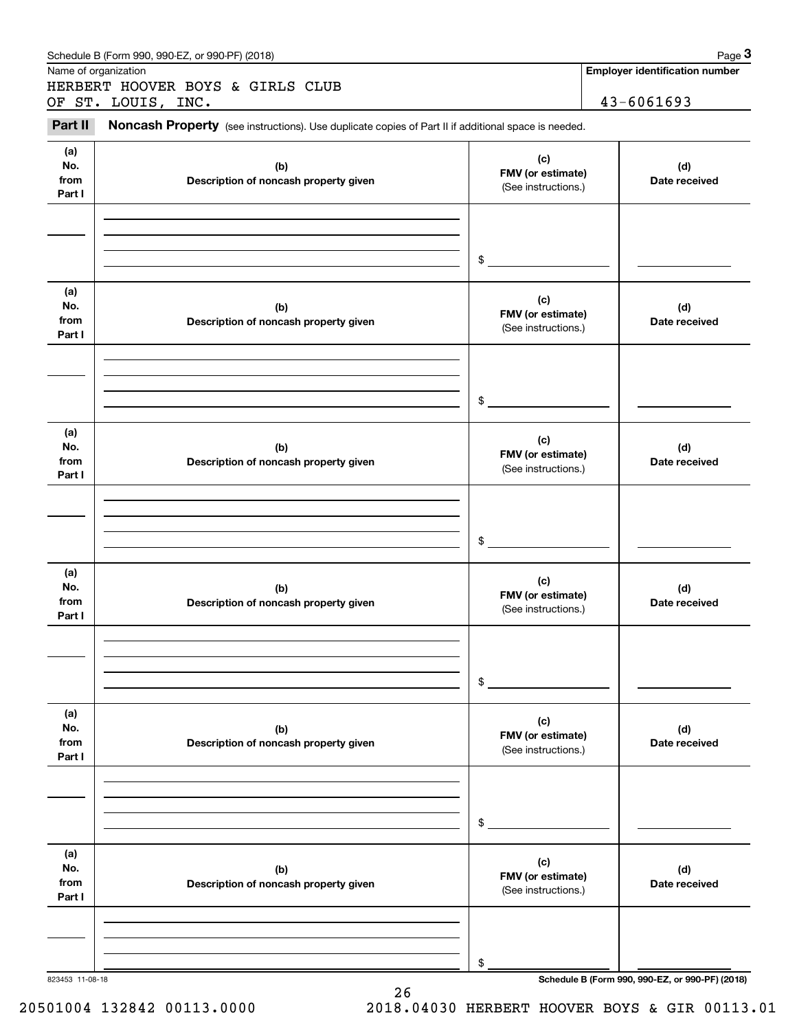Schedule B (Form 990, 990-EZ, or 990-PF) (2018)

Name of organization: HERBERT HOOVER BOYS & GIRLS CLUB OF ST. LOUIS, INC.

Employer identification number: 43-6061693

**Part II** **Noncash Property** (see instructions). Use duplicate copies of Part II if additional space is needed.

| (a) No. from Part I | (b) Description of noncash property given | (c) FMV (or estimate) (See instructions.) | (d) Date received |
|---|---|---|---|
| | | $ | |

| (a) No. from Part I | (b) Description of noncash property given | (c) FMV (or estimate) (See instructions.) | (d) Date received |
|---|---|---|---|
| | | $ | |

| (a) No. from Part I | (b) Description of noncash property given | (c) FMV (or estimate) (See instructions.) | (d) Date received |
|---|---|---|---|
| | | $ | |

| (a) No. from Part I | (b) Description of noncash property given | (c) FMV (or estimate) (See instructions.) | (d) Date received |
|---|---|---|---|
| | | $ | |

| (a) No. from Part I | (b) Description of noncash property given | (c) FMV (or estimate) (See instructions.) | (d) Date received |
|---|---|---|---|
| | | $ | |

| (a) No. from Part I | (b) Description of noncash property given | (c) FMV (or estimate) (See instructions.) | (d) Date received |
|---|---|---|---|
| | | $ | |

823453 11-08-18

Schedule B (Form 990, 990-EZ, or 990-PF) (2018)

20501004 132842 00113.0000 2018.04030 HERBERT HOOVER BOYS & GIR 00113.01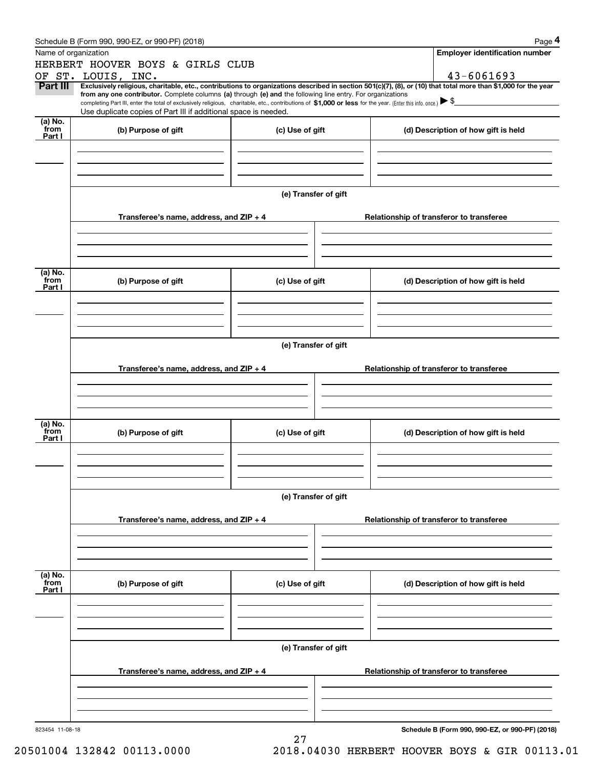Schedule B (Form 990, 990-EZ, or 990-PF) (2018)

| Name of organization | Employer identification number |
| --- | --- |
| HERBERT HOOVER BOYS & GIRLS CLUB OF ST. LOUIS, INC. | 43-6061693 |

**Part III** **Exclusively religious, charitable, etc., contributions to organizations described in section 501(c)(7), (8), or (10) that total more than $1,000 for the year from any one contributor.** Complete columns **(a)** through **(e) and** the following line entry. For organizations completing Part III, enter the total of exclusively religious, charitable, etc., contributions of **$1,000 or less** for the year. (Enter this info. once.) ▶ $

Use duplicate copies of Part III if additional space is needed.

| (a) No. from Part I | (b) Purpose of gift | (c) Use of gift | (d) Description of how gift is held |
| --- | --- | --- | --- |
| | | | |

(e) Transfer of gift

| Transferee's name, address, and ZIP + 4 | Relationship of transferor to transferee |
| --- | --- |
| | |

| (a) No. from Part I | (b) Purpose of gift | (c) Use of gift | (d) Description of how gift is held |
| --- | --- | --- | --- |
| | | | |

(e) Transfer of gift

| Transferee's name, address, and ZIP + 4 | Relationship of transferor to transferee |
| --- | --- |
| | |

| (a) No. from Part I | (b) Purpose of gift | (c) Use of gift | (d) Description of how gift is held |
| --- | --- | --- | --- |
| | | | |

(e) Transfer of gift

| Transferee's name, address, and ZIP + 4 | Relationship of transferor to transferee |
| --- | --- |
| | |

| (a) No. from Part I | (b) Purpose of gift | (c) Use of gift | (d) Description of how gift is held |
| --- | --- | --- | --- |
| | | | |

(e) Transfer of gift

| Transferee's name, address, and ZIP + 4 | Relationship of transferor to transferee |
| --- | --- |
| | |

823454 11-08-18

**Schedule B (Form 990, 990-EZ, or 990-PF) (2018)**

20501004 132842 00113.0000 2018.04030 HERBERT HOOVER BOYS & GIR 00113.01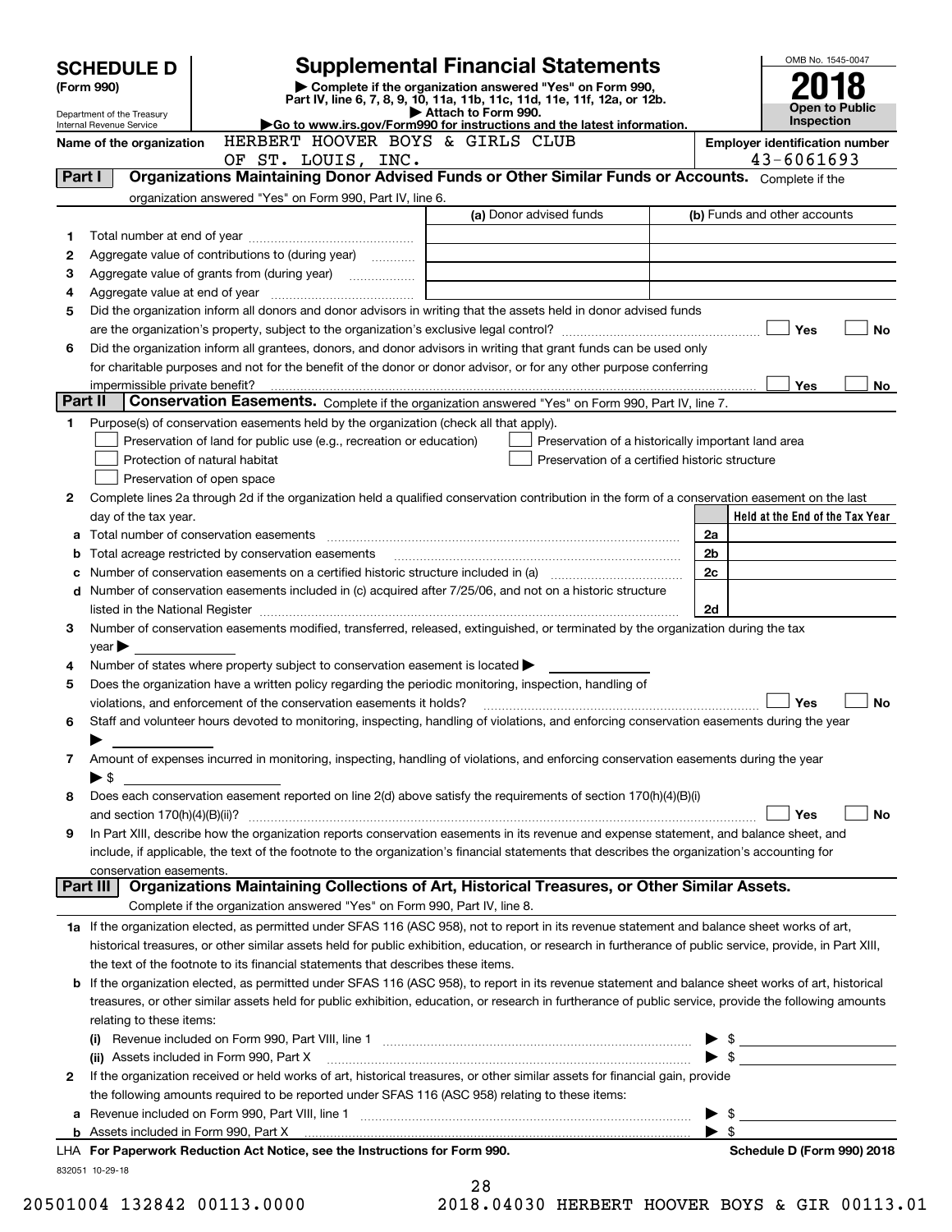# SCHEDULE D (Form 990)

Department of the Treasury
Internal Revenue Service

## Supplemental Financial Statements

▶ Complete if the organization answered "Yes" on Form 990, Part IV, line 6, 7, 8, 9, 10, 11a, 11b, 11c, 11d, 11e, 11f, 12a, or 12b.
▶ Attach to Form 990.
▶Go to www.irs.gov/Form990 for instructions and the latest information.

OMB No. 1545-0047

**2018**

**Open to Public Inspection**

Name of the organization: HERBERT HOOVER BOYS & GIRLS CLUB OF ST. LOUIS, INC.

Employer identification number: 43-6061693

### Part I Organizations Maintaining Donor Advised Funds or Other Similar Funds or Accounts. Complete if the organization answered "Yes" on Form 990, Part IV, line 6.

| | | (a) Donor advised funds | (b) Funds and other accounts |
|---|---|---|---|
| 1 | Total number at end of year | | |
| 2 | Aggregate value of contributions to (during year) | | |
| 3 | Aggregate value of grants from (during year) | | |
| 4 | Aggregate value at end of year | | |

5 Did the organization inform all donors and donor advisors in writing that the assets held in donor advised funds are the organization's property, subject to the organization's exclusive legal control? ☐ Yes ☐ No

6 Did the organization inform all grantees, donors, and donor advisors in writing that grant funds can be used only for charitable purposes and not for the benefit of the donor or donor advisor, or for any other purpose conferring impermissible private benefit? ☐ Yes ☐ No

### Part II Conservation Easements. Complete if the organization answered "Yes" on Form 990, Part IV, line 7.

1 Purpose(s) of conservation easements held by the organization (check all that apply).

☐ Preservation of land for public use (e.g., recreation or education)
☐ Preservation of a historically important land area
☐ Protection of natural habitat
☐ Preservation of a certified historic structure
☐ Preservation of open space

2 Complete lines 2a through 2d if the organization held a qualified conservation contribution in the form of a conservation easement on the last day of the tax year.

| | | | Held at the End of the Tax Year |
|---|---|---|---|
| a | Total number of conservation easements | 2a | |
| b | Total acreage restricted by conservation easements | 2b | |
| c | Number of conservation easements on a certified historic structure included in (a) | 2c | |
| d | Number of conservation easements included in (c) acquired after 7/25/06, and not on a historic structure listed in the National Register | 2d | |

3 Number of conservation easements modified, transferred, released, extinguished, or terminated by the organization during the tax year ▶

4 Number of states where property subject to conservation easement is located ▶

5 Does the organization have a written policy regarding the periodic monitoring, inspection, handling of violations, and enforcement of the conservation easements it holds? ☐ Yes ☐ No

6 Staff and volunteer hours devoted to monitoring, inspecting, handling of violations, and enforcing conservation easements during the year ▶

7 Amount of expenses incurred in monitoring, inspecting, handling of violations, and enforcing conservation easements during the year ▶ $

8 Does each conservation easement reported on line 2(d) above satisfy the requirements of section 170(h)(4)(B)(i) and section 170(h)(4)(B)(ii)? ☐ Yes ☐ No

9 In Part XIII, describe how the organization reports conservation easements in its revenue and expense statement, and balance sheet, and include, if applicable, the text of the footnote to the organization's financial statements that describes the organization's accounting for conservation easements.

### Part III Organizations Maintaining Collections of Art, Historical Treasures, or Other Similar Assets. Complete if the organization answered "Yes" on Form 990, Part IV, line 8.

1a If the organization elected, as permitted under SFAS 116 (ASC 958), not to report in its revenue statement and balance sheet works of art, historical treasures, or other similar assets held for public exhibition, education, or research in furtherance of public service, provide, in Part XIII, the text of the footnote to its financial statements that describes these items.

b If the organization elected, as permitted under SFAS 116 (ASC 958), to report in its revenue statement and balance sheet works of art, historical treasures, or other similar assets held for public exhibition, education, or research in furtherance of public service, provide the following amounts relating to these items:

(i) Revenue included on Form 990, Part VIII, line 1 ▶ $

(ii) Assets included in Form 990, Part X ▶ $

2 If the organization received or held works of art, historical treasures, or other similar assets for financial gain, provide the following amounts required to be reported under SFAS 116 (ASC 958) relating to these items:

a Revenue included on Form 990, Part VIII, line 1 ▶ $

b Assets included in Form 990, Part X ▶ $

LHA For Paperwork Reduction Act Notice, see the Instructions for Form 990. Schedule D (Form 990) 2018

832051 10-29-18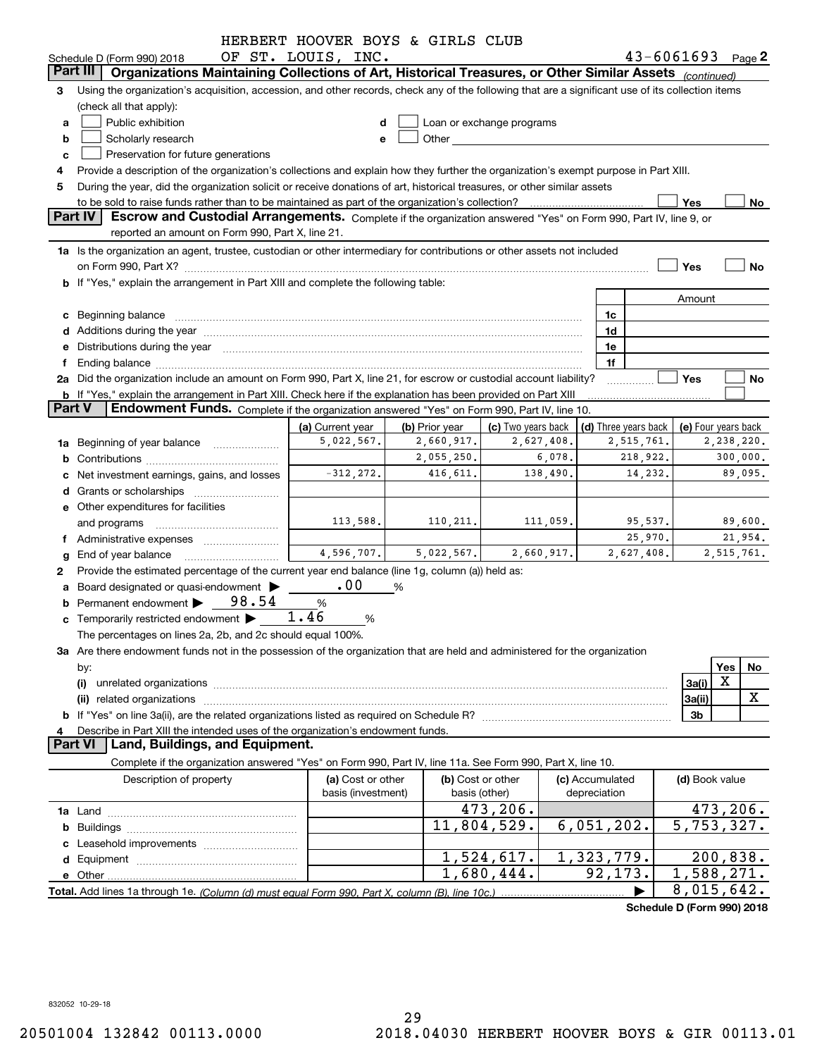HERBERT HOOVER BOYS & GIRLS CLUB

Schedule D (Form 990) 2018 OF ST. LOUIS, INC. 43-6061693 Page 2

## Part III Organizations Maintaining Collections of Art, Historical Treasures, or Other Similar Assets *(continued)*

3 Using the organization's acquisition, accession, and other records, check any of the following that are a significant use of its collection items (check all that apply):

- a ☐ Public exhibition
- b ☐ Scholarly research
- c ☐ Preservation for future generations
- d ☐ Loan or exchange programs
- e ☐ Other

4 Provide a description of the organization's collections and explain how they further the organization's exempt purpose in Part XIII.

5 During the year, did the organization solicit or receive donations of art, historical treasures, or other similar assets to be sold to raise funds rather than to be maintained as part of the organization's collection? ☐ Yes ☐ No

## Part IV Escrow and Custodial Arrangements.

Complete if the organization answered "Yes" on Form 990, Part IV, line 9, or reported an amount on Form 990, Part X, line 21.

1a Is the organization an agent, trustee, custodian or other intermediary for contributions or other assets not included on Form 990, Part X? ☐ Yes ☐ No

b If "Yes," explain the arrangement in Part XIII and complete the following table:

| | | Amount |
|---|---|---|
| c Beginning balance | 1c | |
| d Additions during the year | 1d | |
| e Distributions during the year | 1e | |
| f Ending balance | 1f | |

2a Did the organization include an amount on Form 990, Part X, line 21, for escrow or custodial account liability? ☐ Yes ☐ No

b If "Yes," explain the arrangement in Part XIII. Check here if the explanation has been provided on Part XIII ☐

## Part V Endowment Funds.

Complete if the organization answered "Yes" on Form 990, Part IV, line 10.

| | (a) Current year | (b) Prior year | (c) Two years back | (d) Three years back | (e) Four years back |
|---|---|---|---|---|---|
| 1a Beginning of year balance | 5,022,567. | 2,660,917. | 2,627,408. | 2,515,761. | 2,238,220. |
| b Contributions | | 2,055,250. | 6,078. | 218,922. | 300,000. |
| c Net investment earnings, gains, and losses | -312,272. | 416,611. | 138,490. | 14,232. | 89,095. |
| d Grants or scholarships | | | | | |
| e Other expenditures for facilities and programs | 113,588. | 110,211. | 111,059. | 95,537. | 89,600. |
| f Administrative expenses | | | | 25,970. | 21,954. |
| g End of year balance | 4,596,707. | 5,022,567. | 2,660,917. | 2,627,408. | 2,515,761. |

2 Provide the estimated percentage of the current year end balance (line 1g, column (a)) held as:

- a Board designated or quasi-endowment ▶ .00 %
- b Permanent endowment ▶ 98.54 %
- c Temporarily restricted endowment ▶ 1.46 %

The percentages on lines 2a, 2b, and 2c should equal 100%.

3a Are there endowment funds not in the possession of the organization that are held and administered for the organization by:

| | | Yes | No |
|---|---|---|---|
| (i) unrelated organizations | 3a(i) | X | |
| (ii) related organizations | 3a(ii) | | X |
| b If "Yes" on line 3a(ii), are the related organizations listed as required on Schedule R? | 3b | | |

4 Describe in Part XIII the intended uses of the organization's endowment funds.

## Part VI Land, Buildings, and Equipment.

Complete if the organization answered "Yes" on Form 990, Part IV, line 11a. See Form 990, Part X, line 10.

| Description of property | (a) Cost or other basis (investment) | (b) Cost or other basis (other) | (c) Accumulated depreciation | (d) Book value |
|---|---|---|---|---|
| 1a Land | | 473,206. | | 473,206. |
| b Buildings | | 11,804,529. | 6,051,202. | 5,753,327. |
| c Leasehold improvements | | | | |
| d Equipment | | 1,524,617. | 1,323,779. | 200,838. |
| e Other | | 1,680,444. | 92,173. | 1,588,271. |
| Total. Add lines 1a through 1e. *(Column (d) must equal Form 990, Part X, column (B), line 10c.)* | | | ▶ | 8,015,642. |

**Schedule D (Form 990) 2018**

832052 10-29-18

20501004 132842 00113.0000 2018.04030 HERBERT HOOVER BOYS & GIR 00113.01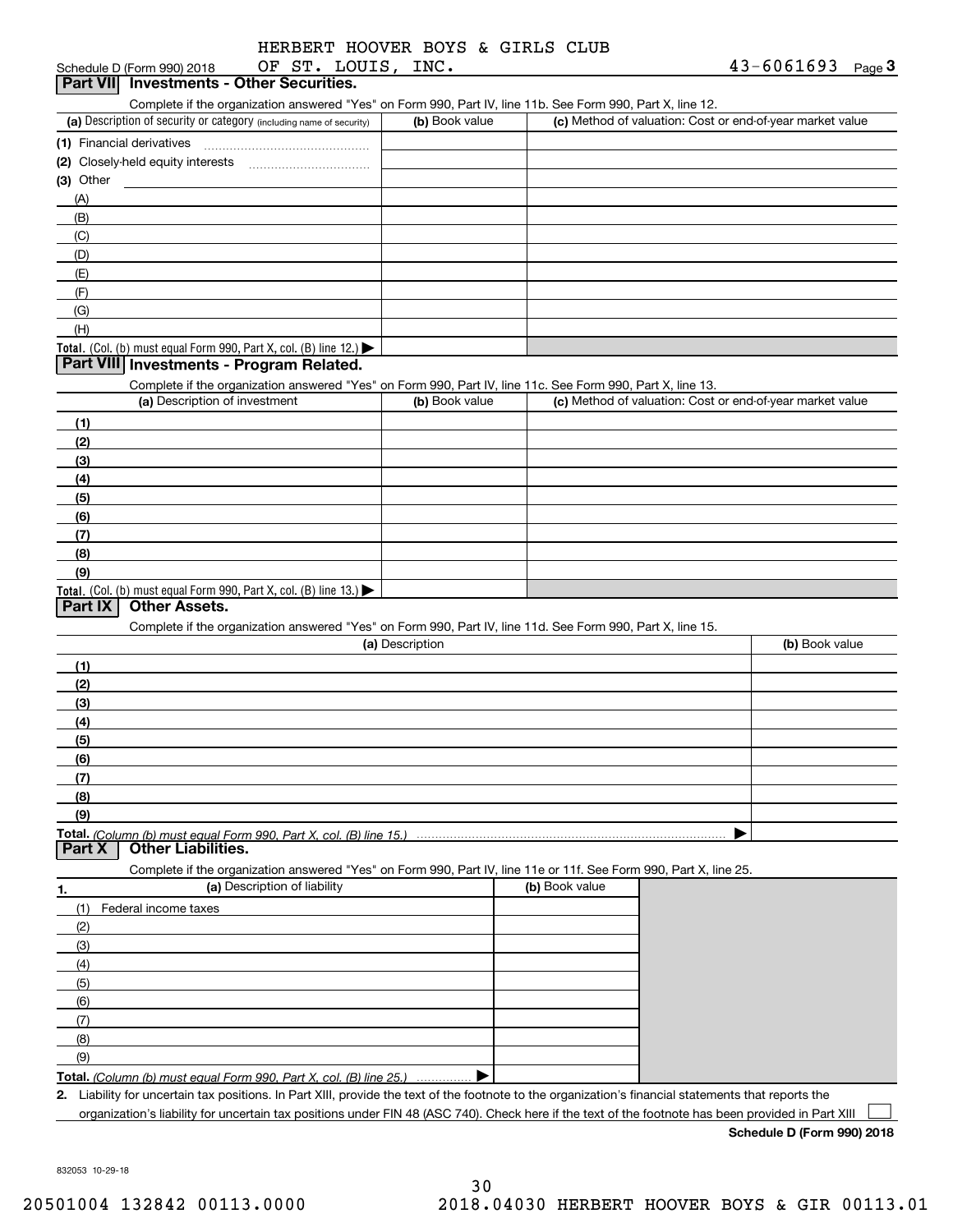HERBERT HOOVER BOYS & GIRLS CLUB
Schedule D (Form 990) 2018 OF ST. LOUIS, INC. 43-6061693 Page 3

## Part VII Investments - Other Securities.

Complete if the organization answered "Yes" on Form 990, Part IV, line 11b. See Form 990, Part X, line 12.

| (a) Description of security or category (including name of security) | (b) Book value | (c) Method of valuation: Cost or end-of-year market value |
|---|---|---|
| (1) Financial derivatives | | |
| (2) Closely-held equity interests | | |
| (3) Other | | |
| (A) | | |
| (B) | | |
| (C) | | |
| (D) | | |
| (E) | | |
| (F) | | |
| (G) | | |
| (H) | | |
| **Total.** (Col. (b) must equal Form 990, Part X, col. (B) line 12.) ▶ | | |

## Part VIII Investments - Program Related.

Complete if the organization answered "Yes" on Form 990, Part IV, line 11c. See Form 990, Part X, line 13.

| (a) Description of investment | (b) Book value | (c) Method of valuation: Cost or end-of-year market value |
|---|---|---|
| (1) | | |
| (2) | | |
| (3) | | |
| (4) | | |
| (5) | | |
| (6) | | |
| (7) | | |
| (8) | | |
| (9) | | |
| **Total.** (Col. (b) must equal Form 990, Part X, col. (B) line 13.) ▶ | | |

## Part IX Other Assets.

Complete if the organization answered "Yes" on Form 990, Part IV, line 11d. See Form 990, Part X, line 15.

| (a) Description | (b) Book value |
|---|---|
| (1) | |
| (2) | |
| (3) | |
| (4) | |
| (5) | |
| (6) | |
| (7) | |
| (8) | |
| (9) | |
| **Total.** *(Column (b) must equal Form 990, Part X, col. (B) line 15.)* ▶ | |

## Part X Other Liabilities.

Complete if the organization answered "Yes" on Form 990, Part IV, line 11e or 11f. See Form 990, Part X, line 25.

| 1. (a) Description of liability | (b) Book value |
|---|---|
| (1) Federal income taxes | |
| (2) | |
| (3) | |
| (4) | |
| (5) | |
| (6) | |
| (7) | |
| (8) | |
| (9) | |
| **Total.** *(Column (b) must equal Form 990, Part X, col. (B) line 25.)* ▶ | |

2. Liability for uncertain tax positions. In Part XIII, provide the text of the footnote to the organization's financial statements that reports the organization's liability for uncertain tax positions under FIN 48 (ASC 740). Check here if the text of the footnote has been provided in Part XIII ☐

**Schedule D (Form 990) 2018**

832053 10-29-18

20501004 132842 00113.0000 2018.04030 HERBERT HOOVER BOYS & GIR 00113.01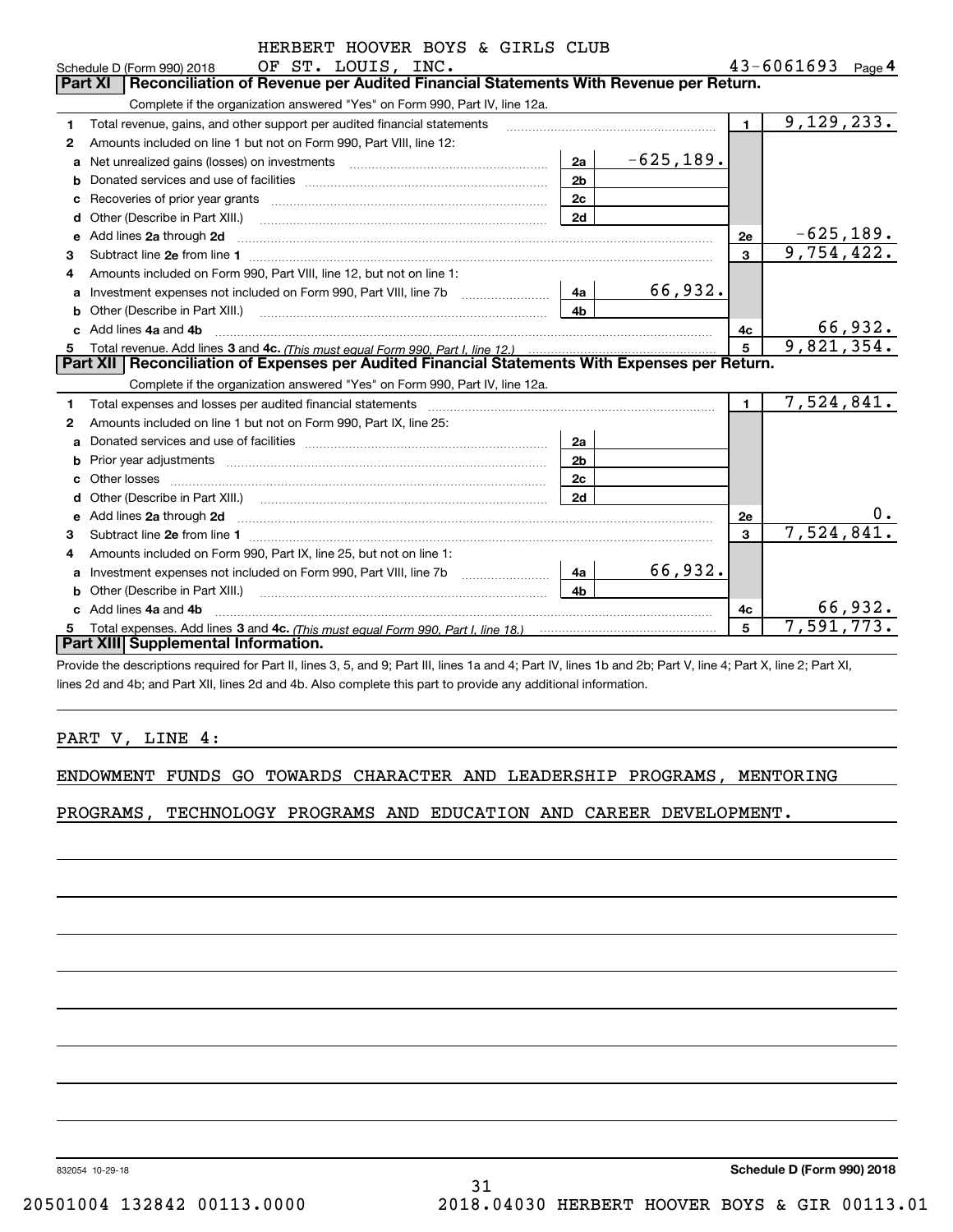HERBERT HOOVER BOYS & GIRLS CLUB OF ST. LOUIS, INC.

Schedule D (Form 990) 2018 43-6061693 Page **4**

## Part XI Reconciliation of Revenue per Audited Financial Statements With Revenue per Return.

Complete if the organization answered "Yes" on Form 990, Part IV, line 12a.

| | | | | | |
|---|---|---|---|---|---|
| **1** | Total revenue, gains, and other support per audited financial statements | | | 1 | 9,129,233. |
| **2** | Amounts included on line 1 but not on Form 990, Part VIII, line 12: | | | | |
| **a** | Net unrealized gains (losses) on investments | 2a | -625,189. | | |
| **b** | Donated services and use of facilities | 2b | | | |
| **c** | Recoveries of prior year grants | 2c | | | |
| **d** | Other (Describe in Part XIII.) | 2d | | | |
| **e** | Add lines **2a** through **2d** | | | 2e | -625,189. |
| **3** | Subtract line **2e** from line **1** | | | 3 | 9,754,422. |
| **4** | Amounts included on Form 990, Part VIII, line 12, but not on line 1: | | | | |
| **a** | Investment expenses not included on Form 990, Part VIII, line 7b | 4a | 66,932. | | |
| **b** | Other (Describe in Part XIII.) | 4b | | | |
| **c** | Add lines **4a** and **4b** | | | 4c | 66,932. |
| **5** | Total revenue. Add lines **3** and **4c.** *(This must equal Form 990, Part I, line 12.)* | | | 5 | 9,821,354. |

## Part XII Reconciliation of Expenses per Audited Financial Statements With Expenses per Return.

Complete if the organization answered "Yes" on Form 990, Part IV, line 12a.

| | | | | | |
|---|---|---|---|---|---|
| **1** | Total expenses and losses per audited financial statements | | | 1 | 7,524,841. |
| **2** | Amounts included on line 1 but not on Form 990, Part IX, line 25: | | | | |
| **a** | Donated services and use of facilities | 2a | | | |
| **b** | Prior year adjustments | 2b | | | |
| **c** | Other losses | 2c | | | |
| **d** | Other (Describe in Part XIII.) | 2d | | | |
| **e** | Add lines **2a** through **2d** | | | 2e | 0. |
| **3** | Subtract line **2e** from line **1** | | | 3 | 7,524,841. |
| **4** | Amounts included on Form 990, Part IX, line 25, but not on line 1: | | | | |
| **a** | Investment expenses not included on Form 990, Part VIII, line 7b | 4a | 66,932. | | |
| **b** | Other (Describe in Part XIII.) | 4b | | | |
| **c** | Add lines **4a** and **4b** | | | 4c | 66,932. |
| **5** | Total expenses. Add lines **3** and **4c.** *(This must equal Form 990, Part I, line 18.)* | | | 5 | 7,591,773. |

## Part XIII Supplemental Information.

Provide the descriptions required for Part II, lines 3, 5, and 9; Part III, lines 1a and 4; Part IV, lines 1b and 2b; Part V, line 4; Part X, line 2; Part XI, lines 2d and 4b; and Part XII, lines 2d and 4b. Also complete this part to provide any additional information.

PART V, LINE 4:

ENDOWMENT FUNDS GO TOWARDS CHARACTER AND LEADERSHIP PROGRAMS, MENTORING PROGRAMS, TECHNOLOGY PROGRAMS AND EDUCATION AND CAREER DEVELOPMENT.

832054 10-29-18 **Schedule D (Form 990) 2018**

20501004 132842 00113.0000 2018.04030 HERBERT HOOVER BOYS & GIR 00113.01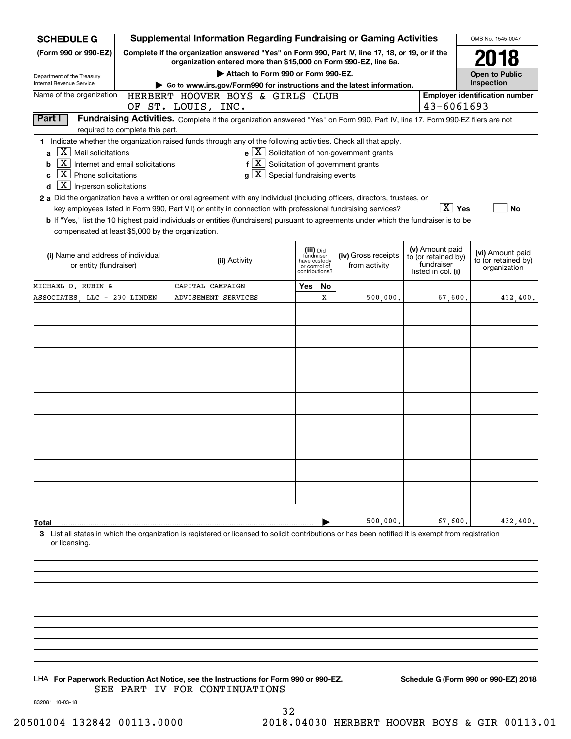**SCHEDULE G (Form 990 or 990-EZ)**

Department of the Treasury
Internal Revenue Service

# Supplemental Information Regarding Fundraising or Gaming Activities

**Complete if the organization answered "Yes" on Form 990, Part IV, line 17, 18, or 19, or if the organization entered more than $15,000 on Form 990-EZ, line 6a.**

**▶ Attach to Form 990 or Form 990-EZ.**

**▶ Go to www.irs.gov/Form990 for instructions and the latest information.**

OMB No. 1545-0047

**2018**

**Open to Public Inspection**

Name of the organization: HERBERT HOOVER BOYS & GIRLS CLUB OF ST. LOUIS, INC.

**Employer identification number** 43-6061693

**Part I** **Fundraising Activities.** Complete if the organization answered "Yes" on Form 990, Part IV, line 17. Form 990-EZ filers are not required to complete this part.

**1** Indicate whether the organization raised funds through any of the following activities. Check all that apply.

- **a** [X] Mail solicitations
- **b** [X] Internet and email solicitations
- **c** [X] Phone solicitations
- **d** [X] In-person solicitations
- **e** [X] Solicitation of non-government grants
- **f** [X] Solicitation of government grants
- **g** [X] Special fundraising events

**2 a** Did the organization have a written or oral agreement with any individual (including officers, directors, trustees, or key employees listed in Form 990, Part VII) or entity in connection with professional fundraising services? [X] **Yes** [ ] **No**

**b** If "Yes," list the 10 highest paid individuals or entities (fundraisers) pursuant to agreements under which the fundraiser is to be compensated at least $5,000 by the organization.

| (i) Name and address of individual or entity (fundraiser) | (ii) Activity | (iii) Did fundraiser have custody or control of contributions? Yes | No | (iv) Gross receipts from activity | (v) Amount paid to (or retained by) fundraiser listed in col. (i) | (vi) Amount paid to (or retained by) organization |
|---|---|---|---|---|---|---|
| MICHAEL D. RUBIN & ASSOCIATES, LLC - 230 LINDEN | CAPITAL CAMPAIGN ADVISEMENT SERVICES | | X | 500,000. | 67,600. | 432,400. |
| | | | | | | |
| | | | | | | |
| | | | | | | |
| | | | | | | |
| | | | | | | |
| | | | | | | |
| | | | | | | |
| | | | | | | |
| | | | | | | |
| **Total** | | | ▶ | 500,000. | 67,600. | 432,400. |

**3** List all states in which the organization is registered or licensed to solicit contributions or has been notified it is exempt from registration or licensing.

LHA **For Paperwork Reduction Act Notice, see the Instructions for Form 990 or 990-EZ.** **Schedule G (Form 990 or 990-EZ) 2018**

SEE PART IV FOR CONTINUATIONS

832081 10-03-18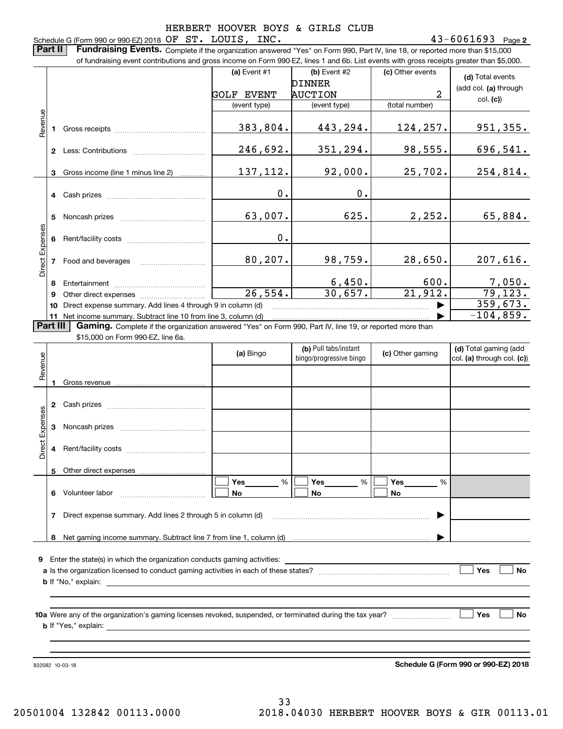HERBERT HOOVER BOYS & GIRLS CLUB

Schedule G (Form 990 or 990-EZ) 2018 OF ST. LOUIS, INC. 43-6061693 Page 2

**Part II** **Fundraising Events.** Complete if the organization answered "Yes" on Form 990, Part IV, line 18, or reported more than $15,000 of fundraising event contributions and gross income on Form 990-EZ, lines 1 and 6b. List events with gross receipts greater than $5,000.

| | | (a) Event #1 | (b) Event #2 | (c) Other events | (d) Total events (add col. (a) through col. (c)) |
|---|---|---|---|---|---|
| | | GOLF EVENT | DINNER AUCTION | 2 | |
| | | (event type) | (event type) | (total number) | |
| Revenue | 1 Gross receipts | 383,804. | 443,294. | 124,257. | 951,355. |
| | 2 Less: Contributions | 246,692. | 351,294. | 98,555. | 696,541. |
| | 3 Gross income (line 1 minus line 2) | 137,112. | 92,000. | 25,702. | 254,814. |
| Direct Expenses | 4 Cash prizes | 0. | 0. | | |
| | 5 Noncash prizes | 63,007. | 625. | 2,252. | 65,884. |
| | 6 Rent/facility costs | 0. | | | |
| | 7 Food and beverages | 80,207. | 98,759. | 28,650. | 207,616. |
| | 8 Entertainment | | 6,450. | 600. | 7,050. |
| | 9 Other direct expenses | 26,554. | 30,657. | 21,912. | 79,123. |
| | 10 Direct expense summary. Add lines 4 through 9 in column (d) | | | ▶ | 359,673. |
| | 11 Net income summary. Subtract line 10 from line 3, column (d) | | | ▶ | -104,859. |

**Part III** **Gaming.** Complete if the organization answered "Yes" on Form 990, Part IV, line 19, or reported more than $15,000 on Form 990-EZ, line 6a.

| | | (a) Bingo | (b) Pull tabs/instant bingo/progressive bingo | (c) Other gaming | (d) Total gaming (add col. (a) through col. (c)) |
|---|---|---|---|---|---|
| Revenue | 1 Gross revenue | | | | |
| Direct Expenses | 2 Cash prizes | | | | |
| | 3 Noncash prizes | | | | |
| | 4 Rent/facility costs | | | | |
| | 5 Other direct expenses | | | | |
| | 6 Volunteer labor | ☐ Yes ____ % ☐ No | ☐ Yes ____ % ☐ No | ☐ Yes ____ % ☐ No | |
| | 7 Direct expense summary. Add lines 2 through 5 in column (d) | | | ▶ | |
| | 8 Net gaming income summary. Subtract line 7 from line 1, column (d) | | | ▶ | |

**9** Enter the state(s) in which the organization conducts gaming activities: ____________

**a** Is the organization licensed to conduct gaming activities in each of these states? ☐ Yes ☐ No

**b** If "No," explain: ____________

**10a** Were any of the organization's gaming licenses revoked, suspended, or terminated during the tax year? ☐ Yes ☐ No

**b** If "Yes," explain: ____________

832082 10-03-18

**Schedule G (Form 990 or 990-EZ) 2018**

20501004 132842 00113.0000 2018.04030 HERBERT HOOVER BOYS & GIR 00113.01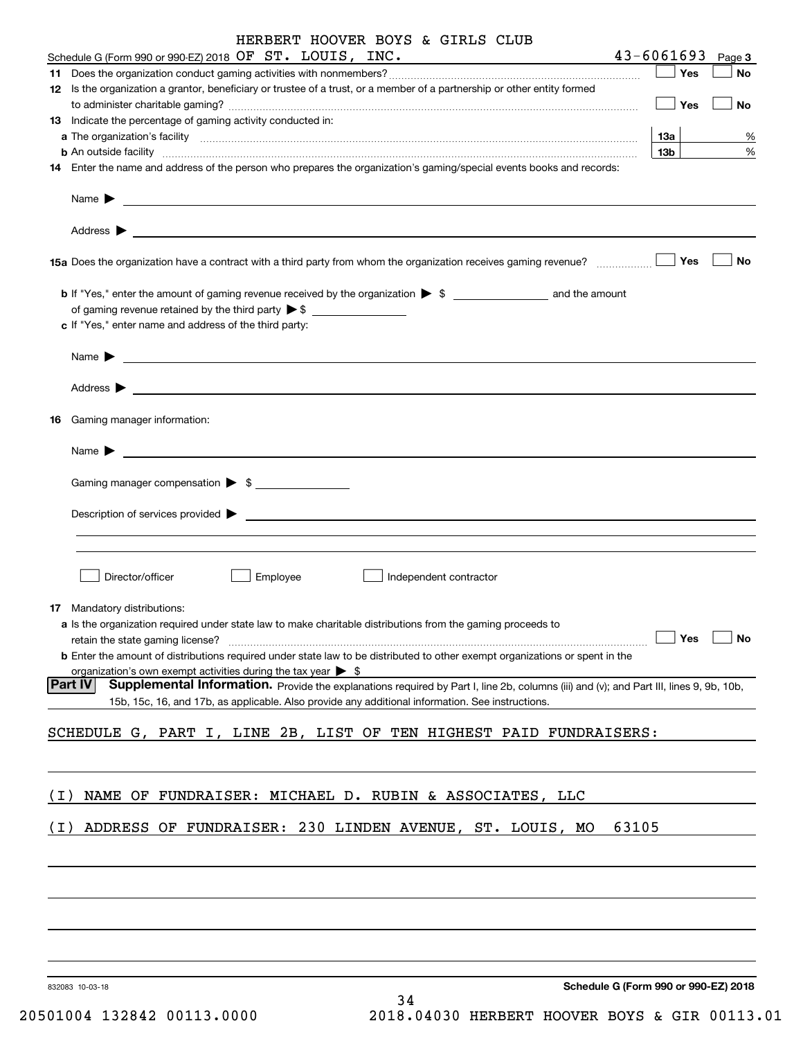HERBERT HOOVER BOYS & GIRLS CLUB

Schedule G (Form 990 or 990-EZ) 2018 OF ST. LOUIS, INC. 43-6061693 Page 3

**11** Does the organization conduct gaming activities with nonmembers? ☐ Yes ☐ No

**12** Is the organization a grantor, beneficiary or trustee of a trust, or a member of a partnership or other entity formed to administer charitable gaming? ☐ Yes ☐ No

**13** Indicate the percentage of gaming activity conducted in:

**a** The organization's facility **13a** %

**b** An outside facility **13b** %

**14** Enter the name and address of the person who prepares the organization's gaming/special events books and records:

Name ▶

Address ▶

**15a** Does the organization have a contract with a third party from whom the organization receives gaming revenue? ☐ Yes ☐ No

**b** If "Yes," enter the amount of gaming revenue received by the organization ▶ $ and the amount of gaming revenue retained by the third party ▶ $

**c** If "Yes," enter name and address of the third party:

Name ▶

Address ▶

**16** Gaming manager information:

Name ▶

Gaming manager compensation ▶ $

Description of services provided ▶

☐ Director/officer ☐ Employee ☐ Independent contractor

**17** Mandatory distributions:

**a** Is the organization required under state law to make charitable distributions from the gaming proceeds to retain the state gaming license? ☐ Yes ☐ No

**b** Enter the amount of distributions required under state law to be distributed to other exempt organizations or spent in the organization's own exempt activities during the tax year ▶ $

**Part IV** **Supplemental Information.** Provide the explanations required by Part I, line 2b, columns (iii) and (v); and Part III, lines 9, 9b, 10b, 15b, 15c, 16, and 17b, as applicable. Also provide any additional information. See instructions.

SCHEDULE G, PART I, LINE 2B, LIST OF TEN HIGHEST PAID FUNDRAISERS:

(I) NAME OF FUNDRAISER: MICHAEL D. RUBIN & ASSOCIATES, LLC

(I) ADDRESS OF FUNDRAISER: 230 LINDEN AVENUE, ST. LOUIS, MO 63105

832083 10-03-18 **Schedule G (Form 990 or 990-EZ) 2018**

20501004 132842 00113.0000 2018.04030 HERBERT HOOVER BOYS & GIR 00113.01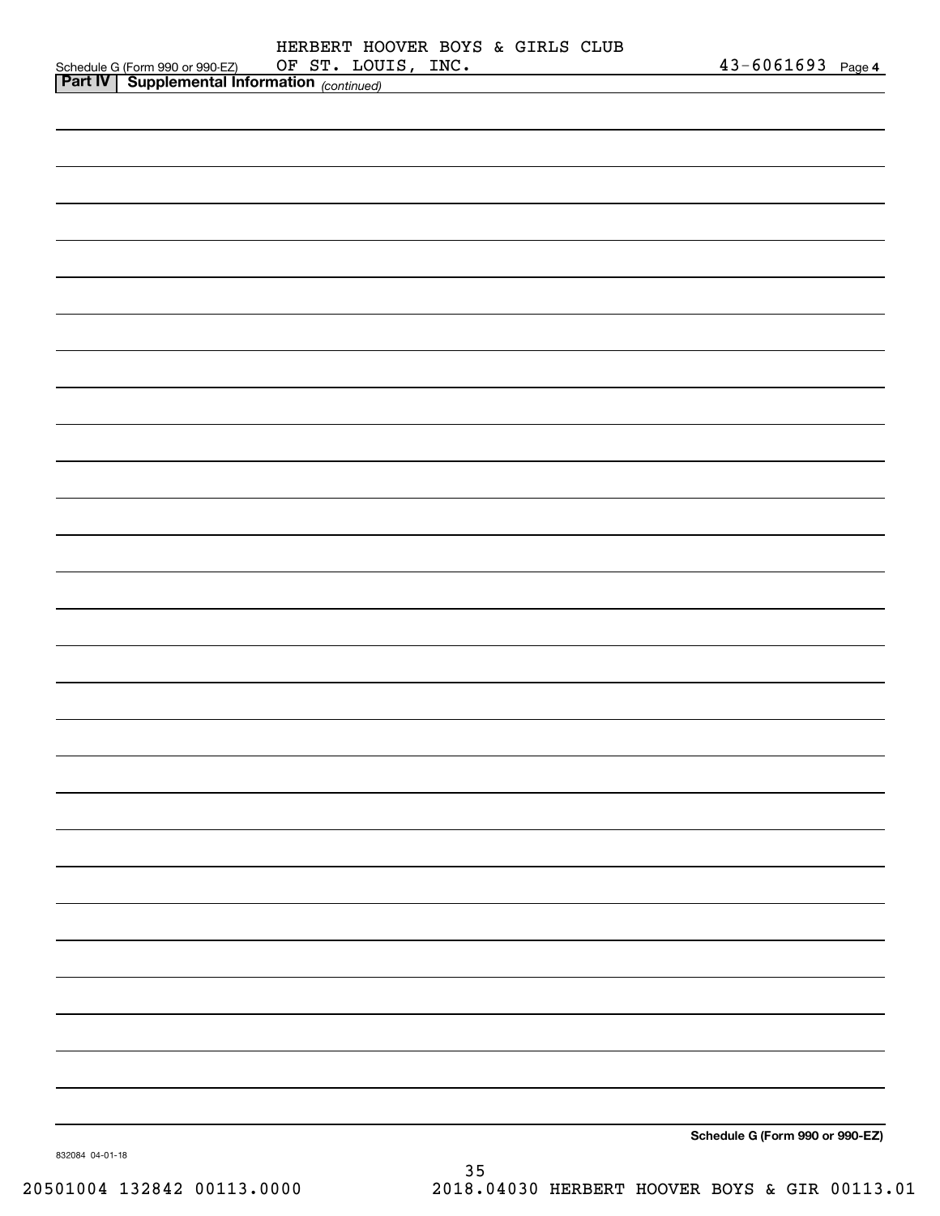Schedule G (Form 990 or 990-EZ)

HERBERT HOOVER BOYS & GIRLS CLUB OF ST. LOUIS, INC.

43-6061693

## Part IV | Supplemental Information *(continued)*

Schedule G (Form 990 or 990-EZ)

832084 04-01-18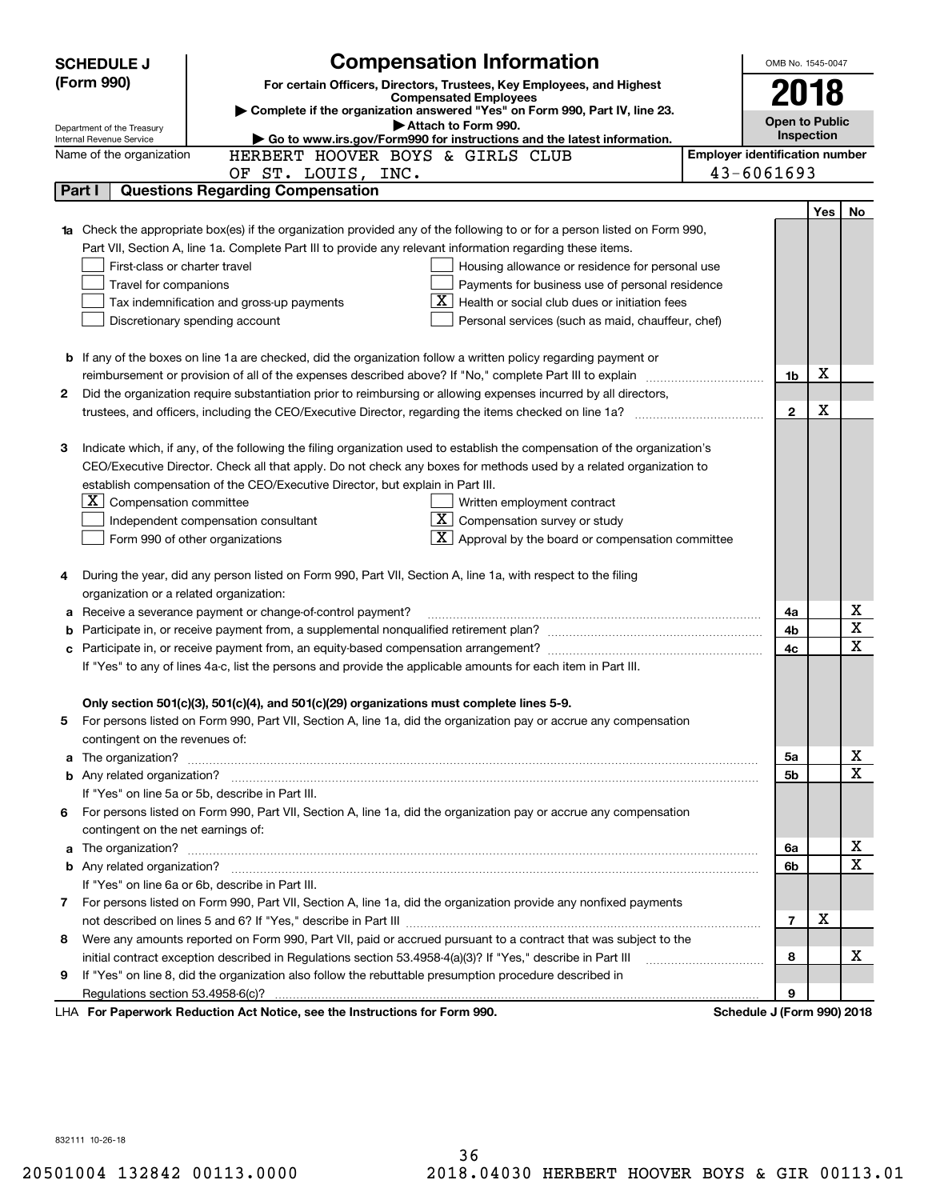**SCHEDULE J (Form 990)**

# Compensation Information

**For certain Officers, Directors, Trustees, Key Employees, and Highest Compensated Employees**

▶ Complete if the organization answered "Yes" on Form 990, Part IV, line 23.

▶ Attach to Form 990.

▶ Go to www.irs.gov/Form990 for instructions and the latest information.

Department of the Treasury
Internal Revenue Service

OMB No. 1545-0047

**2018**

**Open to Public Inspection**

Name of the organization: HERBERT HOOVER BOYS & GIRLS CLUB OF ST. LOUIS, INC.

Employer identification number: 43-6061693

## Part I Questions Regarding Compensation

| | | | Yes | No |
|---|---|---|---|---|
| **1a** | Check the appropriate box(es) if the organization provided any of the following to or for a person listed on Form 990, Part VII, Section A, line 1a. Complete Part III to provide any relevant information regarding these items.<br>☐ First-class or charter travel<br>☐ Travel for companions<br>☐ Tax indemnification and gross-up payments<br>☐ Discretionary spending account<br>☐ Housing allowance or residence for personal use<br>☐ Payments for business use of personal residence<br>☒ Health or social club dues or initiation fees<br>☐ Personal services (such as maid, chauffeur, chef) | | | |
| **b** | If any of the boxes on line 1a are checked, did the organization follow a written policy regarding payment or reimbursement or provision of all of the expenses described above? If "No," complete Part III to explain | 1b | X | |
| **2** | Did the organization require substantiation prior to reimbursing or allowing expenses incurred by all directors, trustees, and officers, including the CEO/Executive Director, regarding the items checked on line 1a? | 2 | X | |
| **3** | Indicate which, if any, of the following the filing organization used to establish the compensation of the organization's CEO/Executive Director. Check all that apply. Do not check any boxes for methods used by a related organization to establish compensation of the CEO/Executive Director, but explain in Part III.<br>☒ Compensation committee<br>☐ Independent compensation consultant<br>☐ Form 990 of other organizations<br>☐ Written employment contract<br>☒ Compensation survey or study<br>☒ Approval by the board or compensation committee | | | |
| **4** | During the year, did any person listed on Form 990, Part VII, Section A, line 1a, with respect to the filing organization or a related organization: | | | |
| **a** | Receive a severance payment or change-of-control payment? | 4a | | X |
| **b** | Participate in, or receive payment from, a supplemental nonqualified retirement plan? | 4b | | X |
| **c** | Participate in, or receive payment from, an equity-based compensation arrangement? | 4c | | X |
| | If "Yes" to any of lines 4a-c, list the persons and provide the applicable amounts for each item in Part III. | | | |
| | **Only section 501(c)(3), 501(c)(4), and 501(c)(29) organizations must complete lines 5-9.** | | | |
| **5** | For persons listed on Form 990, Part VII, Section A, line 1a, did the organization pay or accrue any compensation contingent on the revenues of: | | | |
| **a** | The organization? | 5a | | X |
| **b** | Any related organization? | 5b | | X |
| | If "Yes" on line 5a or 5b, describe in Part III. | | | |
| **6** | For persons listed on Form 990, Part VII, Section A, line 1a, did the organization pay or accrue any compensation contingent on the net earnings of: | | | |
| **a** | The organization? | 6a | | X |
| **b** | Any related organization? | 6b | | X |
| | If "Yes" on line 6a or 6b, describe in Part III. | | | |
| **7** | For persons listed on Form 990, Part VII, Section A, line 1a, did the organization provide any nonfixed payments not described on lines 5 and 6? If "Yes," describe in Part III | 7 | X | |
| **8** | Were any amounts reported on Form 990, Part VII, paid or accrued pursuant to a contract that was subject to the initial contract exception described in Regulations section 53.4958-4(a)(3)? If "Yes," describe in Part III | 8 | | X |
| **9** | If "Yes" on line 8, did the organization also follow the rebuttable presumption procedure described in Regulations section 53.4958-6(c)? | 9 | | |

LHA **For Paperwork Reduction Act Notice, see the Instructions for Form 990.** **Schedule J (Form 990) 2018**

832111 10-26-18

20501004 132842 00113.0000 2018.04030 HERBERT HOOVER BOYS & GIR 00113.01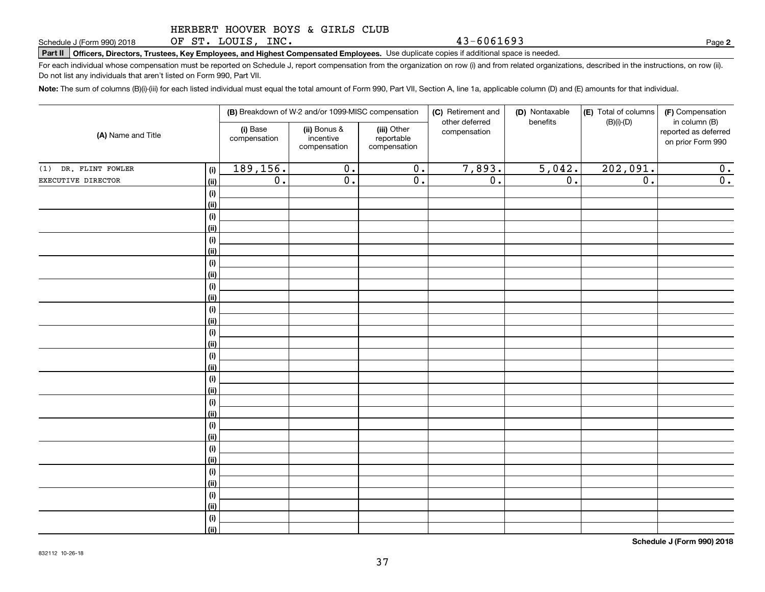HERBERT HOOVER BOYS & GIRLS CLUB
Schedule J (Form 990) 2018 OF ST. LOUIS, INC. 43-6061693 Page **2**

**Part II Officers, Directors, Trustees, Key Employees, and Highest Compensated Employees.** Use duplicate copies if additional space is needed.

For each individual whose compensation must be reported on Schedule J, report compensation from the organization on row (i) and from related organizations, described in the instructions, on row (ii). Do not list any individuals that aren't listed on Form 990, Part VII.

**Note:** The sum of columns (B)(i)-(iii) for each listed individual must equal the total amount of Form 990, Part VII, Section A, line 1a, applicable column (D) and (E) amounts for that individual.

| (A) Name and Title | | (B) Breakdown of W-2 and/or 1099-MISC compensation | | | (C) Retirement and other deferred compensation | (D) Nontaxable benefits | (E) Total of columns (B)(i)-(D) | (F) Compensation in column (B) reported as deferred on prior Form 990 |
|---|---|---|---|---|---|---|---|---|
| | | (i) Base compensation | (ii) Bonus & incentive compensation | (iii) Other reportable compensation | | | | |
| (1) DR. FLINT FOWLER | (i) | 189,156. | 0. | 0. | 7,893. | 5,042. | 202,091. | 0. |
| EXECUTIVE DIRECTOR | (ii) | 0. | 0. | 0. | 0. | 0. | 0. | 0. |
| | (i) | | | | | | | |
| | (ii) | | | | | | | |
| | (i) | | | | | | | |
| | (ii) | | | | | | | |
| | (i) | | | | | | | |
| | (ii) | | | | | | | |
| | (i) | | | | | | | |
| | (ii) | | | | | | | |
| | (i) | | | | | | | |
| | (ii) | | | | | | | |
| | (i) | | | | | | | |
| | (ii) | | | | | | | |
| | (i) | | | | | | | |
| | (ii) | | | | | | | |
| | (i) | | | | | | | |
| | (ii) | | | | | | | |
| | (i) | | | | | | | |
| | (ii) | | | | | | | |
| | (i) | | | | | | | |
| | (ii) | | | | | | | |
| | (i) | | | | | | | |
| | (ii) | | | | | | | |
| | (i) | | | | | | | |
| | (ii) | | | | | | | |
| | (i) | | | | | | | |
| | (ii) | | | | | | | |
| | (i) | | | | | | | |
| | (ii) | | | | | | | |
| | (i) | | | | | | | |
| | (ii) | | | | | | | |

**Schedule J (Form 990) 2018**

832112 10-26-18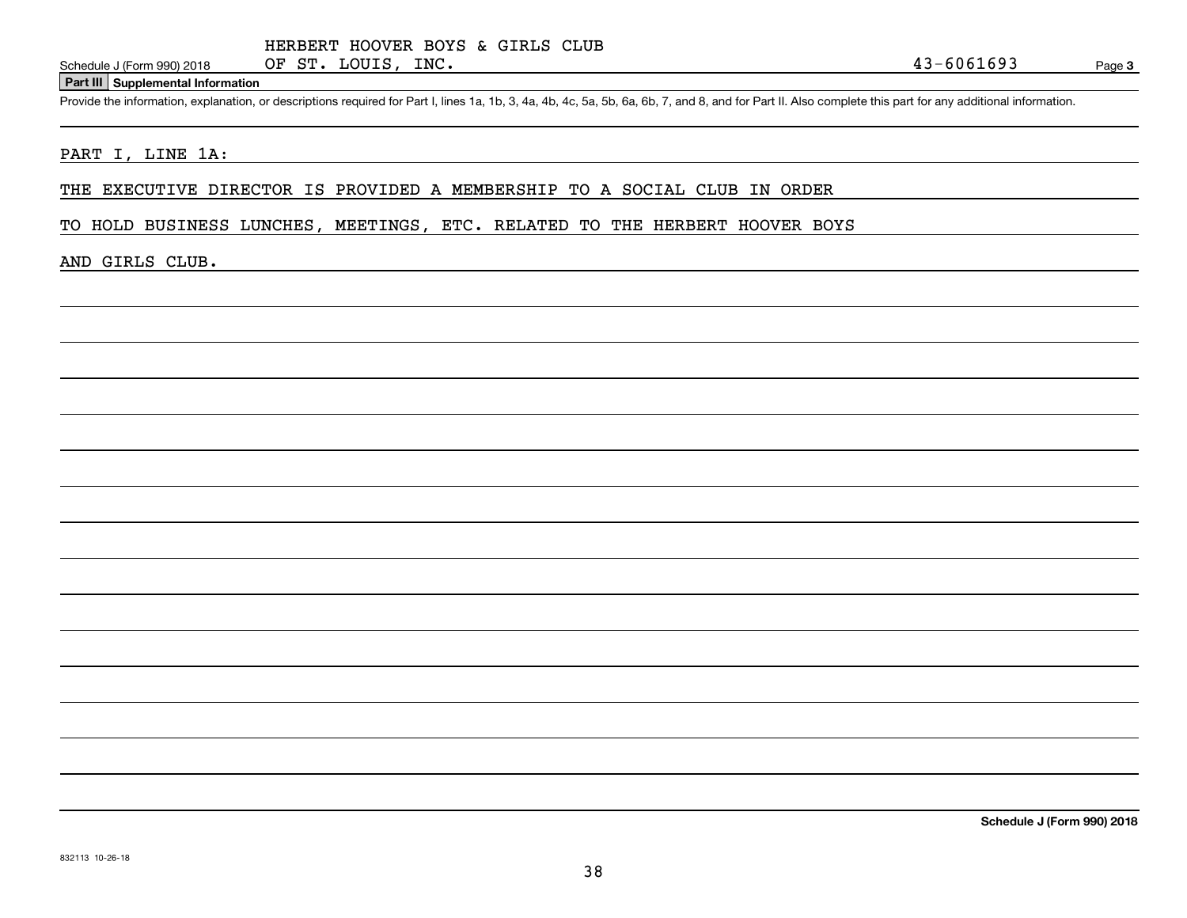HERBERT HOOVER BOYS & GIRLS CLUB

Schedule J (Form 990) 2018 OF ST. LOUIS, INC. 43-6061693 Page **3**

**Part III Supplemental Information**

Provide the information, explanation, or descriptions required for Part I, lines 1a, 1b, 3, 4a, 4b, 4c, 5a, 5b, 6a, 6b, 7, and 8, and for Part II. Also complete this part for any additional information.

PART I, LINE 1A:

THE EXECUTIVE DIRECTOR IS PROVIDED A MEMBERSHIP TO A SOCIAL CLUB IN ORDER TO HOLD BUSINESS LUNCHES, MEETINGS, ETC. RELATED TO THE HERBERT HOOVER BOYS AND GIRLS CLUB.

**Schedule J (Form 990) 2018**

832113 10-26-18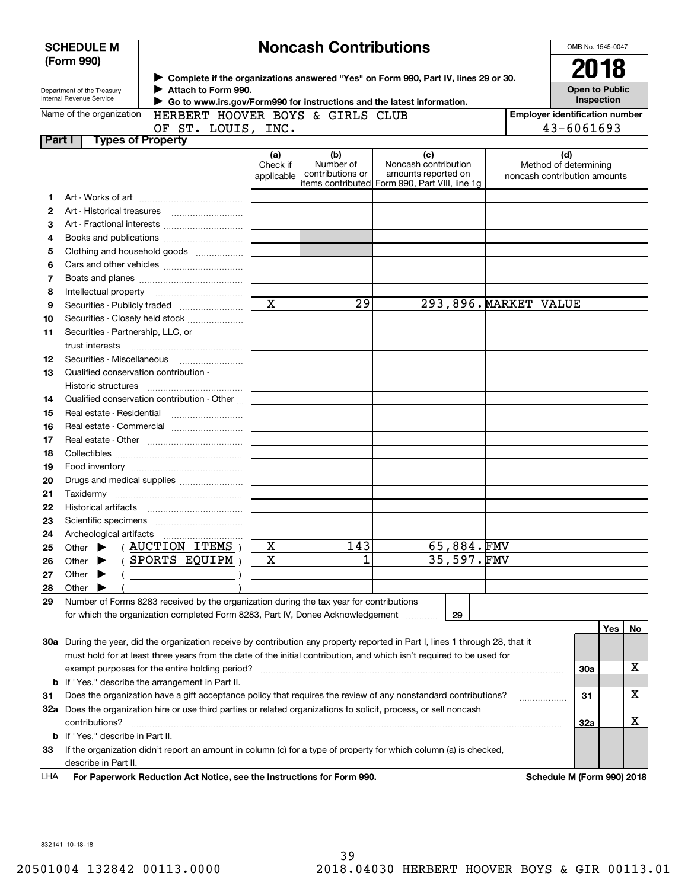**SCHEDULE M (Form 990)**

Department of the Treasury
Internal Revenue Service

# Noncash Contributions

▶ Complete if the organizations answered "Yes" on Form 990, Part IV, lines 29 or 30.
▶ Attach to Form 990.
▶ Go to www.irs.gov/Form990 for instructions and the latest information.

OMB No. 1545-0047

**2018**

**Open to Public Inspection**

Name of the organization: HERBERT HOOVER BOYS & GIRLS CLUB OF ST. LOUIS, INC.

Employer identification number: 43-6061693

**Part I Types of Property**

| | | (a) Check if applicable | (b) Number of contributions or items contributed | (c) Noncash contribution amounts reported on Form 990, Part VIII, line 1g | (d) Method of determining noncash contribution amounts |
|---|---|---|---|---|---|
| 1 | Art - Works of art | | | | |
| 2 | Art - Historical treasures | | | | |
| 3 | Art - Fractional interests | | | | |
| 4 | Books and publications | | | | |
| 5 | Clothing and household goods | | | | |
| 6 | Cars and other vehicles | | | | |
| 7 | Boats and planes | | | | |
| 8 | Intellectual property | | | | |
| 9 | Securities - Publicly traded | X | 29 | 293,896. | MARKET VALUE |
| 10 | Securities - Closely held stock | | | | |
| 11 | Securities - Partnership, LLC, or trust interests | | | | |
| 12 | Securities - Miscellaneous | | | | |
| 13 | Qualified conservation contribution - Historic structures | | | | |
| 14 | Qualified conservation contribution - Other | | | | |
| 15 | Real estate - Residential | | | | |
| 16 | Real estate - Commercial | | | | |
| 17 | Real estate - Other | | | | |
| 18 | Collectibles | | | | |
| 19 | Food inventory | | | | |
| 20 | Drugs and medical supplies | | | | |
| 21 | Taxidermy | | | | |
| 22 | Historical artifacts | | | | |
| 23 | Scientific specimens | | | | |
| 24 | Archeological artifacts | | | | |
| 25 | Other ▶ ( AUCTION ITEMS ) | X | 143 | 65,884. | FMV |
| 26 | Other ▶ ( SPORTS EQUIPM ) | X | 1 | 35,597. | FMV |
| 27 | Other ▶ ( ) | | | | |
| 28 | Other ▶ ( ) | | | | |

29 Number of Forms 8283 received by the organization during the tax year for contributions for which the organization completed Form 8283, Part IV, Donee Acknowledgement ..... 29

| | | | Yes | No |
|---|---|---|---|---|
| 30a | During the year, did the organization receive by contribution any property reported in Part I, lines 1 through 28, that it must hold for at least three years from the date of the initial contribution, and which isn't required to be used for exempt purposes for the entire holding period? | 30a | | X |
| b | If "Yes," describe the arrangement in Part II. | | | |
| 31 | Does the organization have a gift acceptance policy that requires the review of any nonstandard contributions? | 31 | | X |
| 32a | Does the organization hire or use third parties or related organizations to solicit, process, or sell noncash contributions? | 32a | | X |
| b | If "Yes," describe in Part II. | | | |
| 33 | If the organization didn't report an amount in column (c) for a type of property for which column (a) is checked, describe in Part II. | | | |

LHA For Paperwork Reduction Act Notice, see the Instructions for Form 990. Schedule M (Form 990) 2018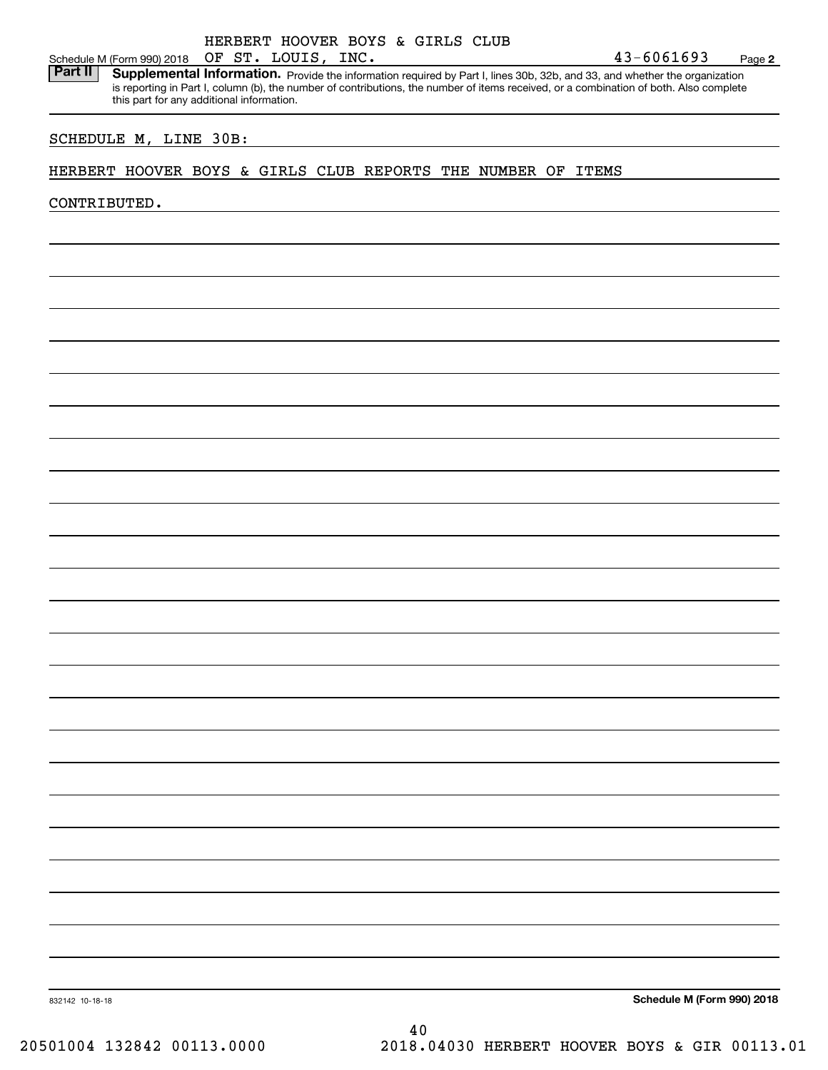HERBERT HOOVER BOYS & GIRLS CLUB OF ST. LOUIS, INC. 43-6061693

**Part II** **Supplemental Information.** Provide the information required by Part I, lines 30b, 32b, and 33, and whether the organization is reporting in Part I, column (b), the number of contributions, the number of items received, or a combination of both. Also complete this part for any additional information.

SCHEDULE M, LINE 30B:

HERBERT HOOVER BOYS & GIRLS CLUB REPORTS THE NUMBER OF ITEMS CONTRIBUTED.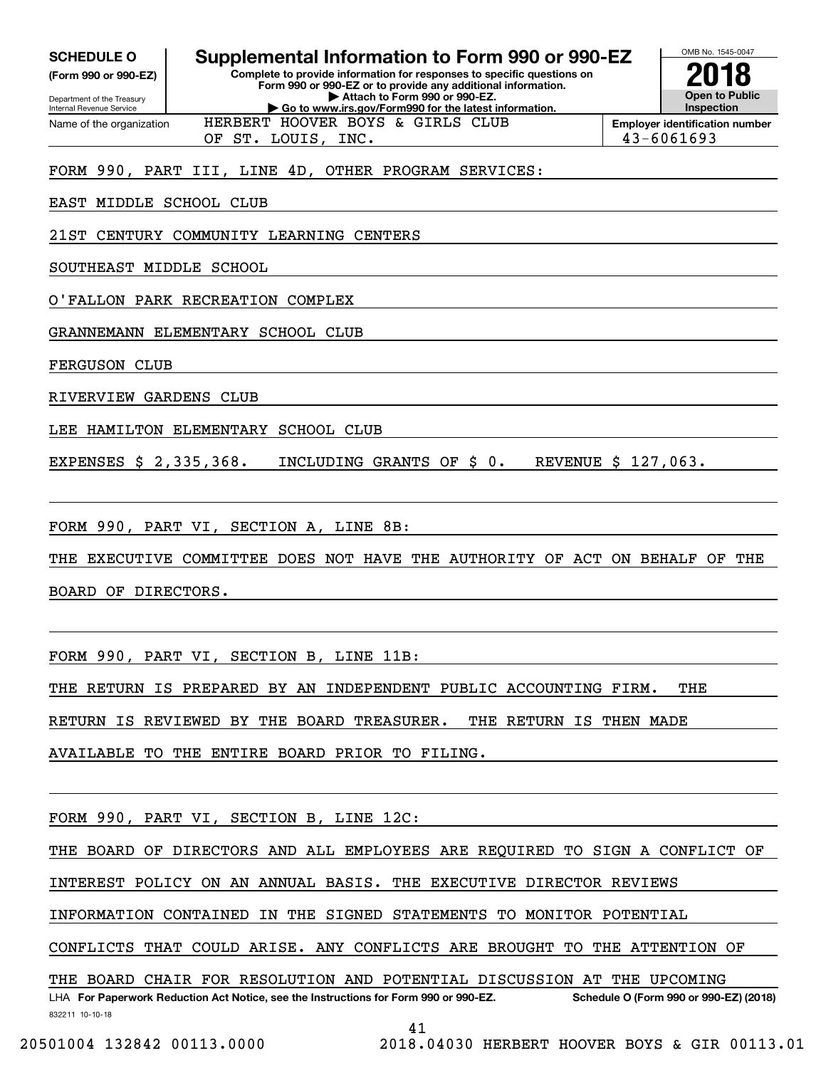**SCHEDULE O**
**(Form 990 or 990-EZ)**

Department of the Treasury
Internal Revenue Service

# Supplemental Information to Form 990 or 990-EZ

**Complete to provide information for responses to specific questions on Form 990 or 990-EZ or to provide any additional information.**
**▶ Attach to Form 990 or 990-EZ.**
**▶ Go to www.irs.gov/Form990 for the latest information.**

OMB No. 1545-0047

**2018**

**Open to Public Inspection**

Name of the organization: HERBERT HOOVER BOYS & GIRLS CLUB OF ST. LOUIS, INC.

**Employer identification number**: 43-6061693

FORM 990, PART III, LINE 4D, OTHER PROGRAM SERVICES:

EAST MIDDLE SCHOOL CLUB

21ST CENTURY COMMUNITY LEARNING CENTERS

SOUTHEAST MIDDLE SCHOOL

O'FALLON PARK RECREATION COMPLEX

GRANNEMANN ELEMENTARY SCHOOL CLUB

FERGUSON CLUB

RIVERVIEW GARDENS CLUB

LEE HAMILTON ELEMENTARY SCHOOL CLUB

EXPENSES $ 2,335,368.   INCLUDING GRANTS OF $ 0.   REVENUE $ 127,063.

FORM 990, PART VI, SECTION A, LINE 8B:

THE EXECUTIVE COMMITTEE DOES NOT HAVE THE AUTHORITY OF ACT ON BEHALF OF THE BOARD OF DIRECTORS.

FORM 990, PART VI, SECTION B, LINE 11B:

THE RETURN IS PREPARED BY AN INDEPENDENT PUBLIC ACCOUNTING FIRM. THE RETURN IS REVIEWED BY THE BOARD TREASURER. THE RETURN IS THEN MADE AVAILABLE TO THE ENTIRE BOARD PRIOR TO FILING.

FORM 990, PART VI, SECTION B, LINE 12C:

THE BOARD OF DIRECTORS AND ALL EMPLOYEES ARE REQUIRED TO SIGN A CONFLICT OF INTEREST POLICY ON AN ANNUAL BASIS. THE EXECUTIVE DIRECTOR REVIEWS INFORMATION CONTAINED IN THE SIGNED STATEMENTS TO MONITOR POTENTIAL CONFLICTS THAT COULD ARISE. ANY CONFLICTS ARE BROUGHT TO THE ATTENTION OF THE BOARD CHAIR FOR RESOLUTION AND POTENTIAL DISCUSSION AT THE UPCOMING

LHA **For Paperwork Reduction Act Notice, see the Instructions for Form 990 or 990-EZ.** **Schedule O (Form 990 or 990-EZ) (2018)**

832211 10-10-18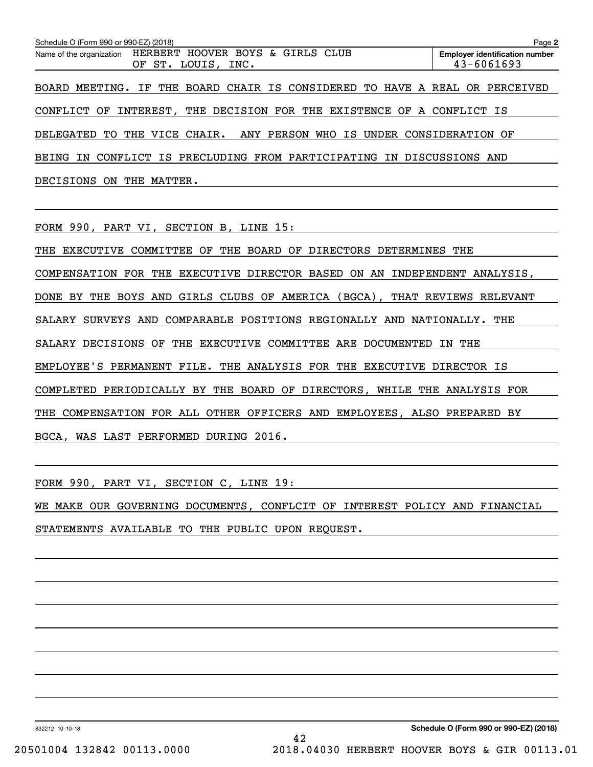Schedule O (Form 990 or 990-EZ) (2018)

Name of the organization: HERBERT HOOVER BOYS & GIRLS CLUB OF ST. LOUIS, INC.

Employer identification number: 43-6061693

BOARD MEETING. IF THE BOARD CHAIR IS CONSIDERED TO HAVE A REAL OR PERCEIVED CONFLICT OF INTEREST, THE DECISION FOR THE EXISTENCE OF A CONFLICT IS DELEGATED TO THE VICE CHAIR.  ANY PERSON WHO IS UNDER CONSIDERATION OF BEING IN CONFLICT IS PRECLUDING FROM PARTICIPATING IN DISCUSSIONS AND DECISIONS ON THE MATTER.

FORM 990, PART VI, SECTION B, LINE 15:

THE EXECUTIVE COMMITTEE OF THE BOARD OF DIRECTORS DETERMINES THE COMPENSATION FOR THE EXECUTIVE DIRECTOR BASED ON AN INDEPENDENT ANALYSIS, DONE BY THE BOYS AND GIRLS CLUBS OF AMERICA (BGCA), THAT REVIEWS RELEVANT SALARY SURVEYS AND COMPARABLE POSITIONS REGIONALLY AND NATIONALLY. THE SALARY DECISIONS OF THE EXECUTIVE COMMITTEE ARE DOCUMENTED IN THE EMPLOYEE'S PERMANENT FILE. THE ANALYSIS FOR THE EXECUTIVE DIRECTOR IS COMPLETED PERIODICALLY BY THE BOARD OF DIRECTORS, WHILE THE ANALYSIS FOR THE COMPENSATION FOR ALL OTHER OFFICERS AND EMPLOYEES, ALSO PREPARED BY BGCA, WAS LAST PERFORMED DURING 2016.

FORM 990, PART VI, SECTION C, LINE 19:

WE MAKE OUR GOVERNING DOCUMENTS, CONFLCIT OF INTEREST POLICY AND FINANCIAL STATEMENTS AVAILABLE TO THE PUBLIC UPON REQUEST.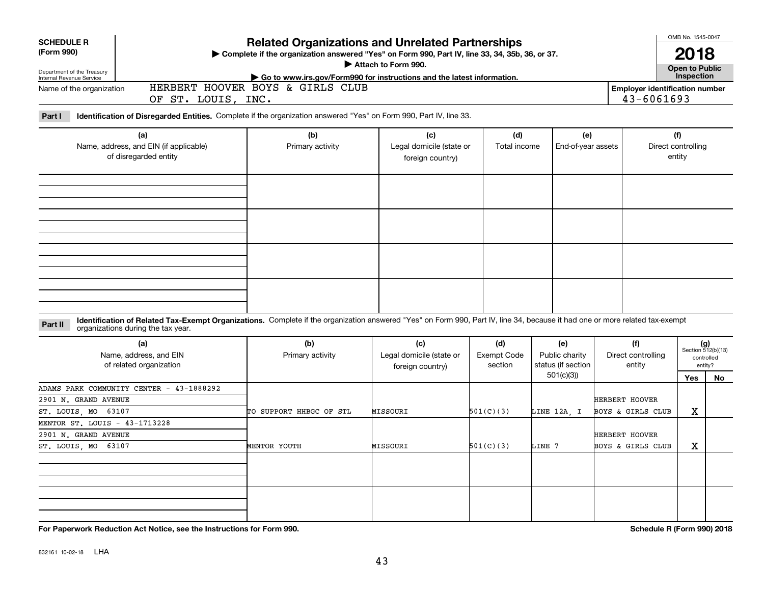**SCHEDULE R (Form 990)**

Department of the Treasury
Internal Revenue Service

# Related Organizations and Unrelated Partnerships

▶ Complete if the organization answered "Yes" on Form 990, Part IV, line 33, 34, 35b, 36, or 37.
▶ Attach to Form 990.
▶ Go to www.irs.gov/Form990 for instructions and the latest information.

OMB No. 1545-0047

**2018**

**Open to Public Inspection**

Name of the organization: HERBERT HOOVER BOYS & GIRLS CLUB OF ST. LOUIS, INC.

Employer identification number: 43-6061693

**Part I — Identification of Disregarded Entities.** Complete if the organization answered "Yes" on Form 990, Part IV, line 33.

| (a) Name, address, and EIN (if applicable) of disregarded entity | (b) Primary activity | (c) Legal domicile (state or foreign country) | (d) Total income | (e) End-of-year assets | (f) Direct controlling entity |
|---|---|---|---|---|---|
| | | | | | |
| | | | | | |
| | | | | | |
| | | | | | |

**Part II — Identification of Related Tax-Exempt Organizations.** Complete if the organization answered "Yes" on Form 990, Part IV, line 34, because it had one or more related tax-exempt organizations during the tax year.

| (a) Name, address, and EIN of related organization | (b) Primary activity | (c) Legal domicile (state or foreign country) | (d) Exempt Code section | (e) Public charity status (if section 501(c)(3)) | (f) Direct controlling entity | (g) Section 512(b)(13) controlled entity? Yes | No |
|---|---|---|---|---|---|---|---|
| ADAMS PARK COMMUNITY CENTER - 43-1888292<br>2901 N. GRAND AVENUE<br>ST. LOUIS, MO 63107 | TO SUPPORT HHBGC OF STL | MISSOURI | 501(C)(3) | LINE 12A, I | HERBERT HOOVER BOYS & GIRLS CLUB | X | |
| MENTOR ST. LOUIS - 43-1713228<br>2901 N. GRAND AVENUE<br>ST. LOUIS, MO 63107 | MENTOR YOUTH | MISSOURI | 501(C)(3) | LINE 7 | HERBERT HOOVER BOYS & GIRLS CLUB | X | |
| | | | | | | | |
| | | | | | | | |

**For Paperwork Reduction Act Notice, see the Instructions for Form 990.**

**Schedule R (Form 990) 2018**

832161 10-02-18 LHA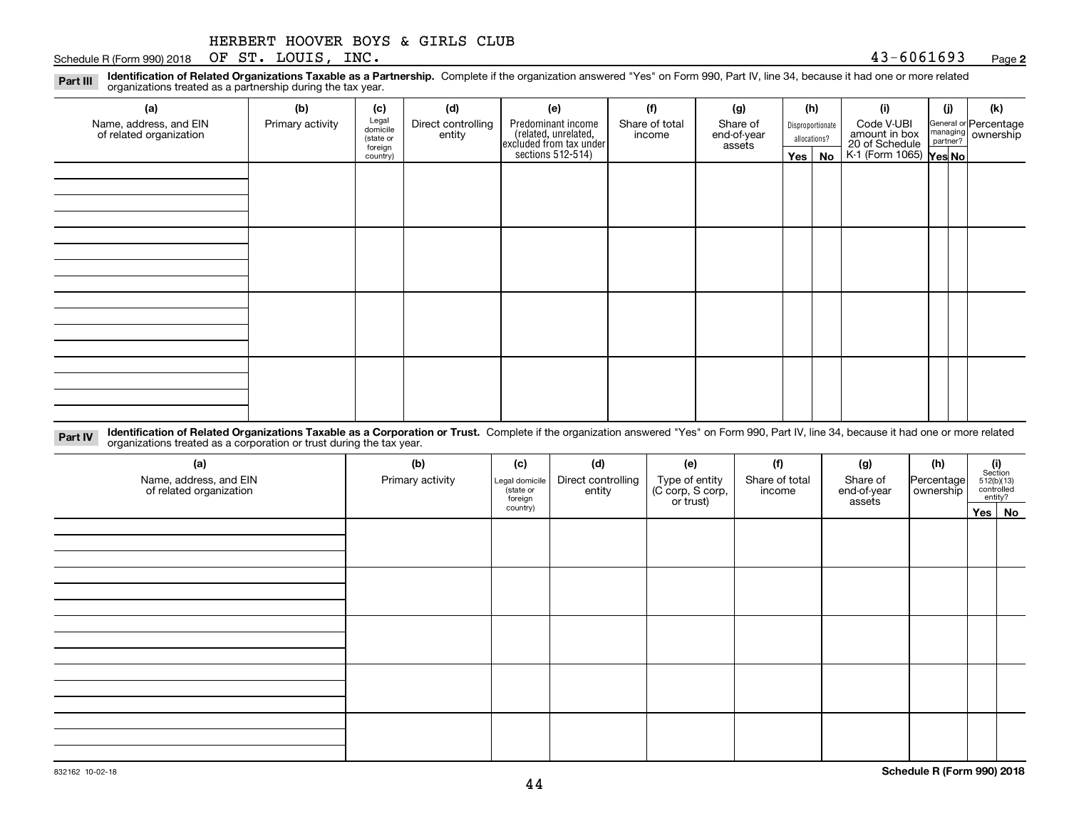HERBERT HOOVER BOYS & GIRLS CLUB
Schedule R (Form 990) 2018 OF ST. LOUIS, INC. 43-6061693 Page **2**

**Part III** **Identification of Related Organizations Taxable as a Partnership.** Complete if the organization answered "Yes" on Form 990, Part IV, line 34, because it had one or more related organizations treated as a partnership during the tax year.

| (a) Name, address, and EIN of related organization | (b) Primary activity | (c) Legal domicile (state or foreign country) | (d) Direct controlling entity | (e) Predominant income (related, unrelated, excluded from tax under sections 512-514) | (f) Share of total income | (g) Share of end-of-year assets | (h) Disproportionate allocations? | | (i) Code V-UBI amount in box 20 of Schedule K-1 (Form 1065) | (j) General or managing partner? | | (k) Percentage ownership |
|---|---|---|---|---|---|---|---|---|---|---|---|---|
| | | | | | | | Yes | No | | Yes | No | |
| | | | | | | | | | | | | |
| | | | | | | | | | | | | |
| | | | | | | | | | | | | |
| | | | | | | | | | | | | |

**Part IV** **Identification of Related Organizations Taxable as a Corporation or Trust.** Complete if the organization answered "Yes" on Form 990, Part IV, line 34, because it had one or more related organizations treated as a corporation or trust during the tax year.

| (a) Name, address, and EIN of related organization | (b) Primary activity | (c) Legal domicile (state or foreign country) | (d) Direct controlling entity | (e) Type of entity (C corp, S corp, or trust) | (f) Share of total income | (g) Share of end-of-year assets | (h) Percentage ownership | (i) Section 512(b)(13) controlled entity? | |
|---|---|---|---|---|---|---|---|---|---|
| | | | | | | | | Yes | No |
| | | | | | | | | | |
| | | | | | | | | | |
| | | | | | | | | | |
| | | | | | | | | | |
| | | | | | | | | | |

832162 10-02-18 **Schedule R (Form 990) 2018**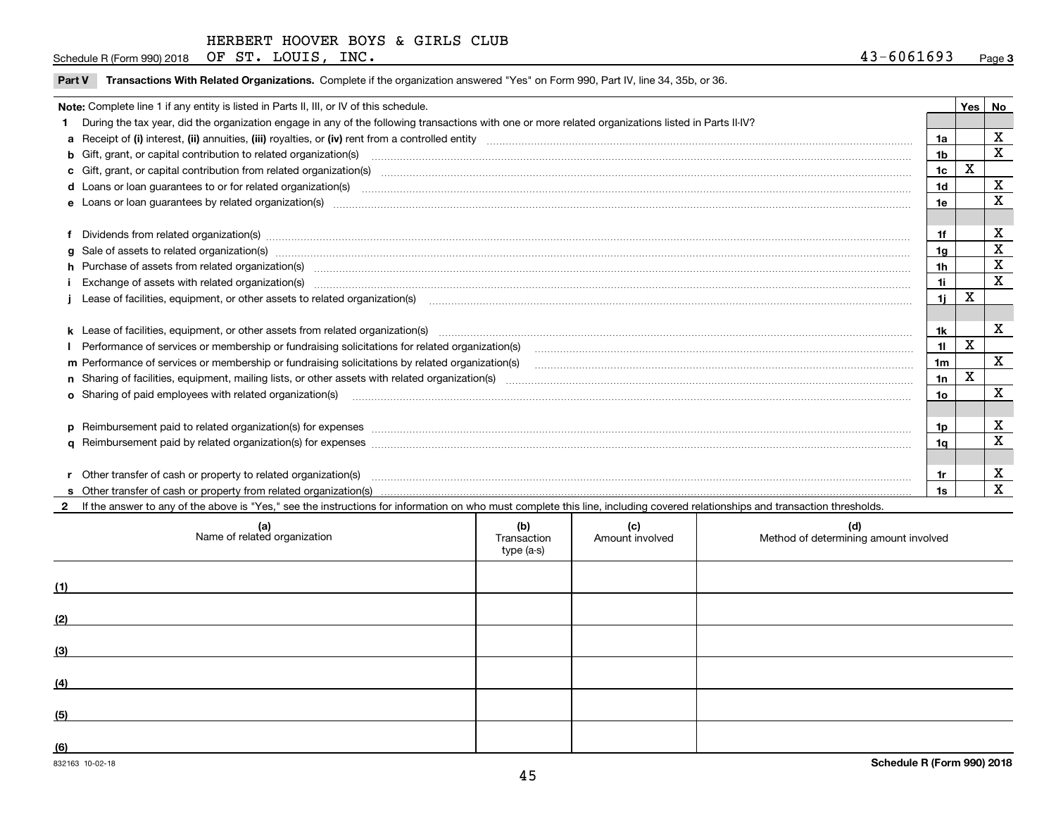HERBERT HOOVER BOYS & GIRLS CLUB

Schedule R (Form 990) 2018 OF ST. LOUIS, INC. 43-6061693 Page 3

**Part V Transactions With Related Organizations.** Complete if the organization answered "Yes" on Form 990, Part IV, line 34, 35b, or 36.

| Note: Complete line 1 if any entity is listed in Parts II, III, or IV of this schedule. | | Yes | No |
|---|---|---|---|
| **1** During the tax year, did the organization engage in any of the following transactions with one or more related organizations listed in Parts II-IV? | | | |
| **a** Receipt of **(i)** interest, **(ii)** annuities, **(iii)** royalties, or **(iv)** rent from a controlled entity | 1a | | X |
| **b** Gift, grant, or capital contribution to related organization(s) | 1b | | X |
| **c** Gift, grant, or capital contribution from related organization(s) | 1c | X | |
| **d** Loans or loan guarantees to or for related organization(s) | 1d | | X |
| **e** Loans or loan guarantees by related organization(s) | 1e | | X |
| **f** Dividends from related organization(s) | 1f | | X |
| **g** Sale of assets to related organization(s) | 1g | | X |
| **h** Purchase of assets from related organization(s) | 1h | | X |
| **i** Exchange of assets with related organization(s) | 1i | | X |
| **j** Lease of facilities, equipment, or other assets to related organization(s) | 1j | X | |
| **k** Lease of facilities, equipment, or other assets from related organization(s) | 1k | | X |
| **l** Performance of services or membership or fundraising solicitations for related organization(s) | 1l | X | |
| **m** Performance of services or membership or fundraising solicitations by related organization(s) | 1m | | X |
| **n** Sharing of facilities, equipment, mailing lists, or other assets with related organization(s) | 1n | X | |
| **o** Sharing of paid employees with related organization(s) | 1o | | X |
| **p** Reimbursement paid to related organization(s) for expenses | 1p | | X |
| **q** Reimbursement paid by related organization(s) for expenses | 1q | | X |
| **r** Other transfer of cash or property to related organization(s) | 1r | | X |
| **s** Other transfer of cash or property from related organization(s) | 1s | | X |

**2** If the answer to any of the above is "Yes," see the instructions for information on who must complete this line, including covered relationships and transaction thresholds.

| | (a) Name of related organization | (b) Transaction type (a-s) | (c) Amount involved | (d) Method of determining amount involved |
|---|---|---|---|---|
| (1) | | | | |
| (2) | | | | |
| (3) | | | | |
| (4) | | | | |
| (5) | | | | |
| (6) | | | | |

832163 10-02-18 **Schedule R (Form 990) 2018**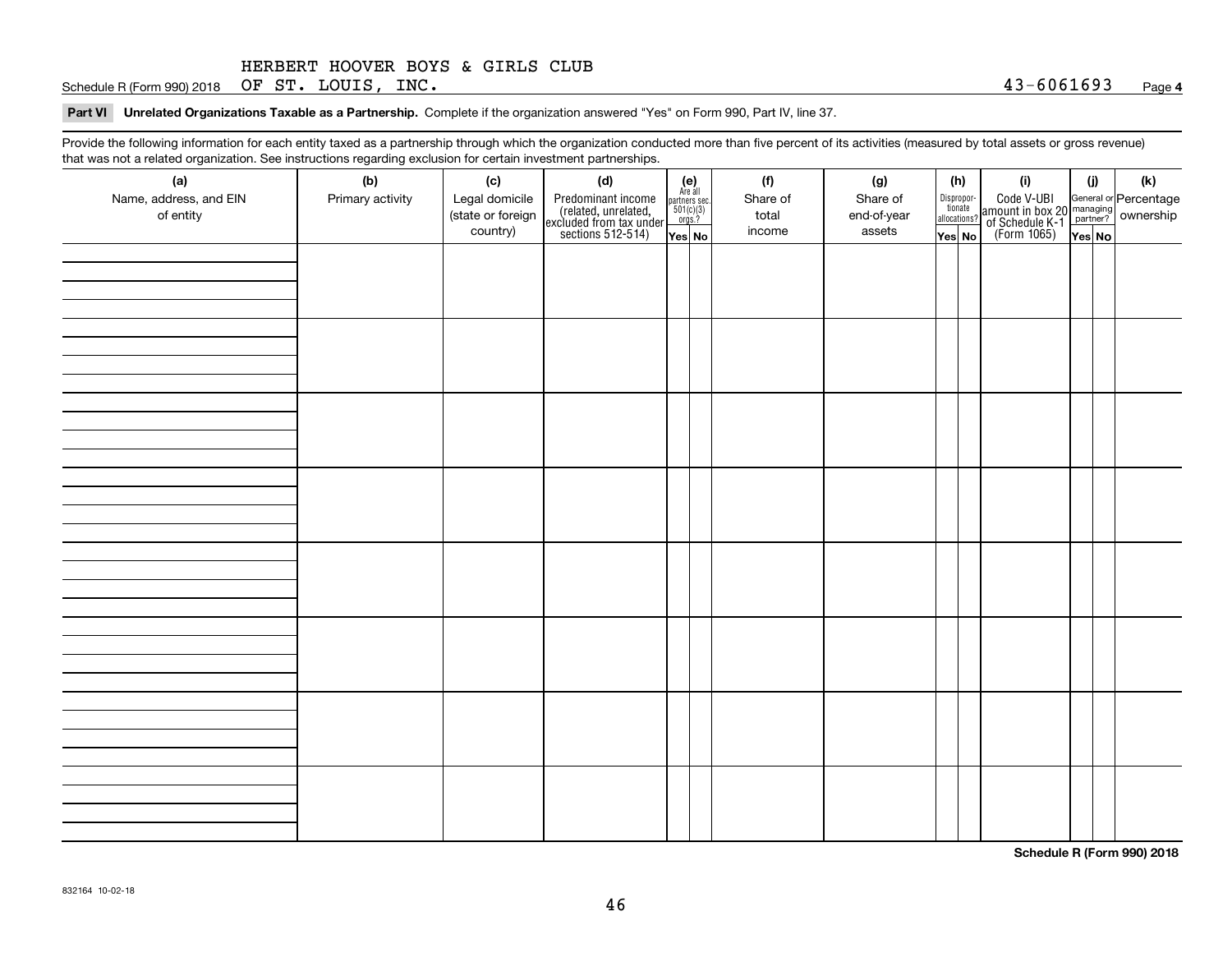HERBERT HOOVER BOYS & GIRLS CLUB

Schedule R (Form 990) 2018 OF ST. LOUIS, INC. 43-6061693 Page **4**

**Part VI** **Unrelated Organizations Taxable as a Partnership.** Complete if the organization answered "Yes" on Form 990, Part IV, line 37.

Provide the following information for each entity taxed as a partnership through which the organization conducted more than five percent of its activities (measured by total assets or gross revenue) that was not a related organization. See instructions regarding exclusion for certain investment partnerships.

| (a) Name, address, and EIN of entity | (b) Primary activity | (c) Legal domicile (state or foreign country) | (d) Predominant income (related, unrelated, excluded from tax under sections 512-514) | (e) Are all partners sec. 501(c)(3) orgs.? | | (f) Share of total income | (g) Share of end-of-year assets | (h) Disproportionate allocations? | | (i) Code V-UBI amount in box 20 of Schedule K-1 (Form 1065) | (j) General or managing partner? | | (k) Percentage ownership |
|---|---|---|---|---|---|---|---|---|---|---|---|---|---|
| | | | | Yes | No | | | Yes | No | | Yes | No | |
| | | | | | | | | | | | | | |
| | | | | | | | | | | | | | |
| | | | | | | | | | | | | | |
| | | | | | | | | | | | | | |
| | | | | | | | | | | | | | |
| | | | | | | | | | | | | | |
| | | | | | | | | | | | | | |
| | | | | | | | | | | | | | |

**Schedule R (Form 990) 2018**

832164 10-02-18

46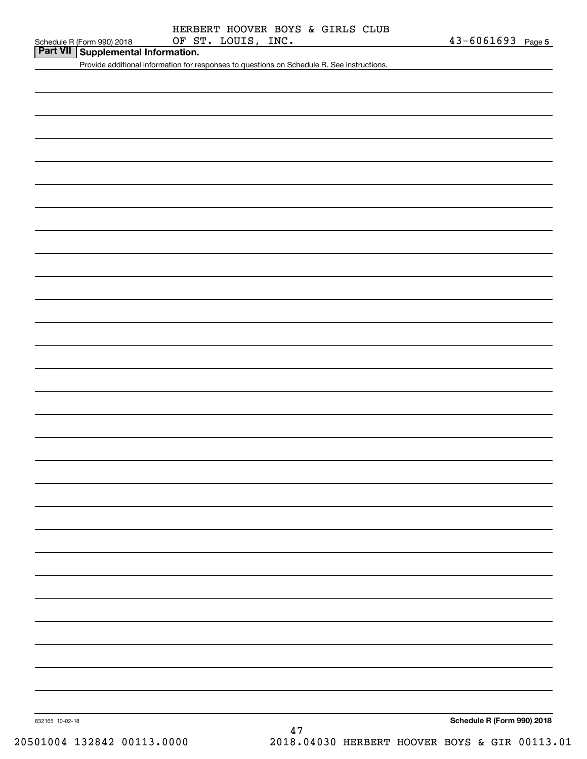HERBERT HOOVER BOYS & GIRLS CLUB OF ST. LOUIS, INC. 43-6061693

## Part VII Supplemental Information.

Provide additional information for responses to questions on Schedule R. See instructions.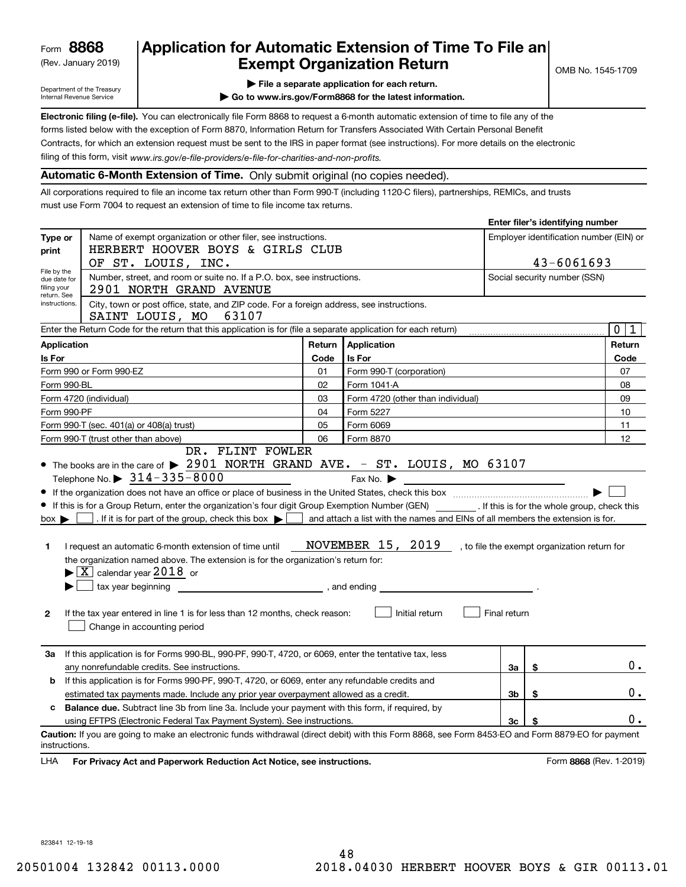Form **8868**
(Rev. January 2019)
Department of the Treasury
Internal Revenue Service

# Application for Automatic Extension of Time To File an Exempt Organization Return

OMB No. 1545-1709

▶ File a separate application for each return.
▶ Go to www.irs.gov/Form8868 for the latest information.

**Electronic filing (e-file).** You can electronically file Form 8868 to request a 6-month automatic extension of time to file any of the forms listed below with the exception of Form 8870, Information Return for Transfers Associated With Certain Personal Benefit Contracts, for which an extension request must be sent to the IRS in paper format (see instructions). For more details on the electronic filing of this form, visit *www.irs.gov/e-file-providers/e-file-for-charities-and-non-profits.*

**Automatic 6-Month Extension of Time.** Only submit original (no copies needed).

All corporations required to file an income tax return other than Form 990-T (including 1120-C filers), partnerships, REMICs, and trusts must use Form 7004 to request an extension of time to file income tax returns.

**Enter filer's identifying number**

| | | |
|---|---|---|
| **Type or print** | Name of exempt organization or other filer, see instructions. HERBERT HOOVER BOYS & GIRLS CLUB OF ST. LOUIS, INC. | Employer identification number (EIN) or 43-6061693 |
| File by the due date for filing your return. See instructions. | Number, street, and room or suite no. If a P.O. box, see instructions. 2901 NORTH GRAND AVENUE | Social security number (SSN) |
| | City, town or post office, state, and ZIP code. For a foreign address, see instructions. SAINT LOUIS, MO 63107 | |

Enter the Return Code for the return that this application is for (file a separate application for each return) ..... 0 1

| Application Is For | Return Code | Application Is For | Return Code |
|---|---|---|---|
| Form 990 or Form 990-EZ | 01 | Form 990-T (corporation) | 07 |
| Form 990-BL | 02 | Form 1041-A | 08 |
| Form 4720 (individual) | 03 | Form 4720 (other than individual) | 09 |
| Form 990-PF | 04 | Form 5227 | 10 |
| Form 990-T (sec. 401(a) or 408(a) trust) | 05 | Form 6069 | 11 |
| Form 990-T (trust other than above) | 06 | Form 8870 | 12 |

- The books are in the care of ▶ DR. FLINT FOWLER 2901 NORTH GRAND AVE. - ST. LOUIS, MO 63107
  Telephone No. ▶ 314-335-8000 Fax No. ▶
- If the organization does not have an office or place of business in the United States, check this box ..... ▶ ☐
- If this is for a Group Return, enter the organization's four digit Group Exemption Number (GEN) ______ . If this is for the whole group, check this box ▶ ☐ . If it is for part of the group, check this box ▶ ☐ and attach a list with the names and EINs of all members the extension is for.

**1** I request an automatic 6-month extension of time until NOVEMBER 15, 2019, to file the exempt organization return for the organization named above. The extension is for the organization's return for:
▶ ☒ calendar year 2018 or
▶ ☐ tax year beginning ______________, and ending ______________.

**2** If the tax year entered in line 1 is for less than 12 months, check reason: ☐ Initial return ☐ Final return
☐ Change in accounting period

| | | | |
|---|---|---|---|
| **3a** | If this application is for Forms 990-BL, 990-PF, 990-T, 4720, or 6069, enter the tentative tax, less any nonrefundable credits. See instructions. | 3a | $ 0. |
| **b** | If this application is for Forms 990-PF, 990-T, 4720, or 6069, enter any refundable credits and estimated tax payments made. Include any prior year overpayment allowed as a credit. | 3b | $ 0. |
| **c** | **Balance due.** Subtract line 3b from line 3a. Include your payment with this form, if required, by using EFTPS (Electronic Federal Tax Payment System). See instructions. | 3c | $ 0. |

**Caution:** If you are going to make an electronic funds withdrawal (direct debit) with this Form 8868, see Form 8453-EO and Form 8879-EO for payment instructions.

LHA **For Privacy Act and Paperwork Reduction Act Notice, see instructions.** Form **8868** (Rev. 1-2019)

823841 12-19-18

20501004 132842 00113.0000 2018.04030 HERBERT HOOVER BOYS & GIR 00113.01